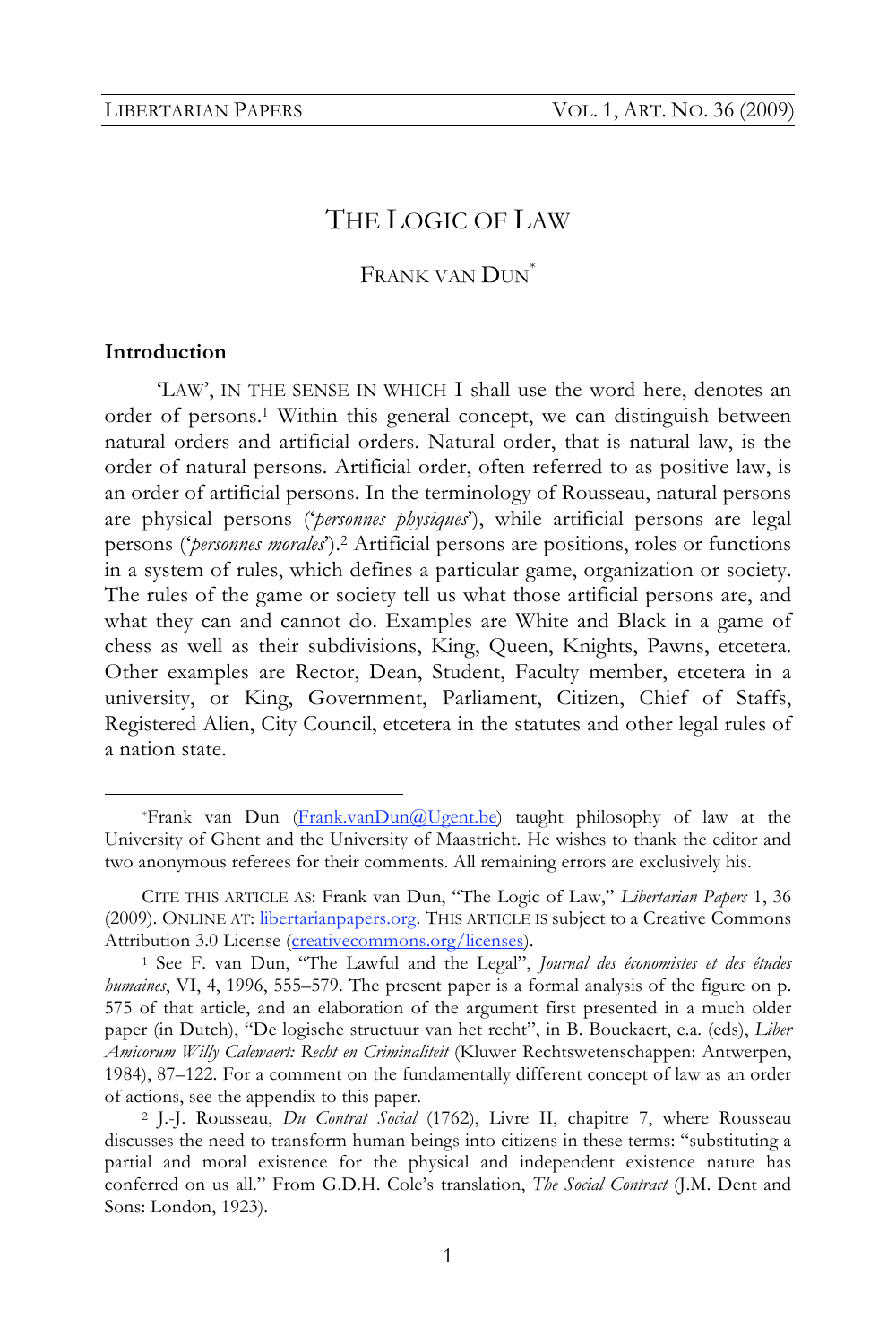# THE LOGIC OF LAW

FRANK VAN DUN*

## Introduction

'LAW', IN THE SENSE IN WHICH I shall use the word here, denotes an order of persons.[1] Within this general concept, we can distinguish between natural orders and artificial orders. Natural order, that is natural law, is the order of natural persons. Artificial order, often referred to as positive law, is an order of artificial persons. In the terminology of Rousseau, natural persons are physical persons ('*personnes physiques*'), while artificial persons are legal persons ('*personnes morales*').[2] Artificial persons are positions, roles or functions in a system of rules, which defines a particular game, organization or society. The rules of the game or society tell us what those artificial persons are, and what they can and cannot do. Examples are White and Black in a game of chess as well as their subdivisions, King, Queen, Knights, Pawns, etcetera. Other examples are Rector, Dean, Student, Faculty member, etcetera in a university, or King, Government, Parliament, Citizen, Chief of Staffs, Registered Alien, City Council, etcetera in the statutes and other legal rules of a nation state.

---

*Frank van Dun (Frank.vanDun@Ugent.be) taught philosophy of law at the University of Ghent and the University of Maastricht. He wishes to thank the editor and two anonymous referees for their comments. All remaining errors are exclusively his.

CITE THIS ARTICLE AS: Frank van Dun, "The Logic of Law," *Libertarian Papers* 1, 36 (2009). ONLINE AT: libertarianpapers.org. THIS ARTICLE IS subject to a Creative Commons Attribution 3.0 License (creativecommons.org/licenses).

[1] See F. van Dun, "The Lawful and the Legal", *Journal des économistes et des études humaines*, VI, 4, 1996, 555–579. The present paper is a formal analysis of the figure on p. 575 of that article, and an elaboration of the argument first presented in a much older paper (in Dutch), "De logische structuur van het recht", in B. Bouckaert, e.a. (eds), *Liber Amicorum Willy Calewaert: Recht en Criminaliteit* (Kluwer Rechtswetenschappen: Antwerpen, 1984), 87–122. For a comment on the fundamentally different concept of law as an order of actions, see the appendix to this paper.

[2] J.-J. Rousseau, *Du Contrat Social* (1762), Livre II, chapitre 7, where Rousseau discusses the need to transform human beings into citizens in these terms: "substituting a partial and moral existence for the physical and independent existence nature has conferred on us all." From G.D.H. Cole's translation, *The Social Contract* (J.M. Dent and Sons: London, 1923).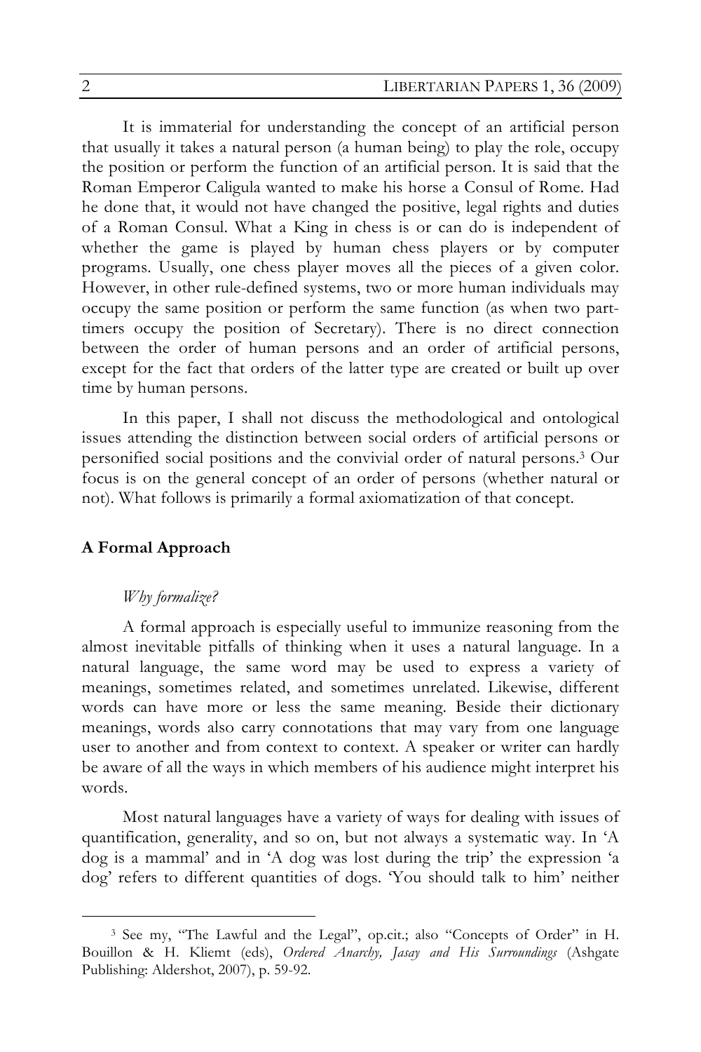It is immaterial for understanding the concept of an artificial person that usually it takes a natural person (a human being) to play the role, occupy the position or perform the function of an artificial person. It is said that the Roman Emperor Caligula wanted to make his horse a Consul of Rome. Had he done that, it would not have changed the positive, legal rights and duties of a Roman Consul. What a King in chess is or can do is independent of whether the game is played by human chess players or by computer programs. Usually, one chess player moves all the pieces of a given color. However, in other rule-defined systems, two or more human individuals may occupy the same position or perform the same function (as when two part-timers occupy the position of Secretary). There is no direct connection between the order of human persons and an order of artificial persons, except for the fact that orders of the latter type are created or built up over time by human persons.

In this paper, I shall not discuss the methodological and ontological issues attending the distinction between social orders of artificial persons or personified social positions and the convivial order of natural persons.[3] Our focus is on the general concept of an order of persons (whether natural or not). What follows is primarily a formal axiomatization of that concept.

## A Formal Approach

### *Why formalize?*

A formal approach is especially useful to immunize reasoning from the almost inevitable pitfalls of thinking when it uses a natural language. In a natural language, the same word may be used to express a variety of meanings, sometimes related, and sometimes unrelated. Likewise, different words can have more or less the same meaning. Beside their dictionary meanings, words also carry connotations that may vary from one language user to another and from context to context. A speaker or writer can hardly be aware of all the ways in which members of his audience might interpret his words.

Most natural languages have a variety of ways for dealing with issues of quantification, generality, and so on, but not always a systematic way. In 'A dog is a mammal' and in 'A dog was lost during the trip' the expression 'a dog' refers to different quantities of dogs. 'You should talk to him' neither

---

[3] See my, "The Lawful and the Legal", op.cit.; also "Concepts of Order" in H. Bouillon & H. Kliemt (eds), *Ordered Anarchy, Jasay and His Surroundings* (Ashgate Publishing: Aldershot, 2007), p. 59-92.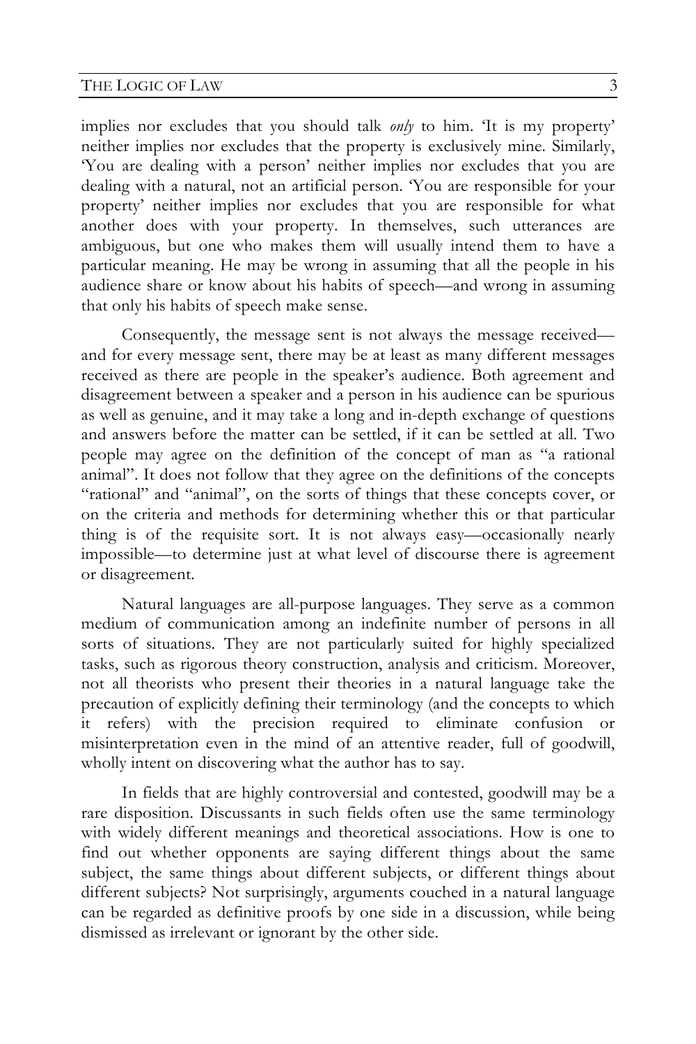implies nor excludes that you should talk *only* to him. 'It is my property' neither implies nor excludes that the property is exclusively mine. Similarly, 'You are dealing with a person' neither implies nor excludes that you are dealing with a natural, not an artificial person. 'You are responsible for your property' neither implies nor excludes that you are responsible for what another does with your property. In themselves, such utterances are ambiguous, but one who makes them will usually intend them to have a particular meaning. He may be wrong in assuming that all the people in his audience share or know about his habits of speech—and wrong in assuming that only his habits of speech make sense.

Consequently, the message sent is not always the message received—and for every message sent, there may be at least as many different messages received as there are people in the speaker's audience. Both agreement and disagreement between a speaker and a person in his audience can be spurious as well as genuine, and it may take a long and in-depth exchange of questions and answers before the matter can be settled, if it can be settled at all. Two people may agree on the definition of the concept of man as "a rational animal". It does not follow that they agree on the definitions of the concepts "rational" and "animal", on the sorts of things that these concepts cover, or on the criteria and methods for determining whether this or that particular thing is of the requisite sort. It is not always easy—occasionally nearly impossible—to determine just at what level of discourse there is agreement or disagreement.

Natural languages are all-purpose languages. They serve as a common medium of communication among an indefinite number of persons in all sorts of situations. They are not particularly suited for highly specialized tasks, such as rigorous theory construction, analysis and criticism. Moreover, not all theorists who present their theories in a natural language take the precaution of explicitly defining their terminology (and the concepts to which it refers) with the precision required to eliminate confusion or misinterpretation even in the mind of an attentive reader, full of goodwill, wholly intent on discovering what the author has to say.

In fields that are highly controversial and contested, goodwill may be a rare disposition. Discussants in such fields often use the same terminology with widely different meanings and theoretical associations. How is one to find out whether opponents are saying different things about the same subject, the same things about different subjects, or different things about different subjects? Not surprisingly, arguments couched in a natural language can be regarded as definitive proofs by one side in a discussion, while being dismissed as irrelevant or ignorant by the other side.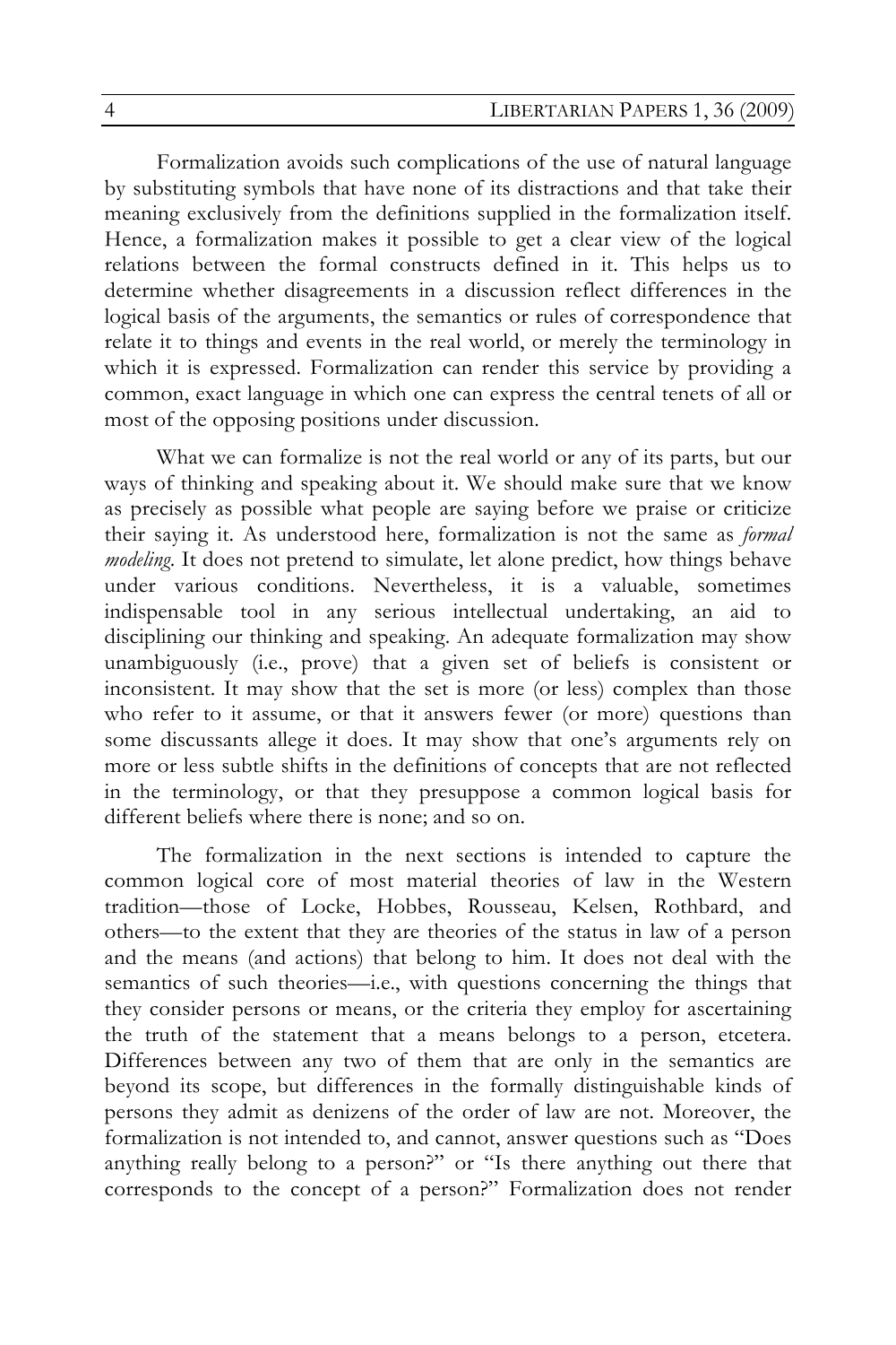Formalization avoids such complications of the use of natural language by substituting symbols that have none of its distractions and that take their meaning exclusively from the definitions supplied in the formalization itself. Hence, a formalization makes it possible to get a clear view of the logical relations between the formal constructs defined in it. This helps us to determine whether disagreements in a discussion reflect differences in the logical basis of the arguments, the semantics or rules of correspondence that relate it to things and events in the real world, or merely the terminology in which it is expressed. Formalization can render this service by providing a common, exact language in which one can express the central tenets of all or most of the opposing positions under discussion.

What we can formalize is not the real world or any of its parts, but our ways of thinking and speaking about it. We should make sure that we know as precisely as possible what people are saying before we praise or criticize their saying it. As understood here, formalization is not the same as *formal modeling*. It does not pretend to simulate, let alone predict, how things behave under various conditions. Nevertheless, it is a valuable, sometimes indispensable tool in any serious intellectual undertaking, an aid to disciplining our thinking and speaking. An adequate formalization may show unambiguously (i.e., prove) that a given set of beliefs is consistent or inconsistent. It may show that the set is more (or less) complex than those who refer to it assume, or that it answers fewer (or more) questions than some discussants allege it does. It may show that one's arguments rely on more or less subtle shifts in the definitions of concepts that are not reflected in the terminology, or that they presuppose a common logical basis for different beliefs where there is none; and so on.

The formalization in the next sections is intended to capture the common logical core of most material theories of law in the Western tradition—those of Locke, Hobbes, Rousseau, Kelsen, Rothbard, and others—to the extent that they are theories of the status in law of a person and the means (and actions) that belong to him. It does not deal with the semantics of such theories—i.e., with questions concerning the things that they consider persons or means, or the criteria they employ for ascertaining the truth of the statement that a means belongs to a person, etcetera. Differences between any two of them that are only in the semantics are beyond its scope, but differences in the formally distinguishable kinds of persons they admit as denizens of the order of law are not. Moreover, the formalization is not intended to, and cannot, answer questions such as "Does anything really belong to a person?" or "Is there anything out there that corresponds to the concept of a person?" Formalization does not render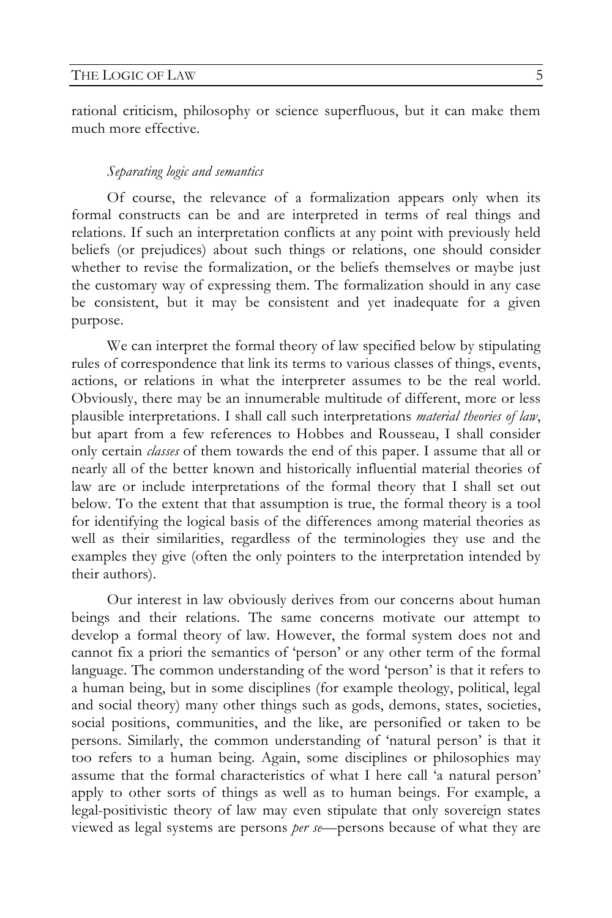rational criticism, philosophy or science superfluous, but it can make them much more effective.

*Separating logic and semantics*

Of course, the relevance of a formalization appears only when its formal constructs can be and are interpreted in terms of real things and relations. If such an interpretation conflicts at any point with previously held beliefs (or prejudices) about such things or relations, one should consider whether to revise the formalization, or the beliefs themselves or maybe just the customary way of expressing them. The formalization should in any case be consistent, but it may be consistent and yet inadequate for a given purpose.

We can interpret the formal theory of law specified below by stipulating rules of correspondence that link its terms to various classes of things, events, actions, or relations in what the interpreter assumes to be the real world. Obviously, there may be an innumerable multitude of different, more or less plausible interpretations. I shall call such interpretations *material theories of law*, but apart from a few references to Hobbes and Rousseau, I shall consider only certain *classes* of them towards the end of this paper. I assume that all or nearly all of the better known and historically influential material theories of law are or include interpretations of the formal theory that I shall set out below. To the extent that that assumption is true, the formal theory is a tool for identifying the logical basis of the differences among material theories as well as their similarities, regardless of the terminologies they use and the examples they give (often the only pointers to the interpretation intended by their authors).

Our interest in law obviously derives from our concerns about human beings and their relations. The same concerns motivate our attempt to develop a formal theory of law. However, the formal system does not and cannot fix a priori the semantics of 'person' or any other term of the formal language. The common understanding of the word 'person' is that it refers to a human being, but in some disciplines (for example theology, political, legal and social theory) many other things such as gods, demons, states, societies, social positions, communities, and the like, are personified or taken to be persons. Similarly, the common understanding of 'natural person' is that it too refers to a human being. Again, some disciplines or philosophies may assume that the formal characteristics of what I here call 'a natural person' apply to other sorts of things as well as to human beings. For example, a legal-positivistic theory of law may even stipulate that only sovereign states viewed as legal systems are persons *per se*—persons because of what they are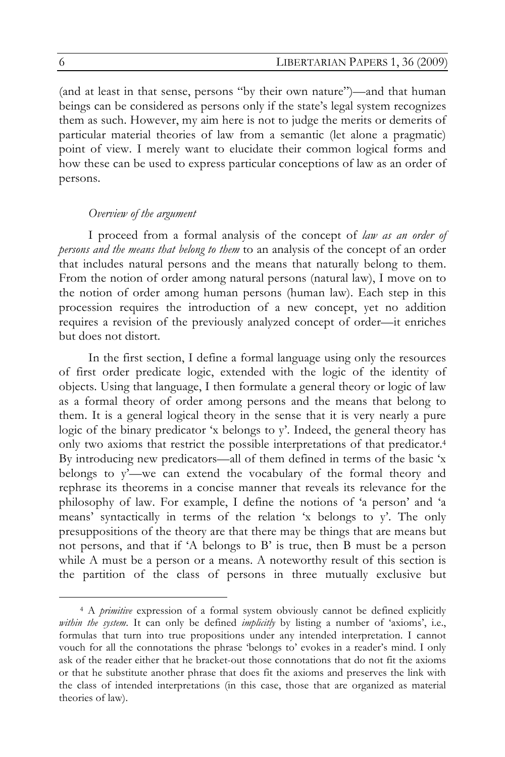(and at least in that sense, persons "by their own nature")—and that human beings can be considered as persons only if the state's legal system recognizes them as such. However, my aim here is not to judge the merits or demerits of particular material theories of law from a semantic (let alone a pragmatic) point of view. I merely want to elucidate their common logical forms and how these can be used to express particular conceptions of law as an order of persons.

### *Overview of the argument*

I proceed from a formal analysis of the concept of *law as an order of persons and the means that belong to them* to an analysis of the concept of an order that includes natural persons and the means that naturally belong to them. From the notion of order among natural persons (natural law), I move on to the notion of order among human persons (human law). Each step in this procession requires the introduction of a new concept, yet no addition requires a revision of the previously analyzed concept of order—it enriches but does not distort.

In the first section, I define a formal language using only the resources of first order predicate logic, extended with the logic of the identity of objects. Using that language, I then formulate a general theory or logic of law as a formal theory of order among persons and the means that belong to them. It is a general logical theory in the sense that it is very nearly a pure logic of the binary predicator 'x belongs to y'. Indeed, the general theory has only two axioms that restrict the possible interpretations of that predicator.[4] By introducing new predicators—all of them defined in terms of the basic 'x belongs to y'—we can extend the vocabulary of the formal theory and rephrase its theorems in a concise manner that reveals its relevance for the philosophy of law. For example, I define the notions of 'a person' and 'a means' syntactically in terms of the relation 'x belongs to y'. The only presuppositions of the theory are that there may be things that are means but not persons, and that if 'A belongs to B' is true, then B must be a person while A must be a person or a means. A noteworthy result of this section is the partition of the class of persons in three mutually exclusive but

---

[4] A *primitive* expression of a formal system obviously cannot be defined explicitly *within the system*. It can only be defined *implicitly* by listing a number of 'axioms', i.e., formulas that turn into true propositions under any intended interpretation. I cannot vouch for all the connotations the phrase 'belongs to' evokes in a reader's mind. I only ask of the reader either that he bracket-out those connotations that do not fit the axioms or that he substitute another phrase that does fit the axioms and preserves the link with the class of intended interpretations (in this case, those that are organized as material theories of law).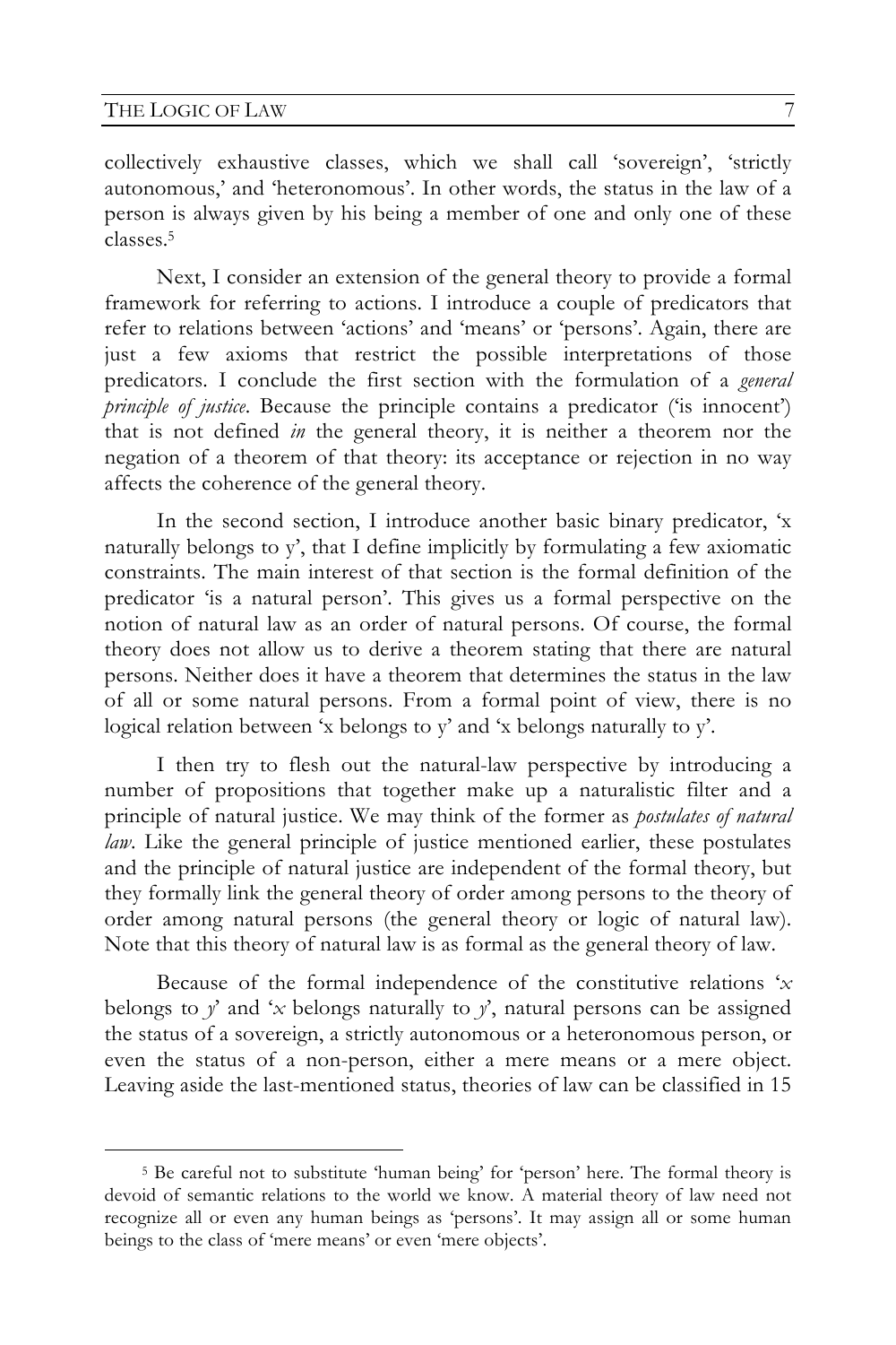collectively exhaustive classes, which we shall call 'sovereign', 'strictly autonomous,' and 'heteronomous'. In other words, the status in the law of a person is always given by his being a member of one and only one of these classes.[5]

Next, I consider an extension of the general theory to provide a formal framework for referring to actions. I introduce a couple of predicators that refer to relations between 'actions' and 'means' or 'persons'. Again, there are just a few axioms that restrict the possible interpretations of those predicators. I conclude the first section with the formulation of a *general principle of justice*. Because the principle contains a predicator ('is innocent') that is not defined *in* the general theory, it is neither a theorem nor the negation of a theorem of that theory: its acceptance or rejection in no way affects the coherence of the general theory.

In the second section, I introduce another basic binary predicator, 'x naturally belongs to y', that I define implicitly by formulating a few axiomatic constraints. The main interest of that section is the formal definition of the predicator 'is a natural person'. This gives us a formal perspective on the notion of natural law as an order of natural persons. Of course, the formal theory does not allow us to derive a theorem stating that there are natural persons. Neither does it have a theorem that determines the status in the law of all or some natural persons. From a formal point of view, there is no logical relation between 'x belongs to y' and 'x belongs naturally to y'.

I then try to flesh out the natural-law perspective by introducing a number of propositions that together make up a naturalistic filter and a principle of natural justice. We may think of the former as *postulates of natural law*. Like the general principle of justice mentioned earlier, these postulates and the principle of natural justice are independent of the formal theory, but they formally link the general theory of order among persons to the theory of order among natural persons (the general theory or logic of natural law). Note that this theory of natural law is as formal as the general theory of law.

Because of the formal independence of the constitutive relations '*x* belongs to *y*' and '*x* belongs naturally to *y*', natural persons can be assigned the status of a sovereign, a strictly autonomous or a heteronomous person, or even the status of a non-person, either a mere means or a mere object. Leaving aside the last-mentioned status, theories of law can be classified in 15

---

[5] Be careful not to substitute 'human being' for 'person' here. The formal theory is devoid of semantic relations to the world we know. A material theory of law need not recognize all or even any human beings as 'persons'. It may assign all or some human beings to the class of 'mere means' or even 'mere objects'.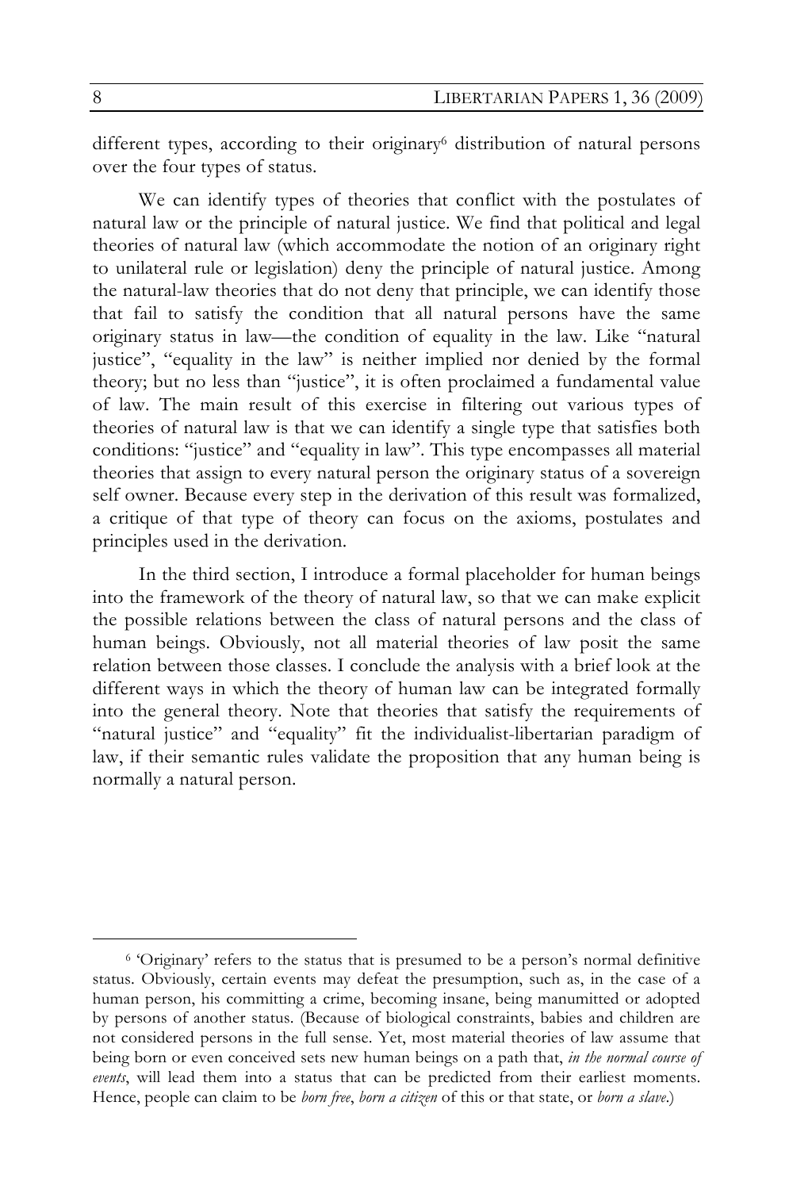different types, according to their originary[6] distribution of natural persons over the four types of status.

We can identify types of theories that conflict with the postulates of natural law or the principle of natural justice. We find that political and legal theories of natural law (which accommodate the notion of an originary right to unilateral rule or legislation) deny the principle of natural justice. Among the natural-law theories that do not deny that principle, we can identify those that fail to satisfy the condition that all natural persons have the same originary status in law—the condition of equality in the law. Like "natural justice", "equality in the law" is neither implied nor denied by the formal theory; but no less than "justice", it is often proclaimed a fundamental value of law. The main result of this exercise in filtering out various types of theories of natural law is that we can identify a single type that satisfies both conditions: "justice" and "equality in law". This type encompasses all material theories that assign to every natural person the originary status of a sovereign self owner. Because every step in the derivation of this result was formalized, a critique of that type of theory can focus on the axioms, postulates and principles used in the derivation.

In the third section, I introduce a formal placeholder for human beings into the framework of the theory of natural law, so that we can make explicit the possible relations between the class of natural persons and the class of human beings. Obviously, not all material theories of law posit the same relation between those classes. I conclude the analysis with a brief look at the different ways in which the theory of human law can be integrated formally into the general theory. Note that theories that satisfy the requirements of "natural justice" and "equality" fit the individualist-libertarian paradigm of law, if their semantic rules validate the proposition that any human being is normally a natural person.

[6] 'Originary' refers to the status that is presumed to be a person's normal definitive status. Obviously, certain events may defeat the presumption, such as, in the case of a human person, his committing a crime, becoming insane, being manumitted or adopted by persons of another status. (Because of biological constraints, babies and children are not considered persons in the full sense. Yet, most material theories of law assume that being born or even conceived sets new human beings on a path that, *in the normal course of events*, will lead them into a status that can be predicted from their earliest moments. Hence, people can claim to be *born free*, *born a citizen* of this or that state, or *born a slave*.)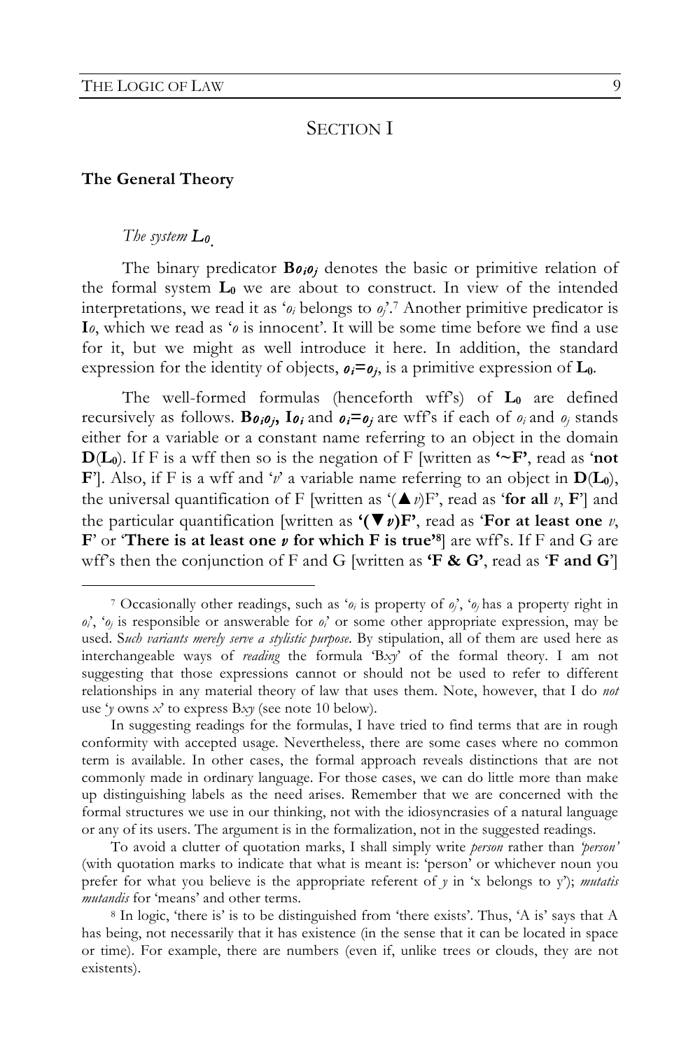# SECTION I

**The General Theory**

*The system* $L_0$.

The binary predicator $\mathbf{B}o_io_j$ denotes the basic or primitive relation of the formal system $\mathbf{L_0}$ we are about to construct. In view of the intended interpretations, we read it as '$o_i$ belongs to $o_j$'.[7] Another primitive predicator is $\mathbf{I}o$, which we read as '$o$ is innocent'. It will be some time before we find a use for it, but we might as well introduce it here. In addition, the standard expression for the identity of objects, $o_i = o_j$, is a primitive expression of $\mathbf{L_0}$.

The well-formed formulas (henceforth wff's) of $\mathbf{L_0}$ are defined recursively as follows. $\mathbf{B}o_io_j$, $\mathbf{I}o_i$ and $o_i = o_j$ are wff's if each of $o_i$ and $o_j$ stands either for a variable or a constant name referring to an object in the domain $\mathbf{D}(\mathbf{L_0})$. If F is a wff then so is the negation of F [written as **'~F'**, read as '**not F**']. Also, if F is a wff and '$v$' a variable name referring to an object in $\mathbf{D}(\mathbf{L_0})$, the universal quantification of F [written as '(▲$v$)F', read as '**for all** $v$, **F**'] and the particular quantification [written as **'(▼$v$)F'**, read as '**For at least one** $v$, **F**' or '**There is at least one** $v$ **for which F is true'**[8]] are wff's. If F and G are wff's then the conjunction of F and G [written as **'F & G'**, read as '**F and G**']

---

[7] Occasionally other readings, such as '$o_i$ is property of $o_j$', '$o_j$ has a property right in $o_i$', '$o_j$ is responsible or answerable for $o_i$' or some other appropriate expression, may be used. S*uch variants merely serve a stylistic purpose*. By stipulation, all of them are used here as interchangeable ways of *reading* the formula 'B*xy*' of the formal theory. I am not suggesting that those expressions cannot or should not be used to refer to different relationships in any material theory of law that uses them. Note, however, that I do *not* use '*y* owns *x*' to express B*xy* (see note 10 below).

In suggesting readings for the formulas, I have tried to find terms that are in rough conformity with accepted usage. Nevertheless, there are some cases where no common term is available. In other cases, the formal approach reveals distinctions that are not commonly made in ordinary language. For those cases, we can do little more than make up distinguishing labels as the need arises. Remember that we are concerned with the formal structures we use in our thinking, not with the idiosyncracies of a natural language or any of its users. The argument is in the formalization, not in the suggested readings.

To avoid a clutter of quotation marks, I shall simply write *person* rather than *'person'* (with quotation marks to indicate that what is meant is: 'person' or whichever noun you prefer for what you believe is the appropriate referent of *y* in 'x belongs to y'); *mutatis mutandis* for 'means' and other terms.

[8] In logic, 'there is' is to be distinguished from 'there exists'. Thus, 'A is' says that A has being, not necessarily that it has existence (in the sense that it can be located in space or time). For example, there are numbers (even if, unlike trees or clouds, they are not existents).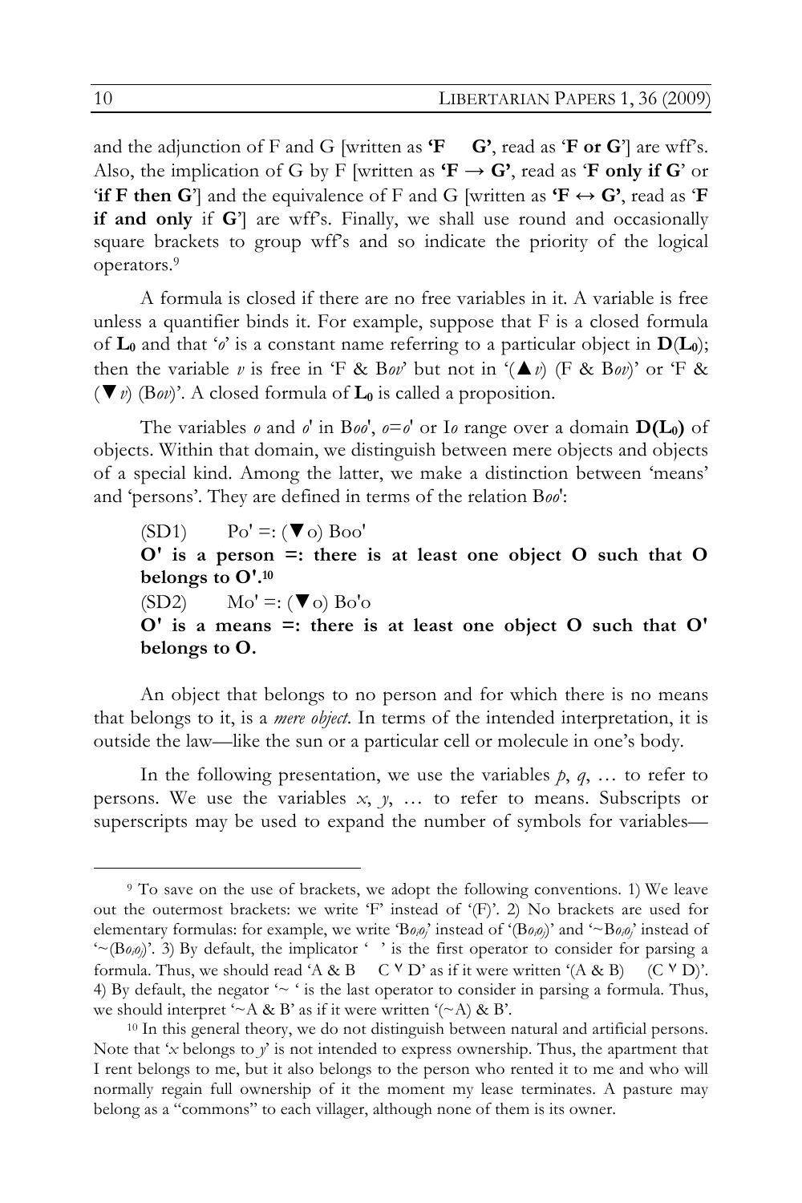and the adjunction of F and G [written as **'F   G'**, read as '**F or G**'] are wff's. Also, the implication of G by F [written as **'F → G'**, read as '**F only if G**' or '**if F then G**'] and the equivalence of F and G [written as **'F ↔ G'**, read as '**F if and only** if **G**'] are wff's. Finally, we shall use round and occasionally square brackets to group wff's and so indicate the priority of the logical operators.[9]

A formula is closed if there are no free variables in it. A variable is free unless a quantifier binds it. For example, suppose that F is a closed formula of $\mathbf{L_0}$ and that '*o*' is a constant name referring to a particular object in $\mathbf{D}(\mathbf{L_0})$; then the variable *v* is free in 'F & B*ov*' but not in '(▲*v*) (F & B*ov*)' or 'F & (▼*v*) (B*ov*)'. A closed formula of $\mathbf{L_0}$ is called a proposition.

The variables *o* and *o*' in B*oo*', *o*=*o*' or I*o* range over a domain $\mathbf{D(L_0)}$ of objects. Within that domain, we distinguish between mere objects and objects of a special kind. Among the latter, we make a distinction between 'means' and 'persons'. They are defined in terms of the relation B*oo*':

(SD1) Po' =: (▼o) Boo'
**O' is a person =: there is at least one object O such that O belongs to O'.**[10]
(SD2) Mo' =: (▼o) Bo'o
**O' is a means =: there is at least one object O such that O' belongs to O.**

An object that belongs to no person and for which there is no means that belongs to it, is a *mere object*. In terms of the intended interpretation, it is outside the law—like the sun or a particular cell or molecule in one's body.

In the following presentation, we use the variables *p*, *q*, … to refer to persons. We use the variables *x*, *y*, … to refer to means. Subscripts or superscripts may be used to expand the number of symbols for variables—

---

[9] To save on the use of brackets, we adopt the following conventions. 1) We leave out the outermost brackets: we write 'F' instead of '(F)'. 2) No brackets are used for elementary formulas: for example, we write 'B$o_io_j$' instead of '(B$o_io_j$)' and '~B$o_io_j$' instead of '~(B$o_io_j$)'. 3) By default, the implicator '  ' is the first operator to consider for parsing a formula. Thus, we should read 'A & B   C ˅ D' as if it were written '(A & B)   (C ˅ D)'. 4) By default, the negator '~ ' is the last operator to consider in parsing a formula. Thus, we should interpret '~A & B' as if it were written '(~A) & B'.

[10] In this general theory, we do not distinguish between natural and artificial persons. Note that '*x* belongs to *y*' is not intended to express ownership. Thus, the apartment that I rent belongs to me, but it also belongs to the person who rented it to me and who will normally regain full ownership of it the moment my lease terminates. A pasture may belong as a "commons" to each villager, although none of them is its owner.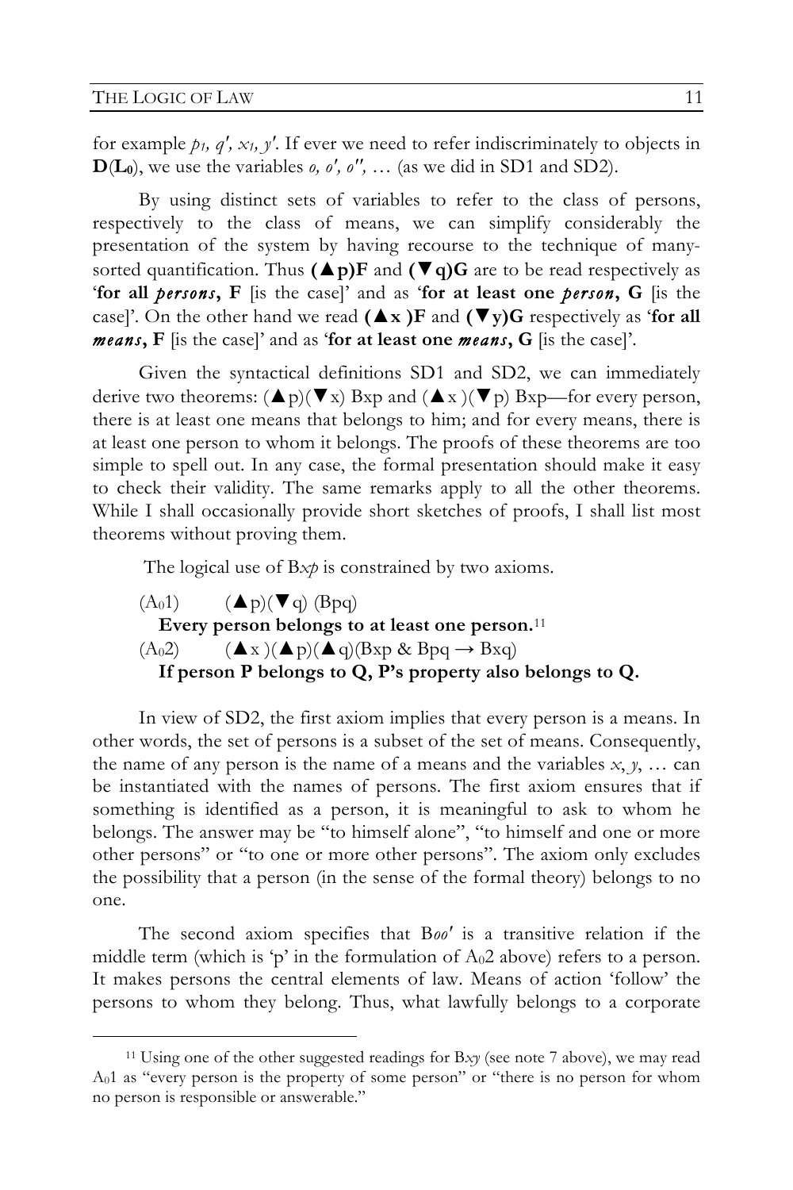for example $p_1$, $q'$, $x_1$, $y'$. If ever we need to refer indiscriminately to objects in $\mathbf{D}(\mathbf{L_0})$, we use the variables $o$, $o'$, $o''$, … (as we did in SD1 and SD2).

By using distinct sets of variables to refer to the class of persons, respectively to the class of means, we can simplify considerably the presentation of the system by having recourse to the technique of many-sorted quantification. Thus **(▲p)F** and **(▼q)G** are to be read respectively as '**for all *persons*, F** [is the case]' and as '**for at least one *person*, G** [is the case]'. On the other hand we read **(▲x )F** and **(▼y)G** respectively as '**for all *means*, F** [is the case]' and as '**for at least one *means*, G** [is the case]'.

Given the syntactical definitions SD1 and SD2, we can immediately derive two theorems: (▲p)(▼x) Bxp and (▲x )(▼p) Bxp—for every person, there is at least one means that belongs to him; and for every means, there is at least one person to whom it belongs. The proofs of these theorems are too simple to spell out. In any case, the formal presentation should make it easy to check their validity. The same remarks apply to all the other theorems. While I shall occasionally provide short sketches of proofs, I shall list most theorems without proving them.

The logical use of B*xp* is constrained by two axioms.

($A_0$1) (▲p)(▼q) (Bpq)
**Every person belongs to at least one person.**[11]

($A_0$2) (▲x )(▲p)(▲q)(Bxp & Bpq → Bxq)
**If person P belongs to Q, P's property also belongs to Q.**

In view of SD2, the first axiom implies that every person is a means. In other words, the set of persons is a subset of the set of means. Consequently, the name of any person is the name of a means and the variables *x*, *y*, … can be instantiated with the names of persons. The first axiom ensures that if something is identified as a person, it is meaningful to ask to whom he belongs. The answer may be "to himself alone", "to himself and one or more other persons" or "to one or more other persons". The axiom only excludes the possibility that a person (in the sense of the formal theory) belongs to no one.

The second axiom specifies that B*oo'* is a transitive relation if the middle term (which is 'p' in the formulation of $A_0$2 above) refers to a person. It makes persons the central elements of law. Means of action 'follow' the persons to whom they belong. Thus, what lawfully belongs to a corporate

[11] Using one of the other suggested readings for B*xy* (see note 7 above), we may read $A_0$1 as "every person is the property of some person" or "there is no person for whom no person is responsible or answerable."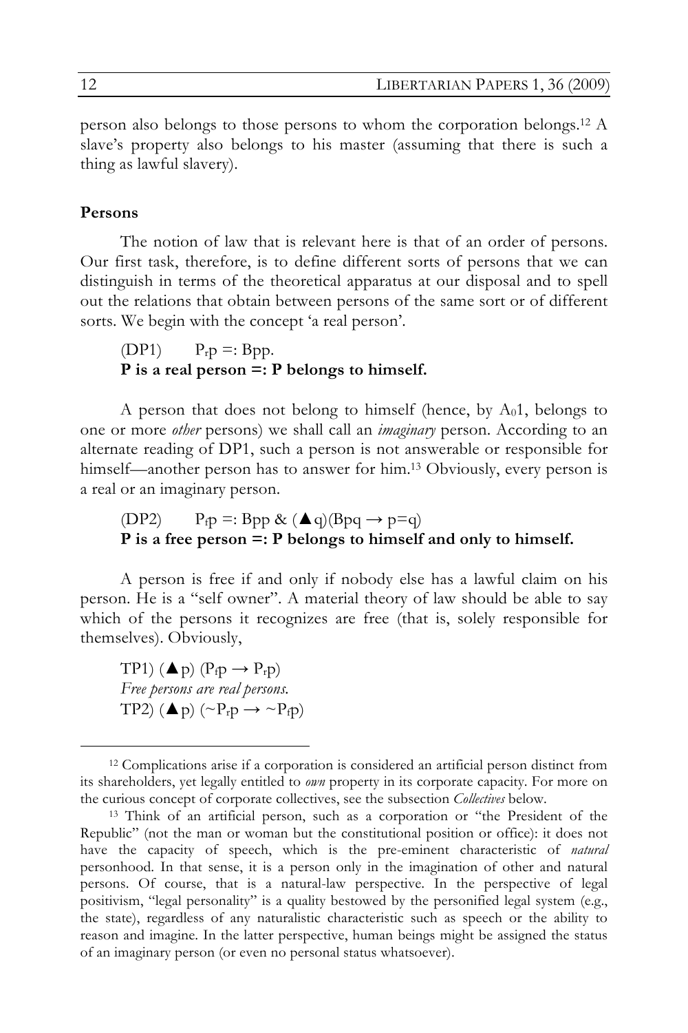person also belongs to those persons to whom the corporation belongs.[12] A slave's property also belongs to his master (assuming that there is such a thing as lawful slavery).

**Persons**

The notion of law that is relevant here is that of an order of persons. Our first task, therefore, is to define different sorts of persons that we can distinguish in terms of the theoretical apparatus at our disposal and to spell out the relations that obtain between persons of the same sort or of different sorts. We begin with the concept 'a real person'.

(DP1) $P_r p =: Bpp$.
**P is a real person =: P belongs to himself.**

A person that does not belong to himself (hence, by $A_0 1$, belongs to one or more *other* persons) we shall call an *imaginary* person. According to an alternate reading of DP1, such a person is not answerable or responsible for himself—another person has to answer for him.[13] Obviously, every person is a real or an imaginary person.

(DP2) $P_f p =: Bpp \;\&\; (\blacktriangle q)(Bpq \rightarrow p=q)$
**P is a free person =: P belongs to himself and only to himself.**

A person is free if and only if nobody else has a lawful claim on his person. He is a "self owner". A material theory of law should be able to say which of the persons it recognizes are free (that is, solely responsible for themselves). Obviously,

TP1) $(\blacktriangle p)\,(P_f p \rightarrow P_r p)$
*Free persons are real persons.*
TP2) $(\blacktriangle p)\,(\sim P_r p \rightarrow \sim P_f p)$

---

[12] Complications arise if a corporation is considered an artificial person distinct from its shareholders, yet legally entitled to *own* property in its corporate capacity. For more on the curious concept of corporate collectives, see the subsection *Collectives* below.

[13] Think of an artificial person, such as a corporation or "the President of the Republic" (not the man or woman but the constitutional position or office): it does not have the capacity of speech, which is the pre-eminent characteristic of *natural* personhood. In that sense, it is a person only in the imagination of other and natural persons. Of course, that is a natural-law perspective. In the perspective of legal positivism, "legal personality" is a quality bestowed by the personified legal system (e.g., the state), regardless of any naturalistic characteristic such as speech or the ability to reason and imagine. In the latter perspective, human beings might be assigned the status of an imaginary person (or even no personal status whatsoever).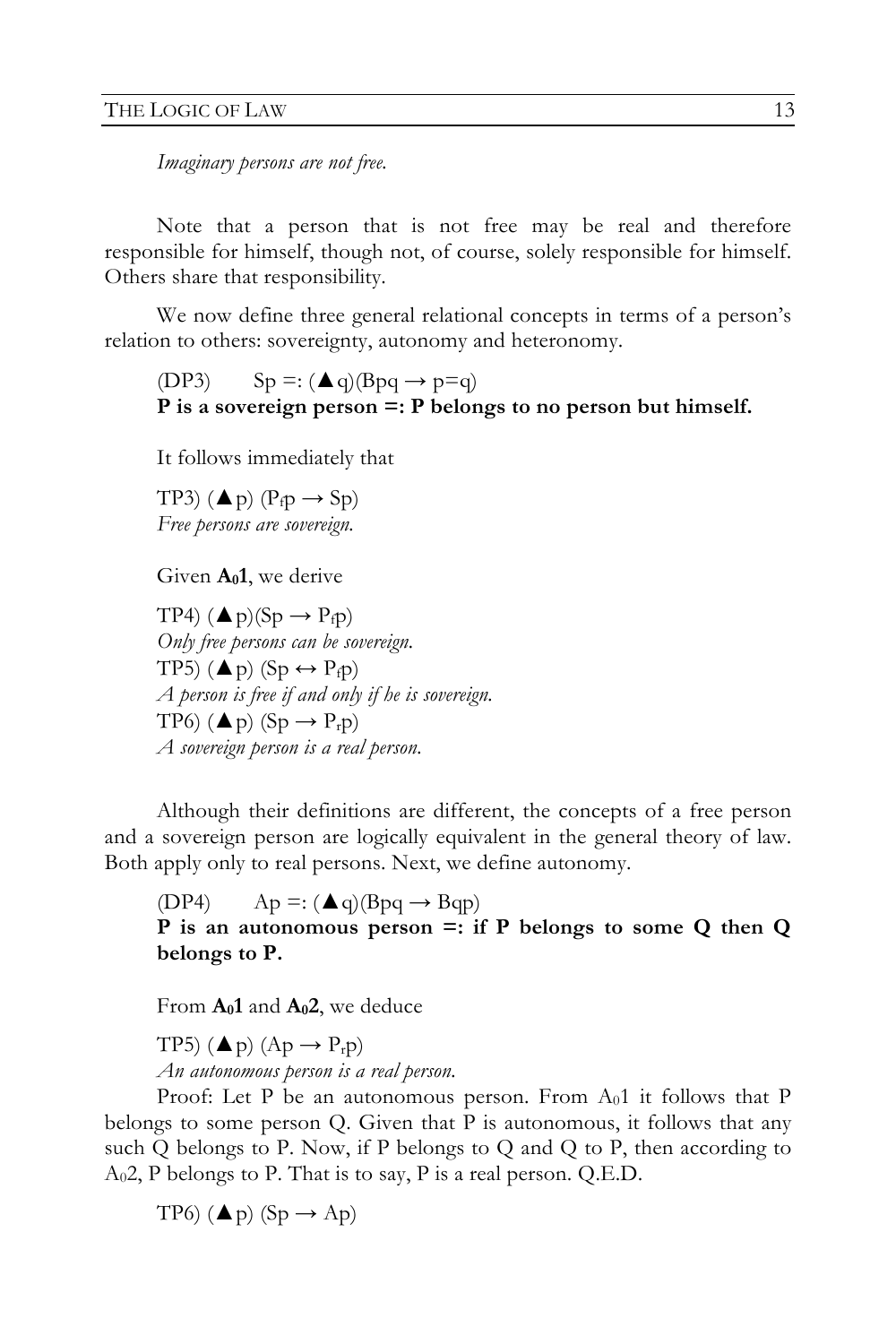*Imaginary persons are not free.*

Note that a person that is not free may be real and therefore responsible for himself, though not, of course, solely responsible for himself. Others share that responsibility.

We now define three general relational concepts in terms of a person's relation to others: sovereignty, autonomy and heteronomy.

(DP3) $Sp =: (\blacktriangle q)(Bpq \rightarrow p=q)$
**P is a sovereign person =: P belongs to no person but himself.**

It follows immediately that

TP3) $(\blacktriangle p)\ (P_f p \rightarrow Sp)$
*Free persons are sovereign.*

Given **$A_0 1$**, we derive

TP4) $(\blacktriangle p)(Sp \rightarrow P_f p)$
*Only free persons can be sovereign.*
TP5) $(\blacktriangle p)\ (Sp \leftrightarrow P_f p)$
*A person is free if and only if he is sovereign.*
TP6) $(\blacktriangle p)\ (Sp \rightarrow P_r p)$
*A sovereign person is a real person.*

Although their definitions are different, the concepts of a free person and a sovereign person are logically equivalent in the general theory of law. Both apply only to real persons. Next, we define autonomy.

(DP4) $Ap =: (\blacktriangle q)(Bpq \rightarrow Bqp)$
**P is an autonomous person =: if P belongs to some Q then Q belongs to P.**

From **$A_0 1$** and **$A_0 2$**, we deduce

TP5) $(\blacktriangle p)\ (Ap \rightarrow P_r p)$
*An autonomous person is a real person.*

Proof: Let P be an autonomous person. From $A_0 1$ it follows that P belongs to some person Q. Given that P is autonomous, it follows that any such Q belongs to P. Now, if P belongs to Q and Q to P, then according to $A_0 2$, P belongs to P. That is to say, P is a real person. Q.E.D.

TP6) $(\blacktriangle p)\ (Sp \rightarrow Ap)$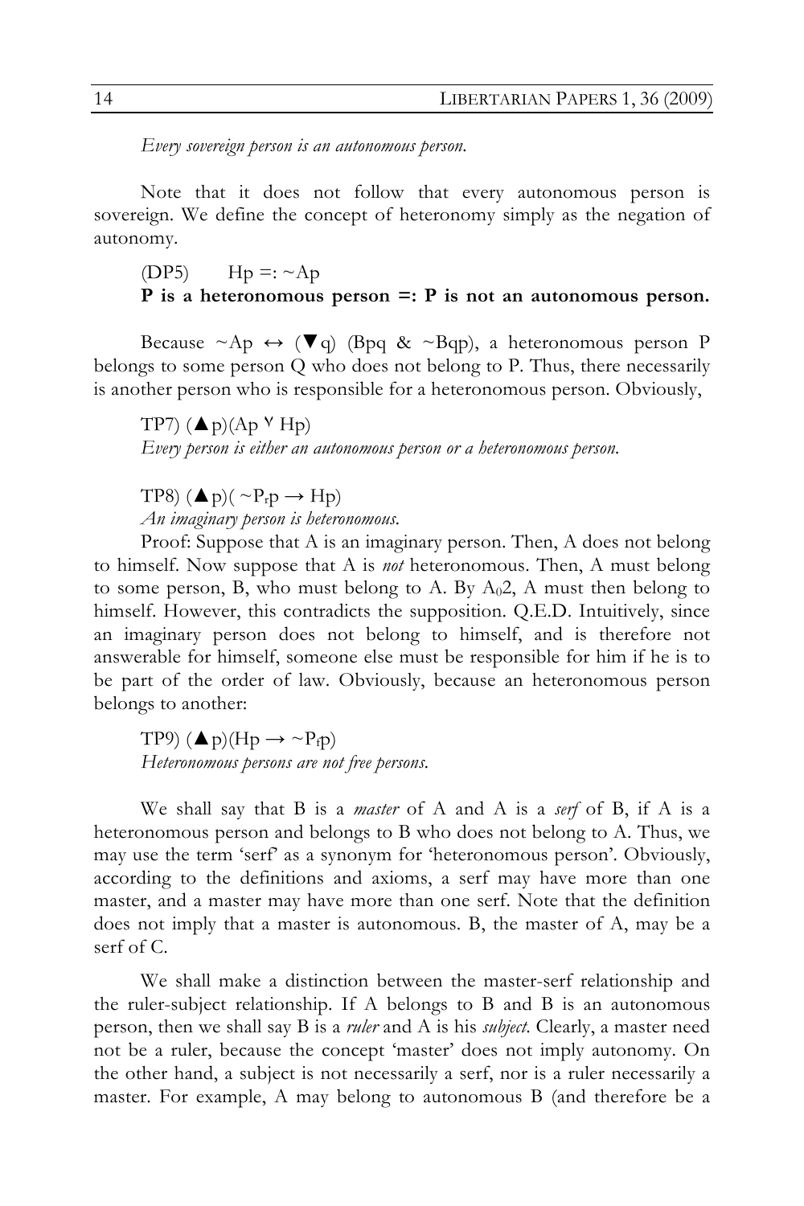*Every sovereign person is an autonomous person.*

Note that it does not follow that every autonomous person is sovereign. We define the concept of heteronomy simply as the negation of autonomy.

(DP5) $\quad$ Hp =: ~Ap
**P is a heteronomous person =: P is not an autonomous person.**

Because ~Ap ↔ (▼q) (Bpq & ~Bqp), a heteronomous person P belongs to some person Q who does not belong to P. Thus, there necessarily is another person who is responsible for a heteronomous person. Obviously,

TP7) (▲p)(Ap ᵛ Hp)
*Every person is either an autonomous person or a heteronomous person.*

TP8) (▲p)( ~$P_r$p → Hp)
*An imaginary person is heteronomous.*

Proof: Suppose that A is an imaginary person. Then, A does not belong to himself. Now suppose that A is *not* heteronomous. Then, A must belong to some person, B, who must belong to A. By $A_0$2, A must then belong to himself. However, this contradicts the supposition. Q.E.D. Intuitively, since an imaginary person does not belong to himself, and is therefore not answerable for himself, someone else must be responsible for him if he is to be part of the order of law. Obviously, because an heteronomous person belongs to another:

TP9) (▲p)(Hp → ~$P_f$p)
*Heteronomous persons are not free persons.*

We shall say that B is a *master* of A and A is a *serf* of B, if A is a heteronomous person and belongs to B who does not belong to A. Thus, we may use the term 'serf' as a synonym for 'heteronomous person'. Obviously, according to the definitions and axioms, a serf may have more than one master, and a master may have more than one serf. Note that the definition does not imply that a master is autonomous. B, the master of A, may be a serf of C.

We shall make a distinction between the master-serf relationship and the ruler-subject relationship. If A belongs to B and B is an autonomous person, then we shall say B is a *ruler* and A is his *subject*. Clearly, a master need not be a ruler, because the concept 'master' does not imply autonomy. On the other hand, a subject is not necessarily a serf, nor is a ruler necessarily a master. For example, A may belong to autonomous B (and therefore be a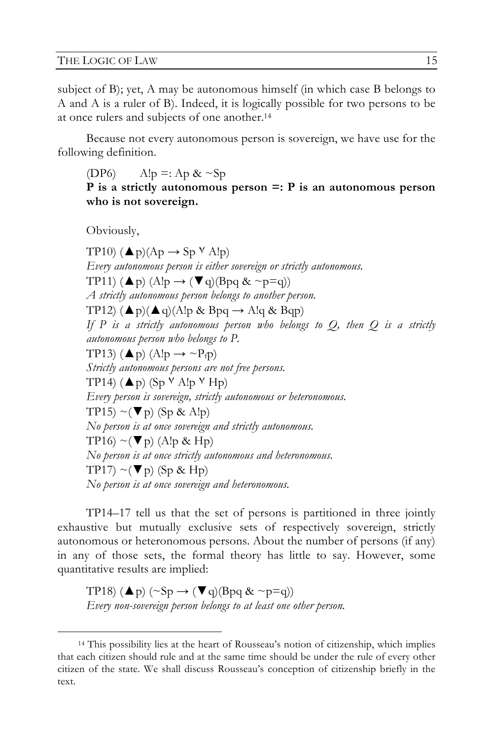subject of B); yet, A may be autonomous himself (in which case B belongs to A and A is a ruler of B). Indeed, it is logically possible for two persons to be at once rulers and subjects of one another.[14]

Because not every autonomous person is sovereign, we have use for the following definition.

(DP6) $A!p =: Ap \,\&\, {\sim}Sp$
**P is a strictly autonomous person =: P is an autonomous person who is not sovereign.**

Obviously,

TP10) $(\blacktriangle p)(Ap \rightarrow Sp \vee A!p)$
*Every autonomous person is either sovereign or strictly autonomous.*
TP11) $(\blacktriangle p)\ (A!p \rightarrow (\blacktriangledown q)(Bpq \,\&\, {\sim}p{=}q))$
*A strictly autonomous person belongs to another person.*
TP12) $(\blacktriangle p)(\blacktriangle q)(A!p \,\&\, Bpq \rightarrow A!q \,\&\, Bqp)$
*If P is a strictly autonomous person who belongs to Q, then Q is a strictly autonomous person who belongs to P.*
TP13) $(\blacktriangle p)\ (A!p \rightarrow {\sim}P_f p)$
*Strictly autonomous persons are not free persons.*
TP14) $(\blacktriangle p)\ (Sp \vee A!p \vee Hp)$
*Every person is sovereign, strictly autonomous or heteronomous.*
TP15) ${\sim}(\blacktriangledown p)\ (Sp \,\&\, A!p)$
*No person is at once sovereign and strictly autonomous.*
TP16) ${\sim}(\blacktriangledown p)\ (A!p \,\&\, Hp)$
*No person is at once strictly autonomous and heteronomous.*
TP17) ${\sim}(\blacktriangledown p)\ (Sp \,\&\, Hp)$
*No person is at once sovereign and heteronomous.*

TP14–17 tell us that the set of persons is partitioned in three jointly exhaustive but mutually exclusive sets of respectively sovereign, strictly autonomous or heteronomous persons. About the number of persons (if any) in any of those sets, the formal theory has little to say. However, some quantitative results are implied:

TP18) $(\blacktriangle p)\ ({\sim}Sp \rightarrow (\blacktriangledown q)(Bpq \,\&\, {\sim}p{=}q))$
*Every non-sovereign person belongs to at least one other person.*

[14] This possibility lies at the heart of Rousseau's notion of citizenship, which implies that each citizen should rule and at the same time should be under the rule of every other citizen of the state. We shall discuss Rousseau's conception of citizenship briefly in the text.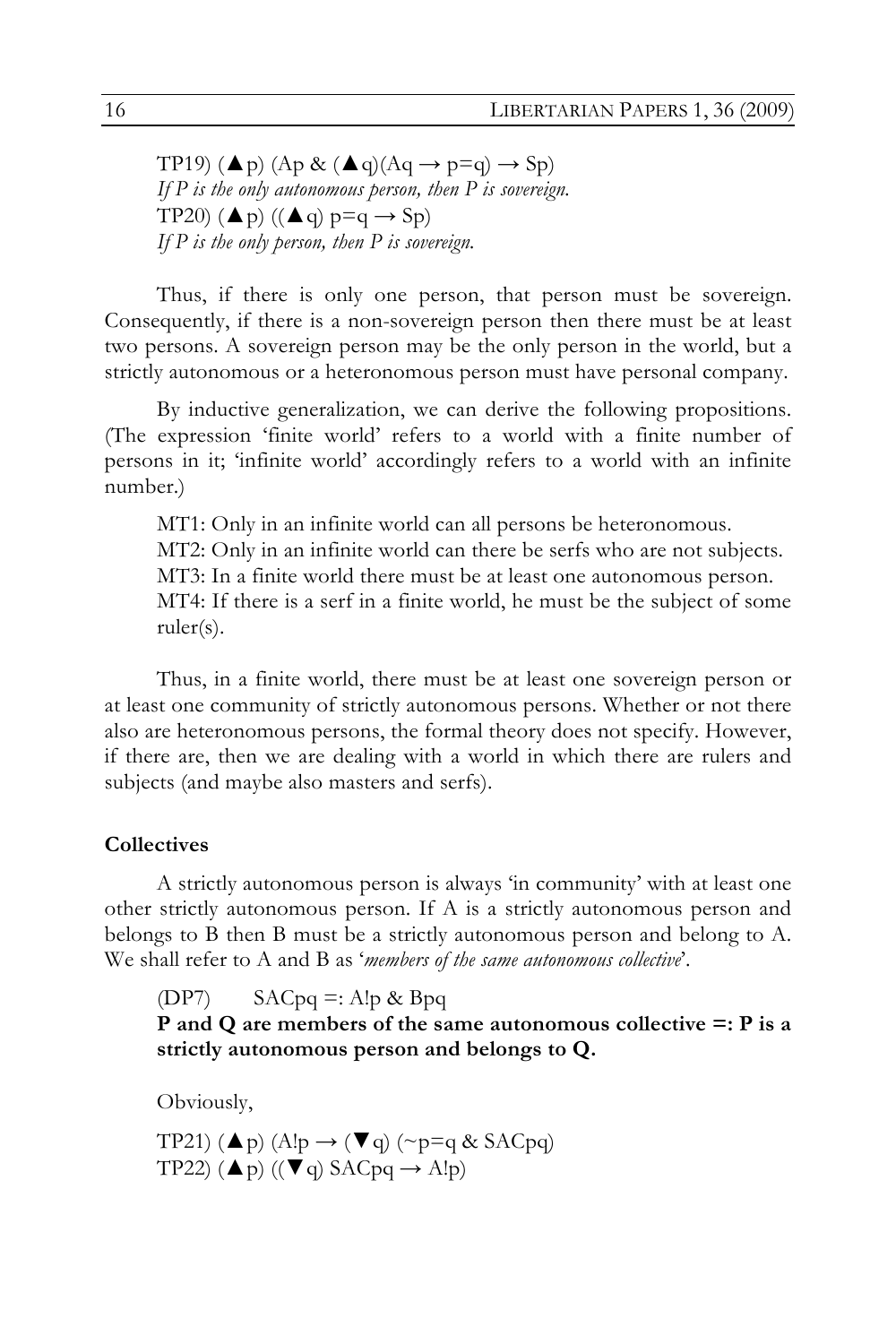TP19) (▲p) (Ap & (▲q)(Aq → p=q) → Sp)
*If P is the only autonomous person, then P is sovereign.*
TP20) (▲p) ((▲q) p=q → Sp)
*If P is the only person, then P is sovereign.*

Thus, if there is only one person, that person must be sovereign. Consequently, if there is a non-sovereign person then there must be at least two persons. A sovereign person may be the only person in the world, but a strictly autonomous or a heteronomous person must have personal company.

By inductive generalization, we can derive the following propositions. (The expression 'finite world' refers to a world with a finite number of persons in it; 'infinite world' accordingly refers to a world with an infinite number.)

MT1: Only in an infinite world can all persons be heteronomous.
MT2: Only in an infinite world can there be serfs who are not subjects.
MT3: In a finite world there must be at least one autonomous person.
MT4: If there is a serf in a finite world, he must be the subject of some ruler(s).

Thus, in a finite world, there must be at least one sovereign person or at least one community of strictly autonomous persons. Whether or not there also are heteronomous persons, the formal theory does not specify. However, if there are, then we are dealing with a world in which there are rulers and subjects (and maybe also masters and serfs).

### Collectives

A strictly autonomous person is always 'in community' with at least one other strictly autonomous person. If A is a strictly autonomous person and belongs to B then B must be a strictly autonomous person and belong to A. We shall refer to A and B as '*members of the same autonomous collective*'.

(DP7) SACpq =: A!p & Bpq
**P and Q are members of the same autonomous collective =: P is a strictly autonomous person and belongs to Q.**

Obviously,

TP21) (▲p) (A!p → (▼q) (~p=q & SACpq)
TP22) (▲p) ((▼q) SACpq → A!p)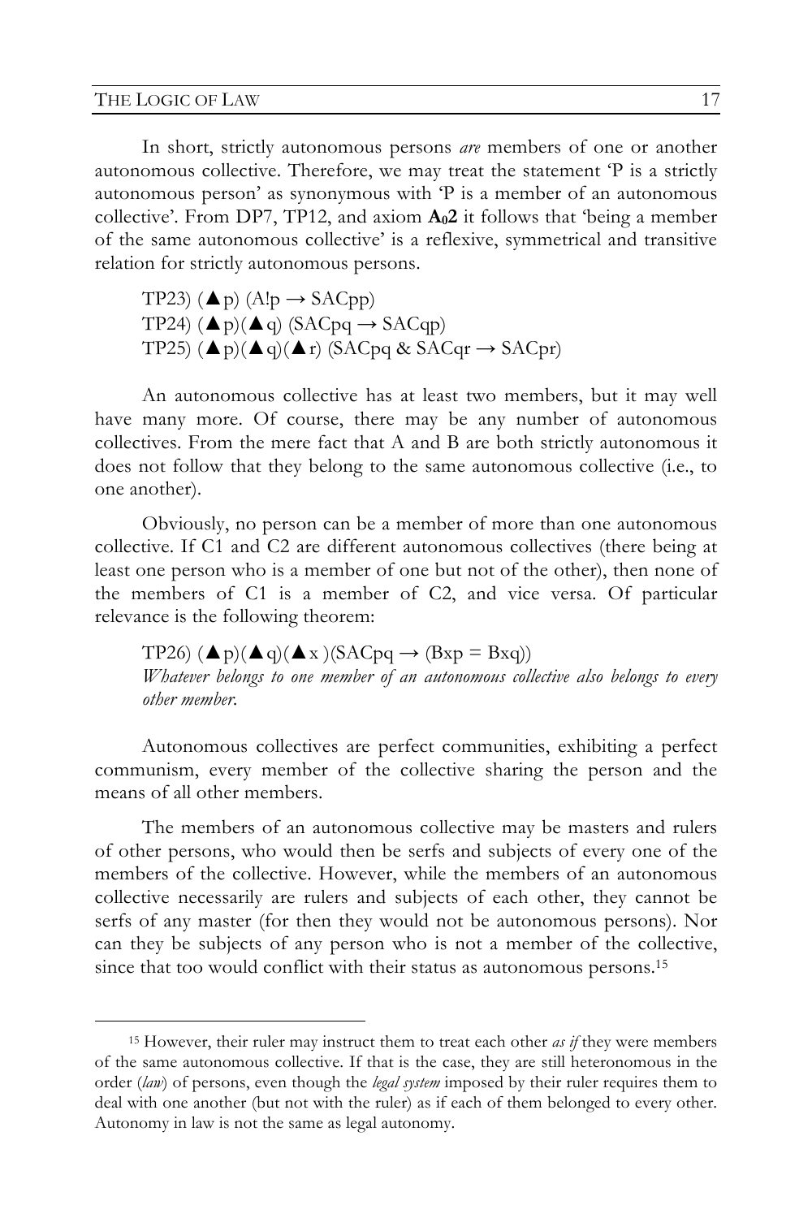In short, strictly autonomous persons *are* members of one or another autonomous collective. Therefore, we may treat the statement 'P is a strictly autonomous person' as synonymous with 'P is a member of an autonomous collective'. From DP7, TP12, and axiom **A$_0$2** it follows that 'being a member of the same autonomous collective' is a reflexive, symmetrical and transitive relation for strictly autonomous persons.

TP23) (▲p) (A!p → SACpp)
TP24) (▲p)(▲q) (SACpq → SACqp)
TP25) (▲p)(▲q)(▲r) (SACpq & SACqr → SACpr)

An autonomous collective has at least two members, but it may well have many more. Of course, there may be any number of autonomous collectives. From the mere fact that A and B are both strictly autonomous it does not follow that they belong to the same autonomous collective (i.e., to one another).

Obviously, no person can be a member of more than one autonomous collective. If C1 and C2 are different autonomous collectives (there being at least one person who is a member of one but not of the other), then none of the members of C1 is a member of C2, and vice versa. Of particular relevance is the following theorem:

TP26) (▲p)(▲q)(▲x )(SACpq → (Bxp = Bxq))
*Whatever belongs to one member of an autonomous collective also belongs to every other member.*

Autonomous collectives are perfect communities, exhibiting a perfect communism, every member of the collective sharing the person and the means of all other members.

The members of an autonomous collective may be masters and rulers of other persons, who would then be serfs and subjects of every one of the members of the collective. However, while the members of an autonomous collective necessarily are rulers and subjects of each other, they cannot be serfs of any master (for then they would not be autonomous persons). Nor can they be subjects of any person who is not a member of the collective, since that too would conflict with their status as autonomous persons.[15]

[15] However, their ruler may instruct them to treat each other *as if* they were members of the same autonomous collective. If that is the case, they are still heteronomous in the order (*law*) of persons, even though the *legal system* imposed by their ruler requires them to deal with one another (but not with the ruler) as if each of them belonged to every other. Autonomy in law is not the same as legal autonomy.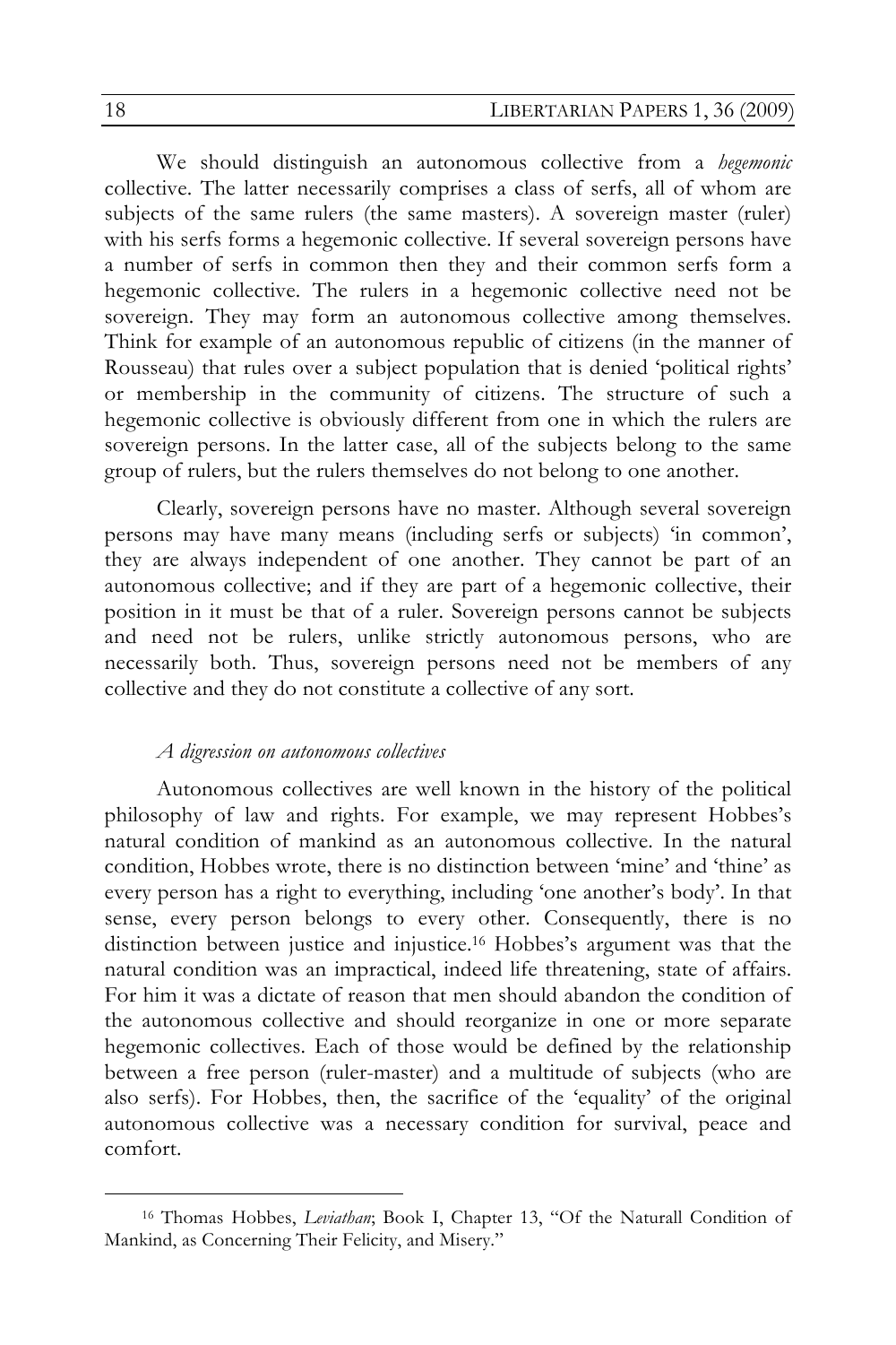We should distinguish an autonomous collective from a *hegemonic* collective. The latter necessarily comprises a class of serfs, all of whom are subjects of the same rulers (the same masters). A sovereign master (ruler) with his serfs forms a hegemonic collective. If several sovereign persons have a number of serfs in common then they and their common serfs form a hegemonic collective. The rulers in a hegemonic collective need not be sovereign. They may form an autonomous collective among themselves. Think for example of an autonomous republic of citizens (in the manner of Rousseau) that rules over a subject population that is denied 'political rights' or membership in the community of citizens. The structure of such a hegemonic collective is obviously different from one in which the rulers are sovereign persons. In the latter case, all of the subjects belong to the same group of rulers, but the rulers themselves do not belong to one another.

Clearly, sovereign persons have no master. Although several sovereign persons may have many means (including serfs or subjects) 'in common', they are always independent of one another. They cannot be part of an autonomous collective; and if they are part of a hegemonic collective, their position in it must be that of a ruler. Sovereign persons cannot be subjects and need not be rulers, unlike strictly autonomous persons, who are necessarily both. Thus, sovereign persons need not be members of any collective and they do not constitute a collective of any sort.

*A digression on autonomous collectives*

Autonomous collectives are well known in the history of the political philosophy of law and rights. For example, we may represent Hobbes's natural condition of mankind as an autonomous collective. In the natural condition, Hobbes wrote, there is no distinction between 'mine' and 'thine' as every person has a right to everything, including 'one another's body'. In that sense, every person belongs to every other. Consequently, there is no distinction between justice and injustice.[16] Hobbes's argument was that the natural condition was an impractical, indeed life threatening, state of affairs. For him it was a dictate of reason that men should abandon the condition of the autonomous collective and should reorganize in one or more separate hegemonic collectives. Each of those would be defined by the relationship between a free person (ruler-master) and a multitude of subjects (who are also serfs). For Hobbes, then, the sacrifice of the 'equality' of the original autonomous collective was a necessary condition for survival, peace and comfort.

[16] Thomas Hobbes, *Leviathan*; Book I, Chapter 13, "Of the Naturall Condition of Mankind, as Concerning Their Felicity, and Misery."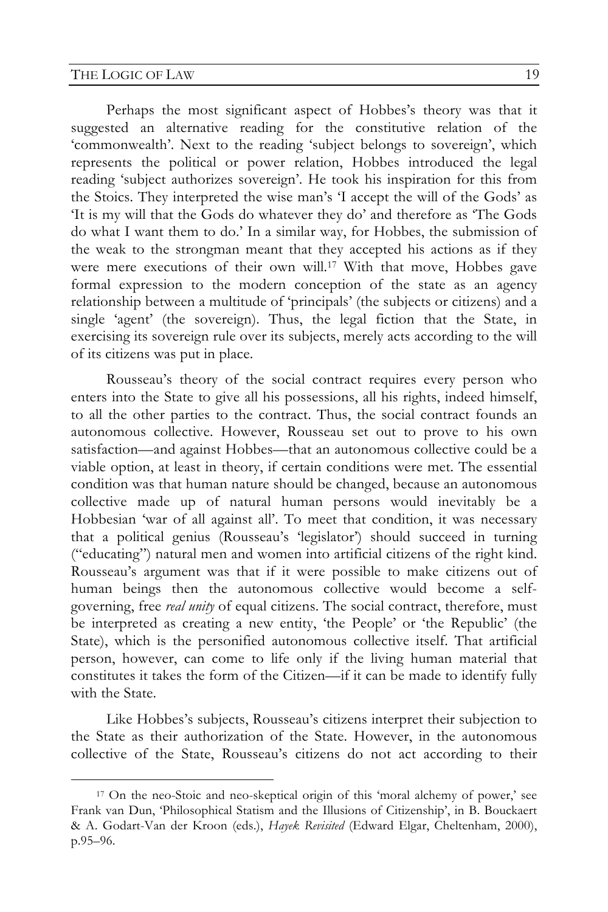Perhaps the most significant aspect of Hobbes's theory was that it suggested an alternative reading for the constitutive relation of the 'commonwealth'. Next to the reading 'subject belongs to sovereign', which represents the political or power relation, Hobbes introduced the legal reading 'subject authorizes sovereign'. He took his inspiration for this from the Stoics. They interpreted the wise man's 'I accept the will of the Gods' as 'It is my will that the Gods do whatever they do' and therefore as 'The Gods do what I want them to do.' In a similar way, for Hobbes, the submission of the weak to the strongman meant that they accepted his actions as if they were mere executions of their own will.[17] With that move, Hobbes gave formal expression to the modern conception of the state as an agency relationship between a multitude of 'principals' (the subjects or citizens) and a single 'agent' (the sovereign). Thus, the legal fiction that the State, in exercising its sovereign rule over its subjects, merely acts according to the will of its citizens was put in place.

Rousseau's theory of the social contract requires every person who enters into the State to give all his possessions, all his rights, indeed himself, to all the other parties to the contract. Thus, the social contract founds an autonomous collective. However, Rousseau set out to prove to his own satisfaction—and against Hobbes—that an autonomous collective could be a viable option, at least in theory, if certain conditions were met. The essential condition was that human nature should be changed, because an autonomous collective made up of natural human persons would inevitably be a Hobbesian 'war of all against all'. To meet that condition, it was necessary that a political genius (Rousseau's 'legislator') should succeed in turning ("educating") natural men and women into artificial citizens of the right kind. Rousseau's argument was that if it were possible to make citizens out of human beings then the autonomous collective would become a self-governing, free *real unity* of equal citizens. The social contract, therefore, must be interpreted as creating a new entity, 'the People' or 'the Republic' (the State), which is the personified autonomous collective itself. That artificial person, however, can come to life only if the living human material that constitutes it takes the form of the Citizen—if it can be made to identify fully with the State.

Like Hobbes's subjects, Rousseau's citizens interpret their subjection to the State as their authorization of the State. However, in the autonomous collective of the State, Rousseau's citizens do not act according to their

[17] On the neo-Stoic and neo-skeptical origin of this 'moral alchemy of power,' see Frank van Dun, 'Philosophical Statism and the Illusions of Citizenship', in B. Bouckaert & A. Godart-Van der Kroon (eds.), *Hayek Revisited* (Edward Elgar, Cheltenham, 2000), p.95–96.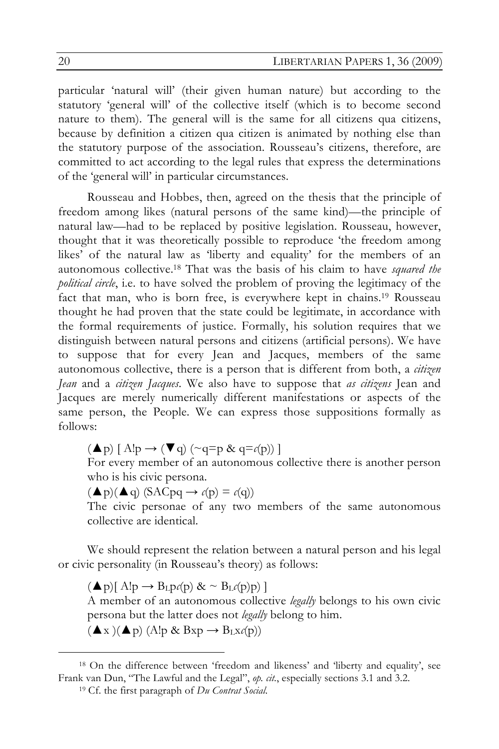particular 'natural will' (their given human nature) but according to the statutory 'general will' of the collective itself (which is to become second nature to them). The general will is the same for all citizens qua citizens, because by definition a citizen qua citizen is animated by nothing else than the statutory purpose of the association. Rousseau's citizens, therefore, are committed to act according to the legal rules that express the determinations of the 'general will' in particular circumstances.

Rousseau and Hobbes, then, agreed on the thesis that the principle of freedom among likes (natural persons of the same kind)—the principle of natural law—had to be replaced by positive legislation. Rousseau, however, thought that it was theoretically possible to reproduce 'the freedom among likes' of the natural law as 'liberty and equality' for the members of an autonomous collective.[18] That was the basis of his claim to have *squared the political circle*, i.e. to have solved the problem of proving the legitimacy of the fact that man, who is born free, is everywhere kept in chains.[19] Rousseau thought he had proven that the state could be legitimate, in accordance with the formal requirements of justice. Formally, his solution requires that we distinguish between natural persons and citizens (artificial persons). We have to suppose that for every Jean and Jacques, members of the same autonomous collective, there is a person that is different from both, a *citizen Jean* and a *citizen Jacques*. We also have to suppose that *as citizens* Jean and Jacques are merely numerically different manifestations or aspects of the same person, the People. We can express those suppositions formally as follows:

$(\blacktriangle p)\ [\ A!p \rightarrow (\blacktriangledown q)\ (\sim q{=}p\ \&\ q{=}c(p))\ ]$

For every member of an autonomous collective there is another person who is his civic persona.

$(\blacktriangle p)(\blacktriangle q)\ (SACpq \rightarrow c(p) = c(q))$

The civic personae of any two members of the same autonomous collective are identical.

We should represent the relation between a natural person and his legal or civic personality (in Rousseau's theory) as follows:

$(\blacktriangle p)[\ A!p \rightarrow B_L p c(p)\ \&\ \sim B_L c(p) p\ ]$

A member of an autonomous collective *legally* belongs to his own civic persona but the latter does not *legally* belong to him.

$(\blacktriangle x)(\blacktriangle p)\ (A!p\ \&\ Bxp \rightarrow B_L x c(p))$

[18] On the difference between 'freedom and likeness' and 'liberty and equality', see Frank van Dun, "The Lawful and the Legal", *op. cit.*, especially sections 3.1 and 3.2.

[19] Cf. the first paragraph of *Du Contrat Social*.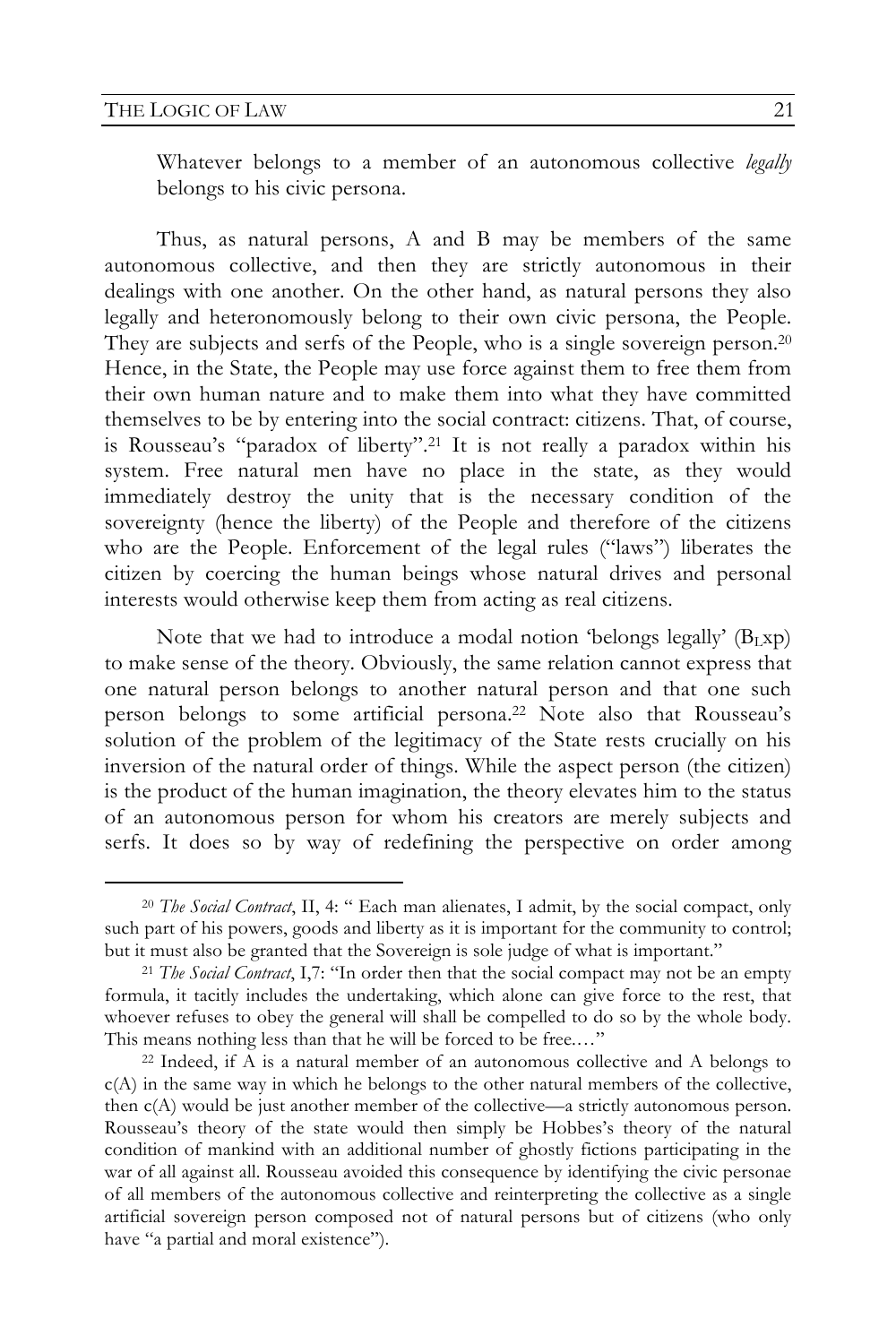Whatever belongs to a member of an autonomous collective *legally* belongs to his civic persona.

Thus, as natural persons, A and B may be members of the same autonomous collective, and then they are strictly autonomous in their dealings with one another. On the other hand, as natural persons they also legally and heteronomously belong to their own civic persona, the People. They are subjects and serfs of the People, who is a single sovereign person.[20] Hence, in the State, the People may use force against them to free them from their own human nature and to make them into what they have committed themselves to be by entering into the social contract: citizens. That, of course, is Rousseau's "paradox of liberty".[21] It is not really a paradox within his system. Free natural men have no place in the state, as they would immediately destroy the unity that is the necessary condition of the sovereignty (hence the liberty) of the People and therefore of the citizens who are the People. Enforcement of the legal rules ("laws") liberates the citizen by coercing the human beings whose natural drives and personal interests would otherwise keep them from acting as real citizens.

Note that we had to introduce a modal notion 'belongs legally' ($B_L xp$) to make sense of the theory. Obviously, the same relation cannot express that one natural person belongs to another natural person and that one such person belongs to some artificial persona.[22] Note also that Rousseau's solution of the problem of the legitimacy of the State rests crucially on his inversion of the natural order of things. While the aspect person (the citizen) is the product of the human imagination, the theory elevates him to the status of an autonomous person for whom his creators are merely subjects and serfs. It does so by way of redefining the perspective on order among

---

[20] *The Social Contract*, II, 4: " Each man alienates, I admit, by the social compact, only such part of his powers, goods and liberty as it is important for the community to control; but it must also be granted that the Sovereign is sole judge of what is important."

[21] *The Social Contract*, I,7: "In order then that the social compact may not be an empty formula, it tacitly includes the undertaking, which alone can give force to the rest, that whoever refuses to obey the general will shall be compelled to do so by the whole body. This means nothing less than that he will be forced to be free.…"

[22] Indeed, if A is a natural member of an autonomous collective and A belongs to c(A) in the same way in which he belongs to the other natural members of the collective, then c(A) would be just another member of the collective—a strictly autonomous person. Rousseau's theory of the state would then simply be Hobbes's theory of the natural condition of mankind with an additional number of ghostly fictions participating in the war of all against all. Rousseau avoided this consequence by identifying the civic personae of all members of the autonomous collective and reinterpreting the collective as a single artificial sovereign person composed not of natural persons but of citizens (who only have "a partial and moral existence").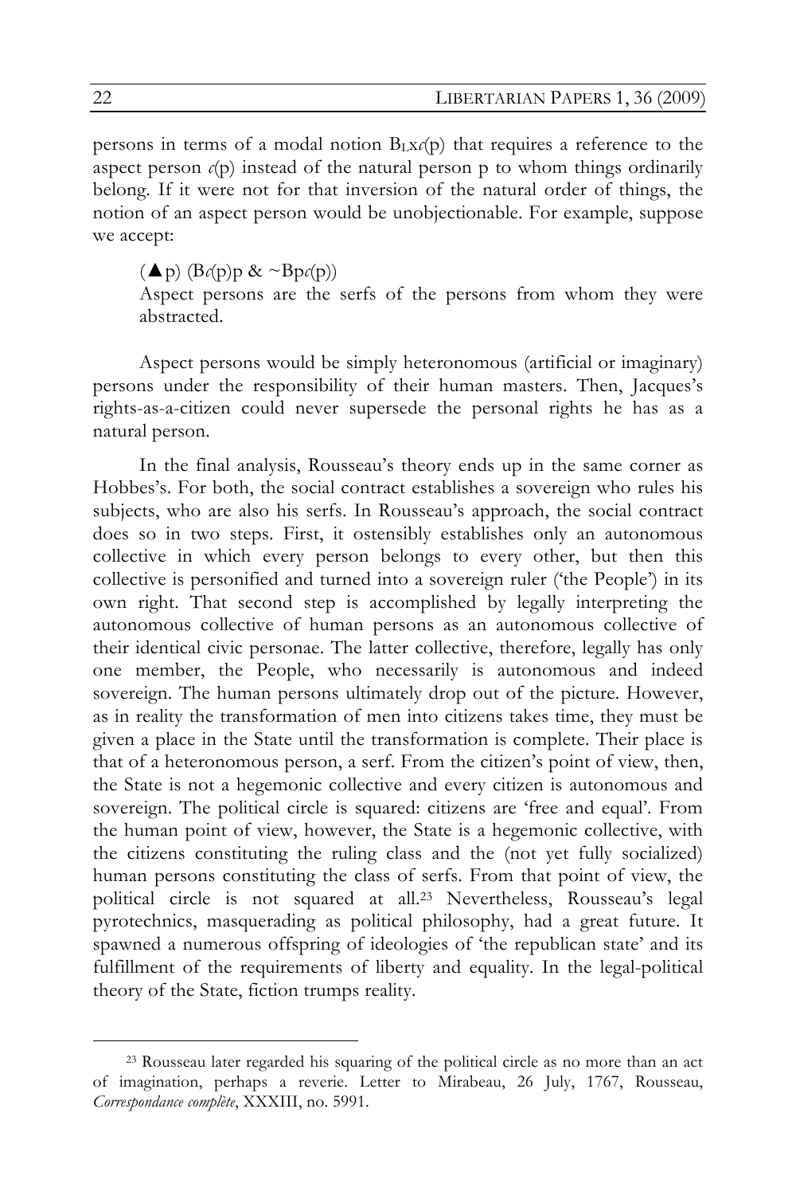persons in terms of a modal notion $B_L x c(p)$ that requires a reference to the aspect person $c(p)$ instead of the natural person p to whom things ordinarily belong. If it were not for that inversion of the natural order of things, the notion of an aspect person would be unobjectionable. For example, suppose we accept:

> $(\blacktriangle p)\ (Bc(p)p \ \&\ {\sim}Bpc(p))$
> Aspect persons are the serfs of the persons from whom they were abstracted.

Aspect persons would be simply heteronomous (artificial or imaginary) persons under the responsibility of their human masters. Then, Jacques's rights-as-a-citizen could never supersede the personal rights he has as a natural person.

In the final analysis, Rousseau's theory ends up in the same corner as Hobbes's. For both, the social contract establishes a sovereign who rules his subjects, who are also his serfs. In Rousseau's approach, the social contract does so in two steps. First, it ostensibly establishes only an autonomous collective in which every person belongs to every other, but then this collective is personified and turned into a sovereign ruler ('the People') in its own right. That second step is accomplished by legally interpreting the autonomous collective of human persons as an autonomous collective of their identical civic personae. The latter collective, therefore, legally has only one member, the People, who necessarily is autonomous and indeed sovereign. The human persons ultimately drop out of the picture. However, as in reality the transformation of men into citizens takes time, they must be given a place in the State until the transformation is complete. Their place is that of a heteronomous person, a serf. From the citizen's point of view, then, the State is not a hegemonic collective and every citizen is autonomous and sovereign. The political circle is squared: citizens are 'free and equal'. From the human point of view, however, the State is a hegemonic collective, with the citizens constituting the ruling class and the (not yet fully socialized) human persons constituting the class of serfs. From that point of view, the political circle is not squared at all.[23] Nevertheless, Rousseau's legal pyrotechnics, masquerading as political philosophy, had a great future. It spawned a numerous offspring of ideologies of 'the republican state' and its fulfillment of the requirements of liberty and equality. In the legal-political theory of the State, fiction trumps reality.

---

[23] Rousseau later regarded his squaring of the political circle as no more than an act of imagination, perhaps a reverie. Letter to Mirabeau, 26 July, 1767, Rousseau, *Correspondance complète*, XXXIII, no. 5991.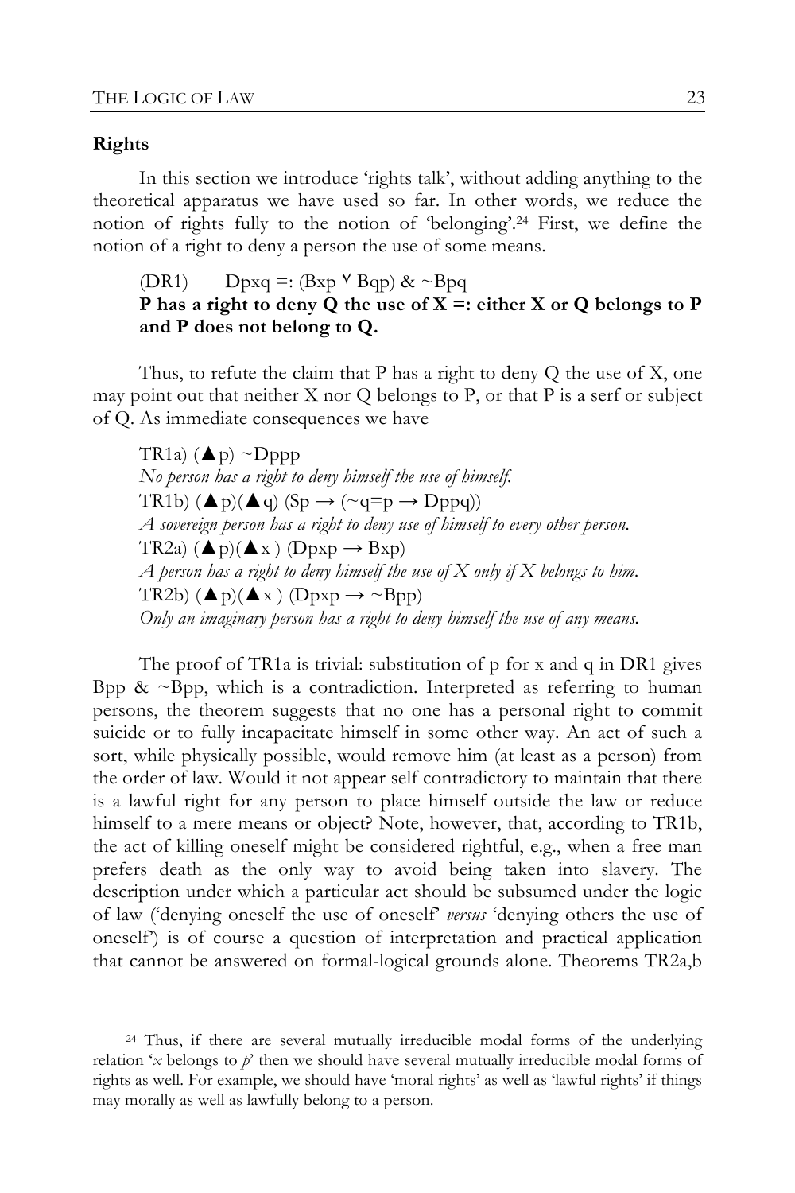**Rights**

In this section we introduce 'rights talk', without adding anything to the theoretical apparatus we have used so far. In other words, we reduce the notion of rights fully to the notion of 'belonging'.[24] First, we define the notion of a right to deny a person the use of some means.

(DR1) $Dpxq =: (Bxp \veebar Bqp) \& \sim Bpq$
**P has a right to deny Q the use of X =: either X or Q belongs to P and P does not belong to Q.**

Thus, to refute the claim that P has a right to deny Q the use of X, one may point out that neither X nor Q belongs to P, or that P is a serf or subject of Q. As immediate consequences we have

TR1a) $(\blacktriangle p) \sim Dppp$
*No person has a right to deny himself the use of himself.*
TR1b) $(\blacktriangle p)(\blacktriangle q)\ (Sp \rightarrow (\sim q{=}p \rightarrow Dppq))$
*A sovereign person has a right to deny use of himself to every other person.*
TR2a) $(\blacktriangle p)(\blacktriangle x)\ (Dpxp \rightarrow Bxp)$
*A person has a right to deny himself the use of X only if X belongs to him.*
TR2b) $(\blacktriangle p)(\blacktriangle x)\ (Dpxp \rightarrow \sim Bpp)$
*Only an imaginary person has a right to deny himself the use of any means.*

The proof of TR1a is trivial: substitution of p for x and q in DR1 gives $Bpp \& \sim Bpp$, which is a contradiction. Interpreted as referring to human persons, the theorem suggests that no one has a personal right to commit suicide or to fully incapacitate himself in some other way. An act of such a sort, while physically possible, would remove him (at least as a person) from the order of law. Would it not appear self contradictory to maintain that there is a lawful right for any person to place himself outside the law or reduce himself to a mere means or object? Note, however, that, according to TR1b, the act of killing oneself might be considered rightful, e.g., when a free man prefers death as the only way to avoid being taken into slavery. The description under which a particular act should be subsumed under the logic of law ('denying oneself the use of oneself' *versus* 'denying others the use of oneself') is of course a question of interpretation and practical application that cannot be answered on formal-logical grounds alone. Theorems TR2a,b

---

[24] Thus, if there are several mutually irreducible modal forms of the underlying relation '*x* belongs to *p*' then we should have several mutually irreducible modal forms of rights as well. For example, we should have 'moral rights' as well as 'lawful rights' if things may morally as well as lawfully belong to a person.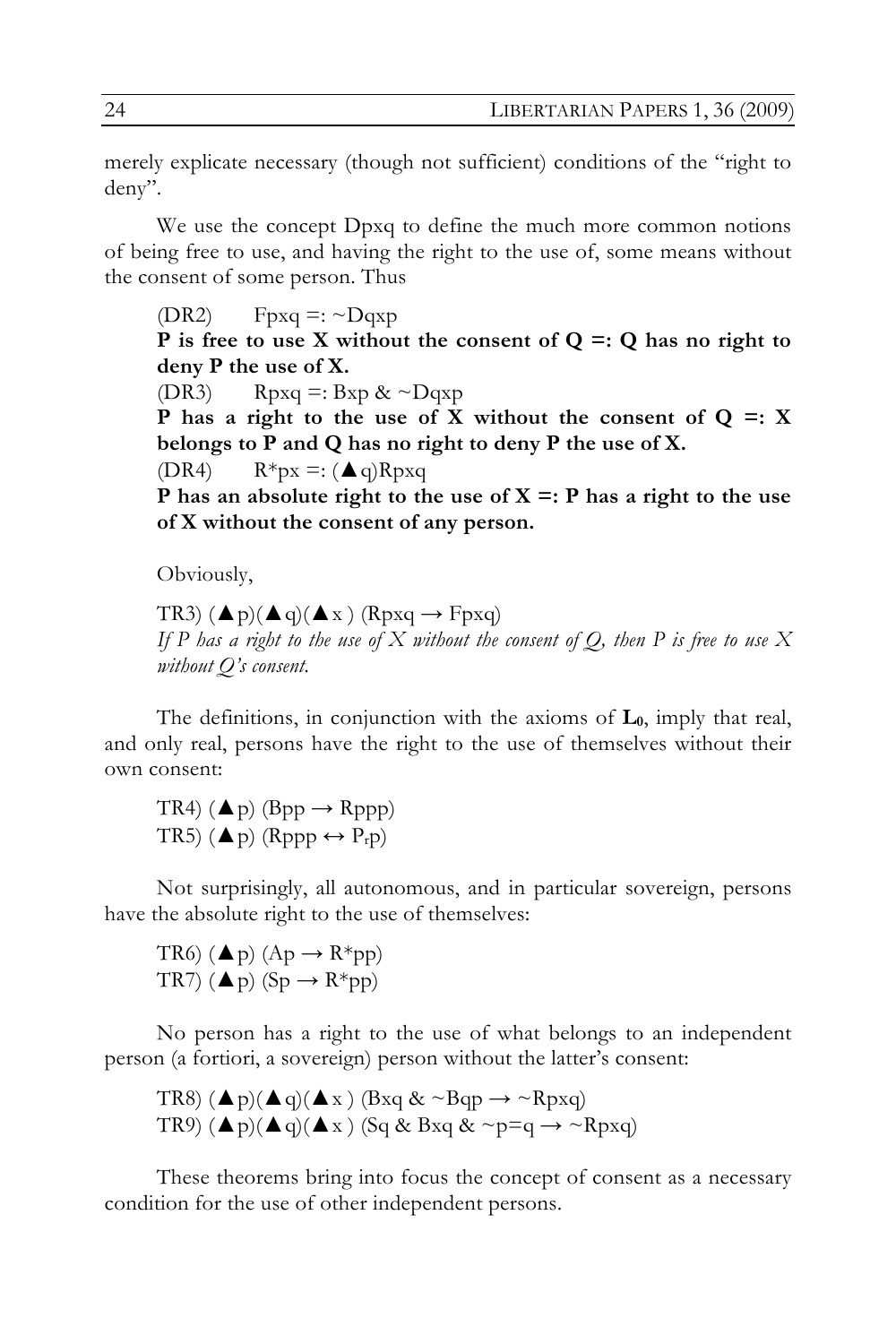merely explicate necessary (though not sufficient) conditions of the "right to deny".

We use the concept Dpxq to define the much more common notions of being free to use, and having the right to the use of, some means without the consent of some person. Thus

(DR2) Fpxq =: ~Dqxp
**P is free to use X without the consent of Q =: Q has no right to deny P the use of X.**
(DR3) Rpxq =: Bxp & ~Dqxp
**P has a right to the use of X without the consent of Q =: X belongs to P and Q has no right to deny P the use of X.**
(DR4) R*px =: (▲q)Rpxq
**P has an absolute right to the use of X =: P has a right to the use of X without the consent of any person.**

Obviously,

TR3) (▲p)(▲q)(▲x) (Rpxq → Fpxq)
*If P has a right to the use of X without the consent of Q, then P is free to use X without Q's consent.*

The definitions, in conjunction with the axioms of $\mathbf{L_0}$, imply that real, and only real, persons have the right to the use of themselves without their own consent:

TR4) (▲p) (Bpp → Rppp)
TR5) (▲p) (Rppp ↔ $P_r$p)

Not surprisingly, all autonomous, and in particular sovereign, persons have the absolute right to the use of themselves:

TR6) (▲p) (Ap → R*pp)
TR7) (▲p) (Sp → R*pp)

No person has a right to the use of what belongs to an independent person (a fortiori, a sovereign) person without the latter's consent:

TR8) (▲p)(▲q)(▲x) (Bxq & ~Bqp → ~Rpxq)
TR9) (▲p)(▲q)(▲x) (Sq & Bxq & ~p=q → ~Rpxq)

These theorems bring into focus the concept of consent as a necessary condition for the use of other independent persons.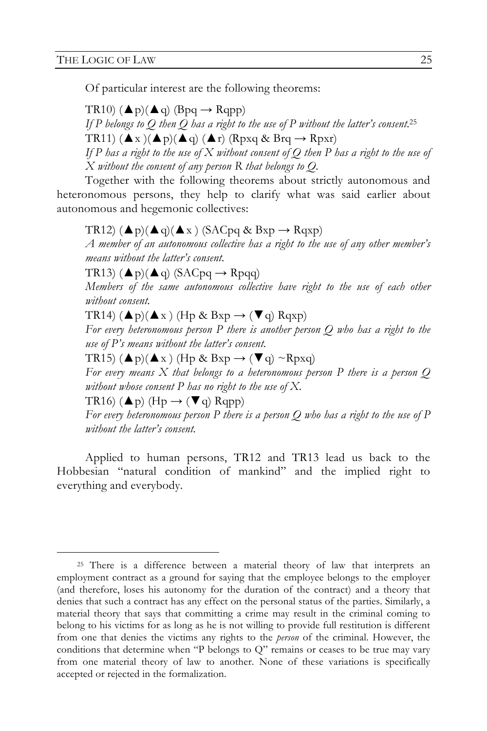Of particular interest are the following theorems:

TR10) (▲p)(▲q) (Bpq → Rqpp)
*If P belongs to Q then Q has a right to the use of P without the latter's consent.*[25]
TR11) (▲x )(▲p)(▲q) (▲r) (Rpxq & Brq → Rpxr)
*If P has a right to the use of X without consent of Q then P has a right to the use of X without the consent of any person R that belongs to Q.*

Together with the following theorems about strictly autonomous and heteronomous persons, they help to clarify what was said earlier about autonomous and hegemonic collectives:

TR12) (▲p)(▲q)(▲x ) (SACpq & Bxp → Rqxp)
*A member of an autonomous collective has a right to the use of any other member's means without the latter's consent.*
TR13) (▲p)(▲q) (SACpq → Rpqq)
*Members of the same autonomous collective have right to the use of each other without consent.*
TR14) (▲p)(▲x ) (Hp & Bxp → (▼q) Rqxp)
*For every heteronomous person P there is another person Q who has a right to the use of P's means without the latter's consent.*
TR15) (▲p)(▲x ) (Hp & Bxp → (▼q) ~Rpxq)
*For every means X that belongs to a heteronomous person P there is a person Q without whose consent P has no right to the use of X.*
TR16) (▲p) (Hp → (▼q) Rqpp)
*For every heteronomous person P there is a person Q who has a right to the use of P without the latter's consent.*

Applied to human persons, TR12 and TR13 lead us back to the Hobbesian "natural condition of mankind" and the implied right to everything and everybody.

---

[25] There is a difference between a material theory of law that interprets an employment contract as a ground for saying that the employee belongs to the employer (and therefore, loses his autonomy for the duration of the contract) and a theory that denies that such a contract has any effect on the personal status of the parties. Similarly, a material theory that says that committing a crime may result in the criminal coming to belong to his victims for as long as he is not willing to provide full restitution is different from one that denies the victims any rights to the *person* of the criminal. However, the conditions that determine when "P belongs to Q" remains or ceases to be true may vary from one material theory of law to another. None of these variations is specifically accepted or rejected in the formalization.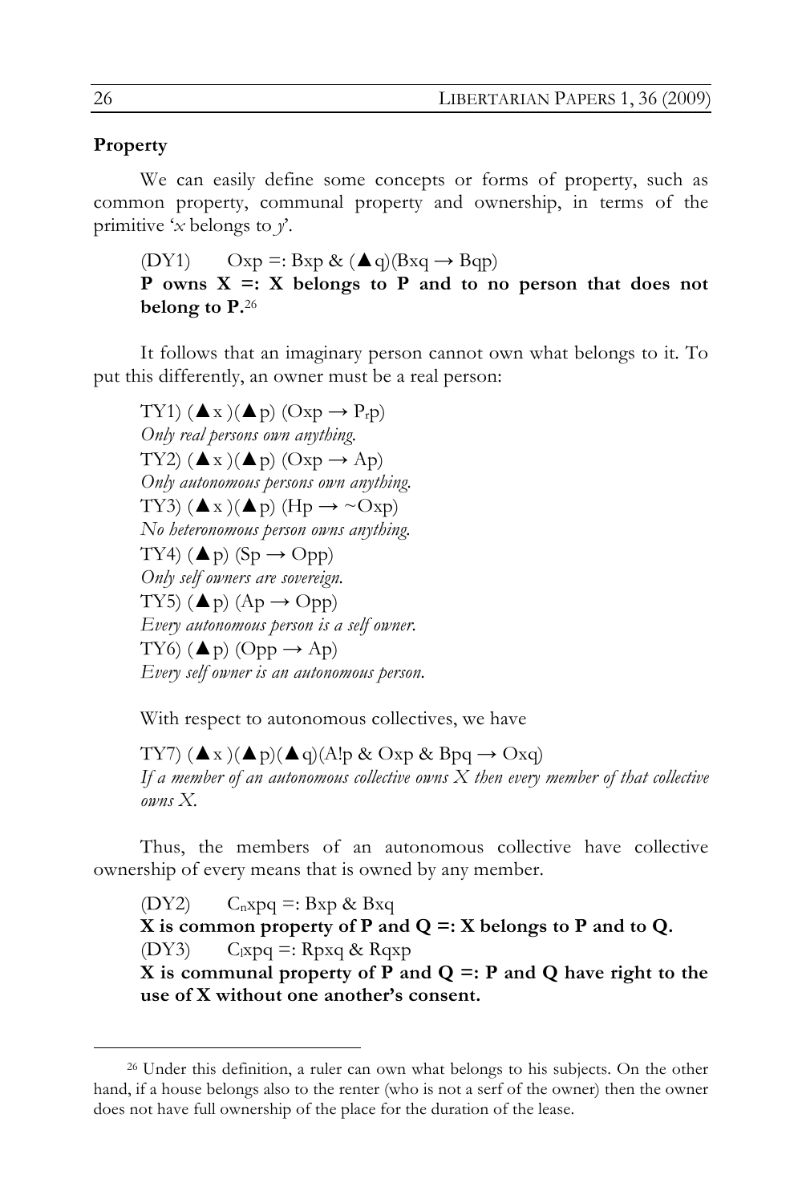**Property**

We can easily define some concepts or forms of property, such as common property, communal property and ownership, in terms of the primitive '*x* belongs to *y*'.

(DY1) $Oxp =: Bxp \& (\blacktriangle q)(Bxq \rightarrow Bqp)$

**P owns X =: X belongs to P and to no person that does not belong to P.**[26]

It follows that an imaginary person cannot own what belongs to it. To put this differently, an owner must be a real person:

TY1) $(\blacktriangle x)(\blacktriangle p)(Oxp \rightarrow P_rp)$

*Only real persons own anything.*

TY2) $(\blacktriangle x)(\blacktriangle p)(Oxp \rightarrow Ap)$

*Only autonomous persons own anything.*

TY3) $(\blacktriangle x)(\blacktriangle p)(Hp \rightarrow \sim Oxp)$

*No heteronomous person owns anything.*

TY4) $(\blacktriangle p)(Sp \rightarrow Opp)$

*Only self owners are sovereign.*

TY5) $(\blacktriangle p)(Ap \rightarrow Opp)$

*Every autonomous person is a self owner.*

TY6) $(\blacktriangle p)(Opp \rightarrow Ap)$

*Every self owner is an autonomous person.*

With respect to autonomous collectives, we have

TY7) $(\blacktriangle x)(\blacktriangle p)(\blacktriangle q)(A!p \& Oxp \& Bpq \rightarrow Oxq)$

*If a member of an autonomous collective owns X then every member of that collective owns X.*

Thus, the members of an autonomous collective have collective ownership of every means that is owned by any member.

(DY2) $C_nxpq =: Bxp \& Bxq$

**X is common property of P and Q =: X belongs to P and to Q.**

(DY3) $C_lxpq =: Rpxq \& Rqxp$

**X is communal property of P and Q =: P and Q have right to the use of X without one another's consent.**

---

[26] Under this definition, a ruler can own what belongs to his subjects. On the other hand, if a house belongs also to the renter (who is not a serf of the owner) then the owner does not have full ownership of the place for the duration of the lease.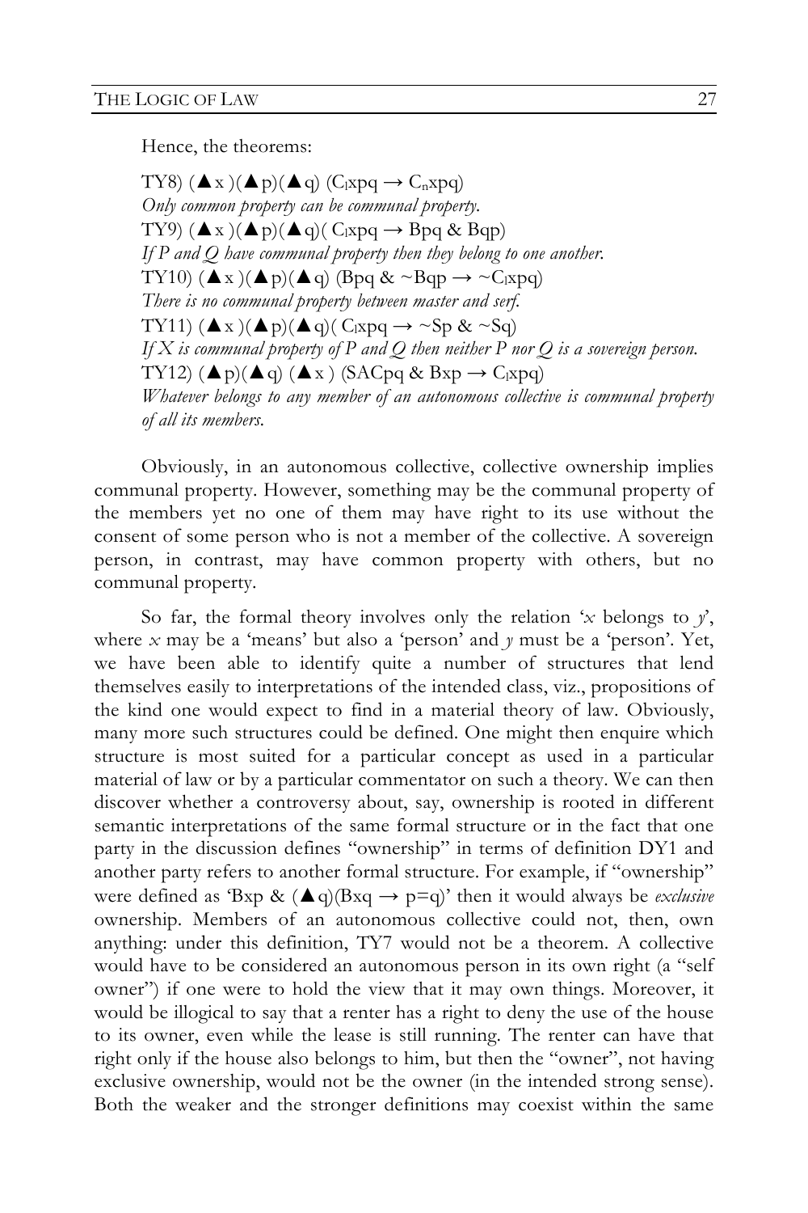Hence, the theorems:

TY8) $(\blacktriangle x)(\blacktriangle p)(\blacktriangle q)\ (C_l xpq \rightarrow C_n xpq)$
*Only common property can be communal property.*
TY9) $(\blacktriangle x)(\blacktriangle p)(\blacktriangle q)(\ C_l xpq \rightarrow Bpq\ \&\ Bqp)$
*If P and Q have communal property then they belong to one another.*
TY10) $(\blacktriangle x)(\blacktriangle p)(\blacktriangle q)\ (Bpq\ \&\ {\sim}Bqp \rightarrow {\sim}C_l xpq)$
*There is no communal property between master and serf.*
TY11) $(\blacktriangle x)(\blacktriangle p)(\blacktriangle q)(\ C_l xpq \rightarrow {\sim}Sp\ \&\ {\sim}Sq)$
*If X is communal property of P and Q then neither P nor Q is a sovereign person.*
TY12) $(\blacktriangle p)(\blacktriangle q)\ (\blacktriangle x)\ (SACpq\ \&\ Bxp \rightarrow C_l xpq)$
*Whatever belongs to any member of an autonomous collective is communal property of all its members.*

Obviously, in an autonomous collective, collective ownership implies communal property. However, something may be the communal property of the members yet no one of them may have right to its use without the consent of some person who is not a member of the collective. A sovereign person, in contrast, may have common property with others, but no communal property.

So far, the formal theory involves only the relation '*x* belongs to *y*', where *x* may be a 'means' but also a 'person' and *y* must be a 'person'. Yet, we have been able to identify quite a number of structures that lend themselves easily to interpretations of the intended class, viz., propositions of the kind one would expect to find in a material theory of law. Obviously, many more such structures could be defined. One might then enquire which structure is most suited for a particular concept as used in a particular material of law or by a particular commentator on such a theory. We can then discover whether a controversy about, say, ownership is rooted in different semantic interpretations of the same formal structure or in the fact that one party in the discussion defines "ownership" in terms of definition DY1 and another party refers to another formal structure. For example, if "ownership" were defined as '$Bxp\ \&\ (\blacktriangle q)(Bxq \rightarrow p{=}q)$' then it would always be *exclusive* ownership. Members of an autonomous collective could not, then, own anything: under this definition, TY7 would not be a theorem. A collective would have to be considered an autonomous person in its own right (a "self owner") if one were to hold the view that it may own things. Moreover, it would be illogical to say that a renter has a right to deny the use of the house to its owner, even while the lease is still running. The renter can have that right only if the house also belongs to him, but then the "owner", not having exclusive ownership, would not be the owner (in the intended strong sense). Both the weaker and the stronger definitions may coexist within the same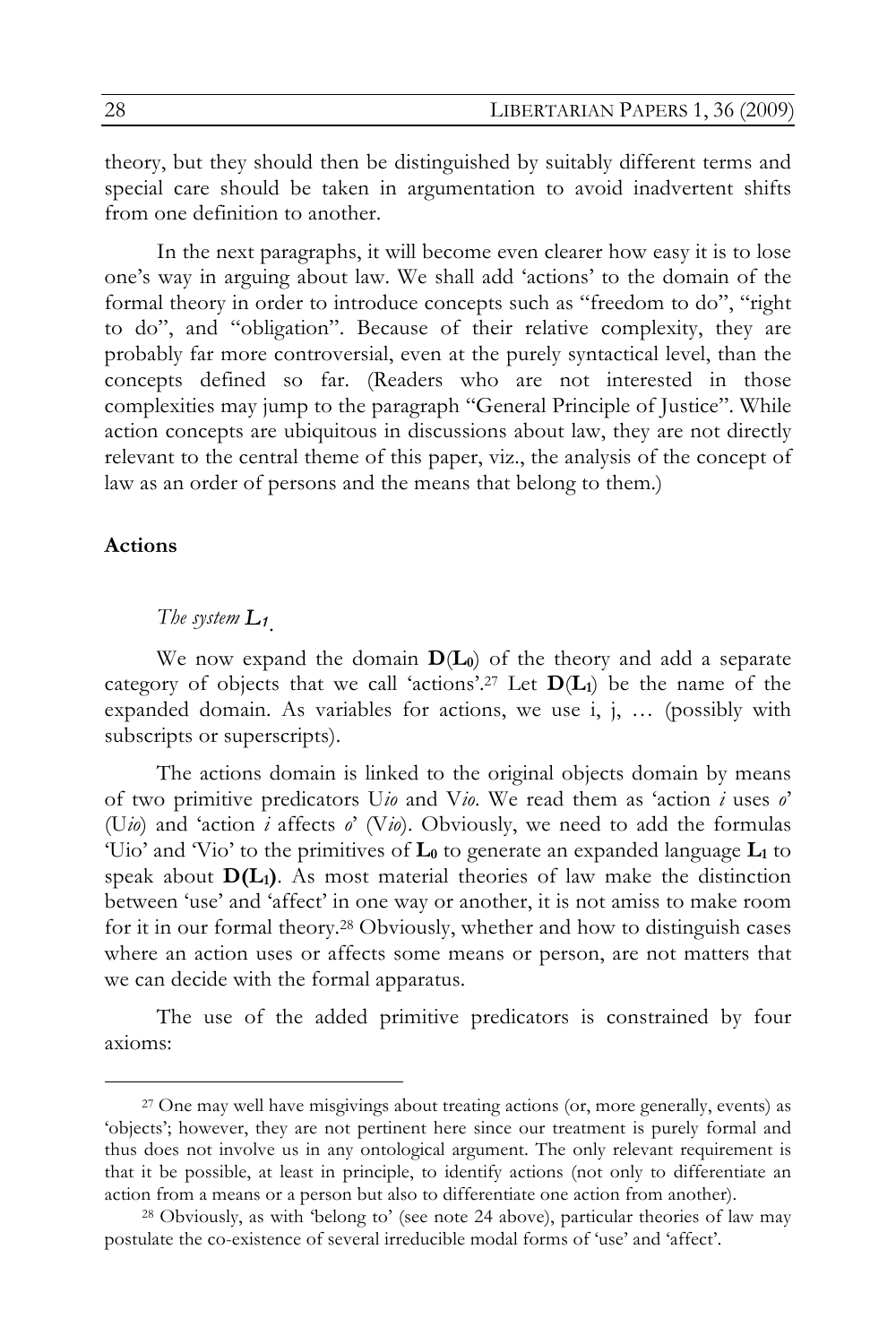theory, but they should then be distinguished by suitably different terms and special care should be taken in argumentation to avoid inadvertent shifts from one definition to another.

In the next paragraphs, it will become even clearer how easy it is to lose one's way in arguing about law. We shall add 'actions' to the domain of the formal theory in order to introduce concepts such as "freedom to do", "right to do", and "obligation". Because of their relative complexity, they are probably far more controversial, even at the purely syntactical level, than the concepts defined so far. (Readers who are not interested in those complexities may jump to the paragraph "General Principle of Justice". While action concepts are ubiquitous in discussions about law, they are not directly relevant to the central theme of this paper, viz., the analysis of the concept of law as an order of persons and the means that belong to them.)

**Actions**

*The system $L_1$.*

We now expand the domain $\mathbf{D}(\mathbf{L_0})$ of the theory and add a separate category of objects that we call 'actions'.[27] Let $\mathbf{D}(\mathbf{L_1})$ be the name of the expanded domain. As variables for actions, we use i, j, … (possibly with subscripts or superscripts).

The actions domain is linked to the original objects domain by means of two primitive predicators U*io* and V*io*. We read them as 'action *i* uses *o*' (U*io*) and 'action *i* affects *o*' (V*io*). Obviously, we need to add the formulas 'Uio' and 'Vio' to the primitives of $\mathbf{L_0}$ to generate an expanded language $\mathbf{L_1}$ to speak about $\mathbf{D(L_1)}$. As most material theories of law make the distinction between 'use' and 'affect' in one way or another, it is not amiss to make room for it in our formal theory.[28] Obviously, whether and how to distinguish cases where an action uses or affects some means or person, are not matters that we can decide with the formal apparatus.

The use of the added primitive predicators is constrained by four axioms:

---

[27] One may well have misgivings about treating actions (or, more generally, events) as 'objects'; however, they are not pertinent here since our treatment is purely formal and thus does not involve us in any ontological argument. The only relevant requirement is that it be possible, at least in principle, to identify actions (not only to differentiate an action from a means or a person but also to differentiate one action from another).

[28] Obviously, as with 'belong to' (see note 24 above), particular theories of law may postulate the co-existence of several irreducible modal forms of 'use' and 'affect'.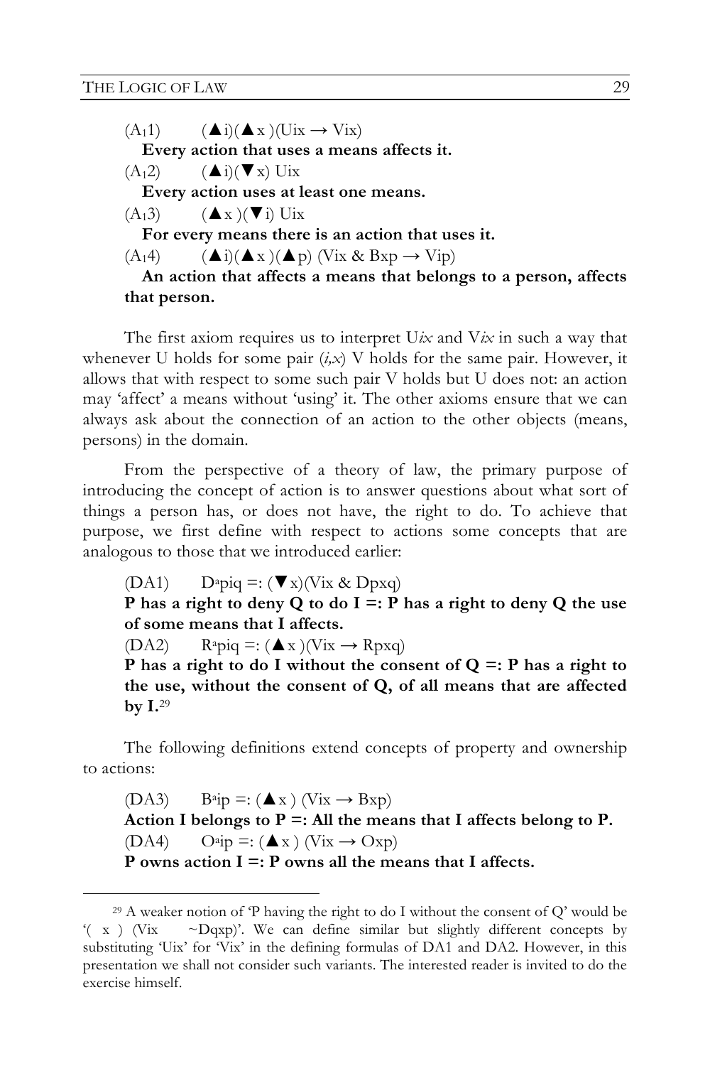($A_1 1$) $(\blacktriangle i)(\blacktriangle x)(Uix \rightarrow Vix)$

**Every action that uses a means affects it.**

($A_1 2$) $(\blacktriangle i)(\blacktriangledown x)\ Uix$

**Every action uses at least one means.**

($A_1 3$) $(\blacktriangle x)(\blacktriangledown i)\ Uix$

**For every means there is an action that uses it.**

($A_1 4$) $(\blacktriangle i)(\blacktriangle x)(\blacktriangle p)\ (Vix \ \&\ Bxp \rightarrow Vip)$

**An action that affects a means that belongs to a person, affects that person.**

The first axiom requires us to interpret U*ix* and V*ix* in such a way that whenever U holds for some pair (*i,x*) V holds for the same pair. However, it allows that with respect to some such pair V holds but U does not: an action may 'affect' a means without 'using' it. The other axioms ensure that we can always ask about the connection of an action to the other objects (means, persons) in the domain.

From the perspective of a theory of law, the primary purpose of introducing the concept of action is to answer questions about what sort of things a person has, or does not have, the right to do. To achieve that purpose, we first define with respect to actions some concepts that are analogous to those that we introduced earlier:

(DA1) $D^a piq =: (\blacktriangledown x)(Vix \ \&\ Dpxq)$

**P has a right to deny Q to do I =: P has a right to deny Q the use of some means that I affects.**

(DA2) $R^a piq =: (\blacktriangle x)(Vix \rightarrow Rpxq)$

**P has a right to do I without the consent of Q =: P has a right to the use, without the consent of Q, of all means that are affected by I.**[29]

The following definitions extend concepts of property and ownership to actions:

(DA3) $B^a ip =: (\blacktriangle x)\ (Vix \rightarrow Bxp)$

**Action I belongs to P =: All the means that I affects belong to P.**

(DA4) $O^a ip =: (\blacktriangle x)\ (Vix \rightarrow Oxp)$

**P owns action I =: P owns all the means that I affects.**

---

[29] A weaker notion of 'P having the right to do I without the consent of Q' would be '( x ) (Vix ~Dqxp)'. We can define similar but slightly different concepts by substituting 'Uix' for 'Vix' in the defining formulas of DA1 and DA2. However, in this presentation we shall not consider such variants. The interested reader is invited to do the exercise himself.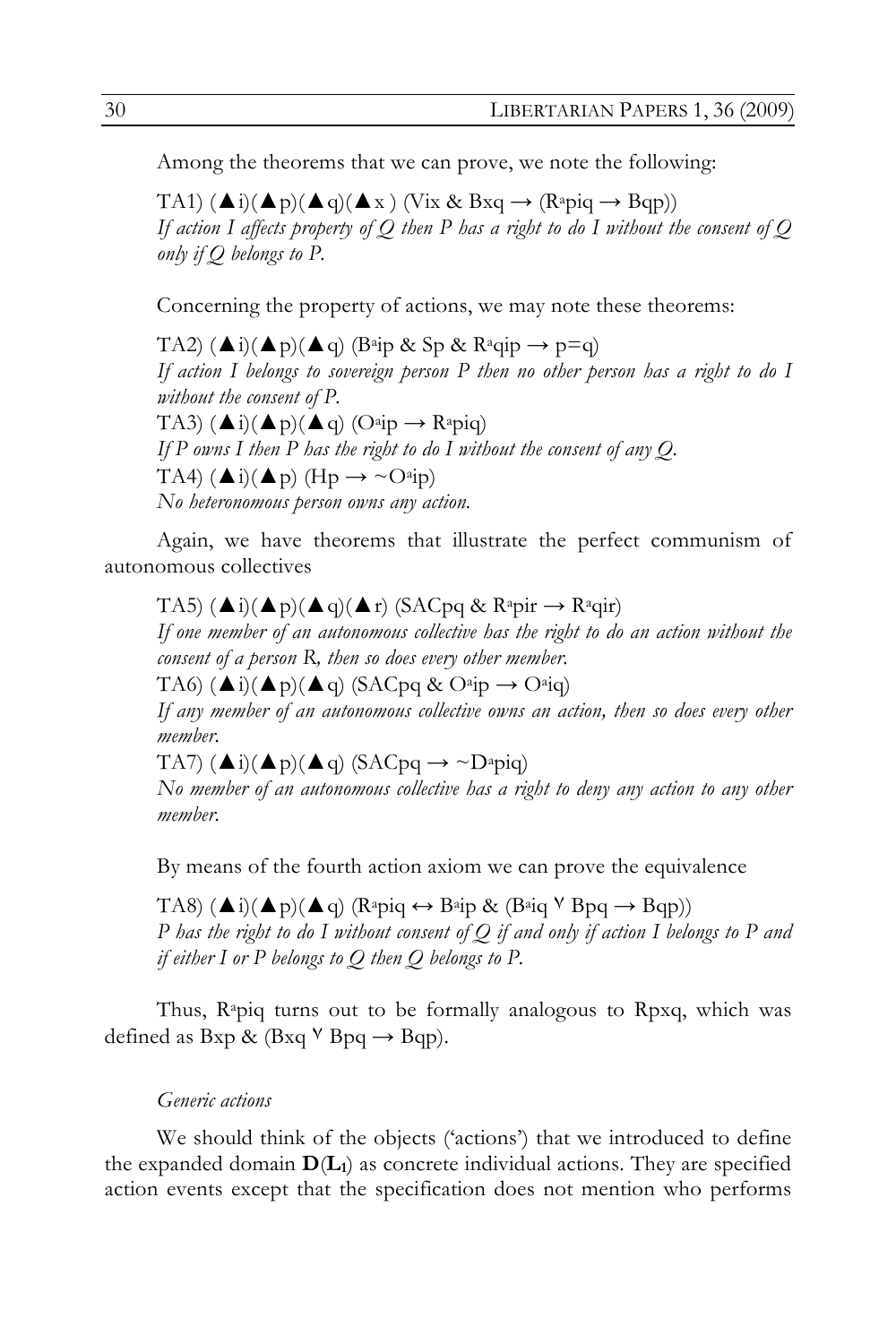Among the theorems that we can prove, we note the following:

TA1) $(\blacktriangle i)(\blacktriangle p)(\blacktriangle q)(\blacktriangle x)$ $(Vix \,\&\, Bxq \rightarrow (R^a piq \rightarrow Bqp))$
*If action I affects property of Q then P has a right to do I without the consent of Q only if Q belongs to P.*

Concerning the property of actions, we may note these theorems:

TA2) $(\blacktriangle i)(\blacktriangle p)(\blacktriangle q)$ $(B^a ip \,\&\, Sp \,\&\, R^a qip \rightarrow p=q)$
*If action I belongs to sovereign person P then no other person has a right to do I without the consent of P.*
TA3) $(\blacktriangle i)(\blacktriangle p)(\blacktriangle q)$ $(O^a ip \rightarrow R^a piq)$
*If P owns I then P has the right to do I without the consent of any Q.*
TA4) $(\blacktriangle i)(\blacktriangle p)$ $(Hp \rightarrow \sim O^a ip)$
*No heteronomous person owns any action.*

Again, we have theorems that illustrate the perfect communism of autonomous collectives

TA5) $(\blacktriangle i)(\blacktriangle p)(\blacktriangle q)(\blacktriangle r)$ $(SACpq \,\&\, R^a pir \rightarrow R^a qir)$
*If one member of an autonomous collective has the right to do an action without the consent of a person R, then so does every other member.*
TA6) $(\blacktriangle i)(\blacktriangle p)(\blacktriangle q)$ $(SACpq \,\&\, O^a ip \rightarrow O^a iq)$
*If any member of an autonomous collective owns an action, then so does every other member.*
TA7) $(\blacktriangle i)(\blacktriangle p)(\blacktriangle q)$ $(SACpq \rightarrow \sim D^a piq)$
*No member of an autonomous collective has a right to deny any action to any other member.*

By means of the fourth action axiom we can prove the equivalence

TA8) $(\blacktriangle i)(\blacktriangle p)(\blacktriangle q)$ $(R^a piq \leftrightarrow B^a ip \,\&\, (B^a iq \vee Bpq \rightarrow Bqp))$
*P has the right to do I without consent of Q if and only if action I belongs to P and if either I or P belongs to Q then Q belongs to P.*

Thus, $R^a piq$ turns out to be formally analogous to Rpxq, which was defined as $Bxp \,\&\, (Bxq \vee Bpq \rightarrow Bqp)$.

*Generic actions*

We should think of the objects ('actions') that we introduced to define the expanded domain $\mathbf{D}(\mathbf{L_1})$ as concrete individual actions. They are specified action events except that the specification does not mention who performs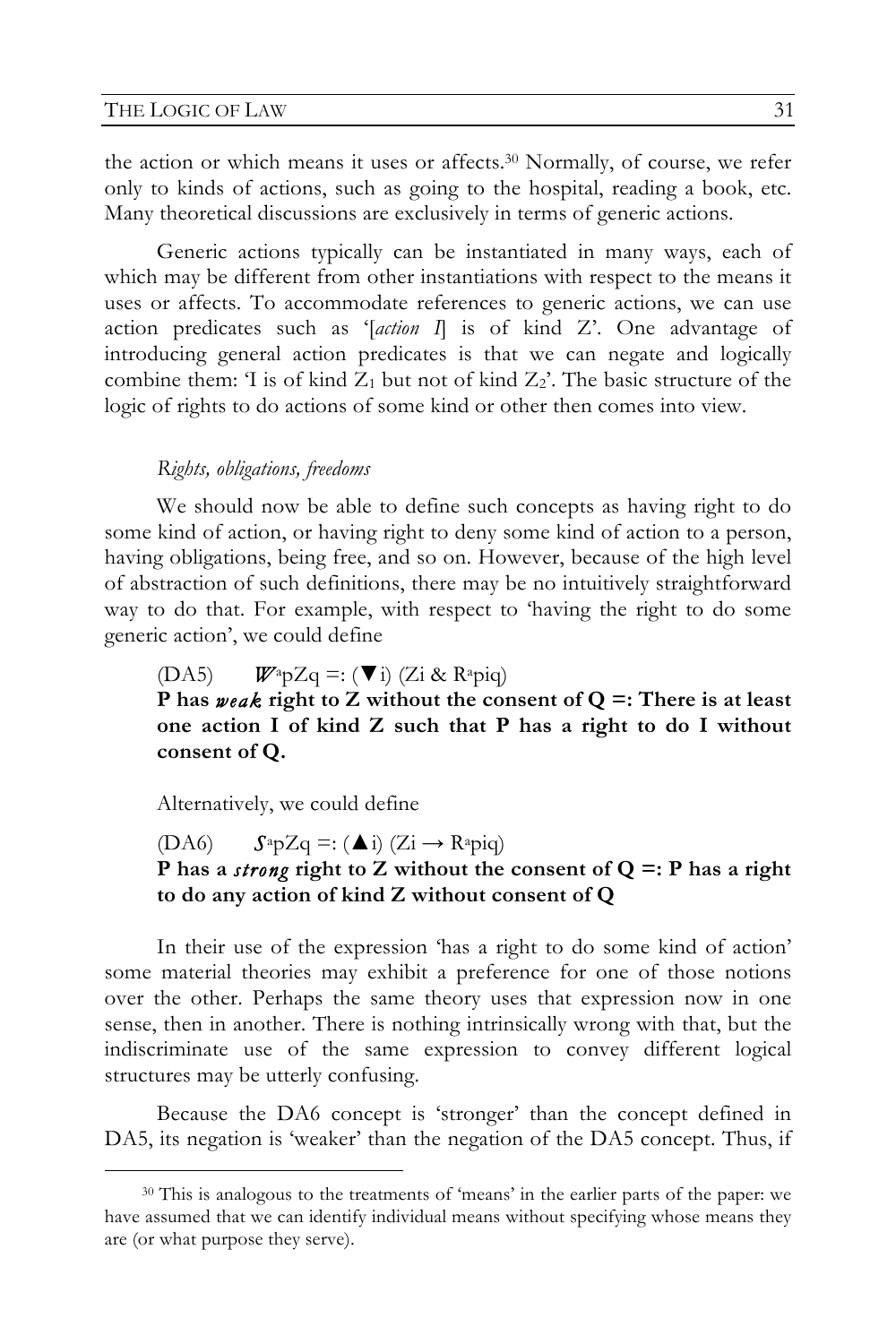the action or which means it uses or affects.[30] Normally, of course, we refer only to kinds of actions, such as going to the hospital, reading a book, etc. Many theoretical discussions are exclusively in terms of generic actions.

Generic actions typically can be instantiated in many ways, each of which may be different from other instantiations with respect to the means it uses or affects. To accommodate references to generic actions, we can use action predicates such as '[*action I*] is of kind Z'. One advantage of introducing general action predicates is that we can negate and logically combine them: 'I is of kind $Z_1$ but not of kind $Z_2$'. The basic structure of the logic of rights to do actions of some kind or other then comes into view.

*Rights, obligations, freedoms*

We should now be able to define such concepts as having right to do some kind of action, or having right to deny some kind of action to a person, having obligations, being free, and so on. However, because of the high level of abstraction of such definitions, there may be no intuitively straightforward way to do that. For example, with respect to 'having the right to do some generic action', we could define

(DA5) $\mathcal{W}^a pZq$ =: (▼i) (Zi & $R^a$piq)
**P has *weak* right to Z without the consent of Q =: There is at least one action I of kind Z such that P has a right to do I without consent of Q.**

Alternatively, we could define

(DA6) $\mathcal{S}^a pZq$ =: (▲i) (Zi → $R^a$piq)
**P has a *strong* right to Z without the consent of Q =: P has a right to do any action of kind Z without consent of Q**

In their use of the expression 'has a right to do some kind of action' some material theories may exhibit a preference for one of those notions over the other. Perhaps the same theory uses that expression now in one sense, then in another. There is nothing intrinsically wrong with that, but the indiscriminate use of the same expression to convey different logical structures may be utterly confusing.

Because the DA6 concept is 'stronger' than the concept defined in DA5, its negation is 'weaker' than the negation of the DA5 concept. Thus, if

[30] This is analogous to the treatments of 'means' in the earlier parts of the paper: we have assumed that we can identify individual means without specifying whose means they are (or what purpose they serve).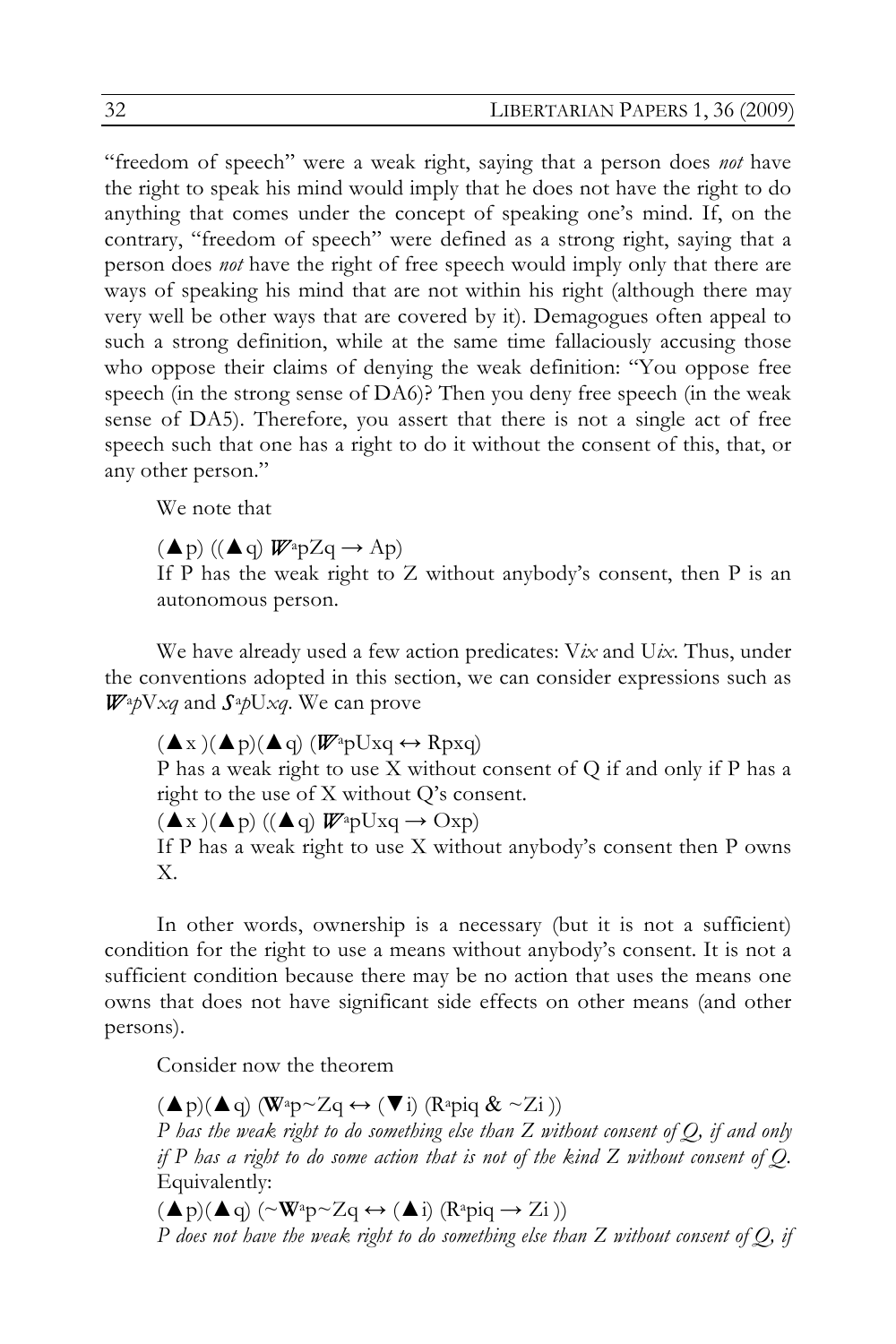"freedom of speech" were a weak right, saying that a person does *not* have the right to speak his mind would imply that he does not have the right to do anything that comes under the concept of speaking one's mind. If, on the contrary, "freedom of speech" were defined as a strong right, saying that a person does *not* have the right of free speech would imply only that there are ways of speaking his mind that are not within his right (although there may very well be other ways that are covered by it). Demagogues often appeal to such a strong definition, while at the same time fallaciously accusing those who oppose their claims of denying the weak definition: "You oppose free speech (in the strong sense of DA6)? Then you deny free speech (in the weak sense of DA5). Therefore, you assert that there is not a single act of free speech such that one has a right to do it without the consent of this, that, or any other person."

We note that

$(\blacktriangle p)\ ((\blacktriangle q)\ \mathcal{W}^a pZq \rightarrow Ap)$
If P has the weak right to Z without anybody's consent, then P is an autonomous person.

We have already used a few action predicates: V*ix* and U*ix*. Thus, under the conventions adopted in this section, we can consider expressions such as $\mathcal{W}^a pVxq$ and $\mathcal{S}^a pUxq$. We can prove

$(\blacktriangle x)(\blacktriangle p)(\blacktriangle q)\ (\mathcal{W}^a pUxq \leftrightarrow Rpxq)$
P has a weak right to use X without consent of Q if and only if P has a right to the use of X without Q's consent.
$(\blacktriangle x)(\blacktriangle p)\ ((\blacktriangle q)\ \mathcal{W}^a pUxq \rightarrow Oxp)$
If P has a weak right to use X without anybody's consent then P owns X.

In other words, ownership is a necessary (but it is not a sufficient) condition for the right to use a means without anybody's consent. It is not a sufficient condition because there may be no action that uses the means one owns that does not have significant side effects on other means (and other persons).

Consider now the theorem

$(\blacktriangle p)(\blacktriangle q)\ (\mathbf{W}^a p{\sim}Zq \leftrightarrow (\blacktriangledown i)\ (R^a piq\ \&\ {\sim}Zi\ ))$
*P has the weak right to do something else than Z without consent of Q, if and only if P has a right to do some action that is not of the kind Z without consent of Q.*
Equivalently:
$(\blacktriangle p)(\blacktriangle q)\ ({\sim}\mathbf{W}^a p{\sim}Zq \leftrightarrow (\blacktriangle i)\ (R^a piq \rightarrow Zi\ ))$
*P does not have the weak right to do something else than Z without consent of Q, if*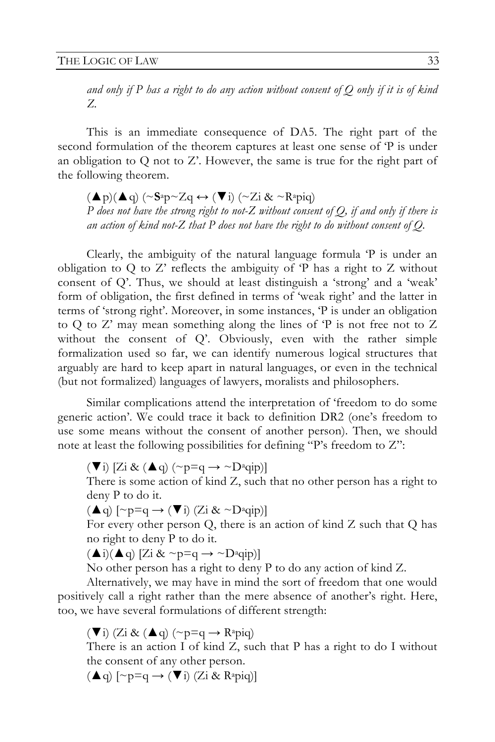*and only if P has a right to do any action without consent of Q only if it is of kind Z.*

This is an immediate consequence of DA5. The right part of the second formulation of the theorem captures at least one sense of 'P is under an obligation to Q not to Z'. However, the same is true for the right part of the following theorem.

(▲p)(▲q) (~**S**$^a$p~Zq ↔ (▼i) (~Zi & ~R$^a$piq)

*P does not have the strong right to not-Z without consent of Q, if and only if there is an action of kind not-Z that P does not have the right to do without consent of Q.*

Clearly, the ambiguity of the natural language formula 'P is under an obligation to Q to Z' reflects the ambiguity of 'P has a right to Z without consent of Q'. Thus, we should at least distinguish a 'strong' and a 'weak' form of obligation, the first defined in terms of 'weak right' and the latter in terms of 'strong right'. Moreover, in some instances, 'P is under an obligation to Q to Z' may mean something along the lines of 'P is not free not to Z without the consent of Q'. Obviously, even with the rather simple formalization used so far, we can identify numerous logical structures that arguably are hard to keep apart in natural languages, or even in the technical (but not formalized) languages of lawyers, moralists and philosophers.

Similar complications attend the interpretation of 'freedom to do some generic action'. We could trace it back to definition DR2 (one's freedom to use some means without the consent of another person). Then, we should note at least the following possibilities for defining "P's freedom to Z":

(▼i) [Zi & (▲q) (~p=q → ~D$^a$qip)]

There is some action of kind Z, such that no other person has a right to deny P to do it.

(▲q) [~p=q → (▼i) (Zi & ~D$^a$qip)]

For every other person Q, there is an action of kind Z such that Q has no right to deny P to do it.

(▲i)(▲q) [Zi & ~p=q → ~D$^a$qip)]

No other person has a right to deny P to do any action of kind Z.

Alternatively, we may have in mind the sort of freedom that one would positively call a right rather than the mere absence of another's right. Here, too, we have several formulations of different strength:

(▼i) (Zi & (▲q) (~p=q → R$^a$piq)

There is an action I of kind Z, such that P has a right to do I without the consent of any other person.

(▲q) [~p=q → (▼i) (Zi & R$^a$piq)]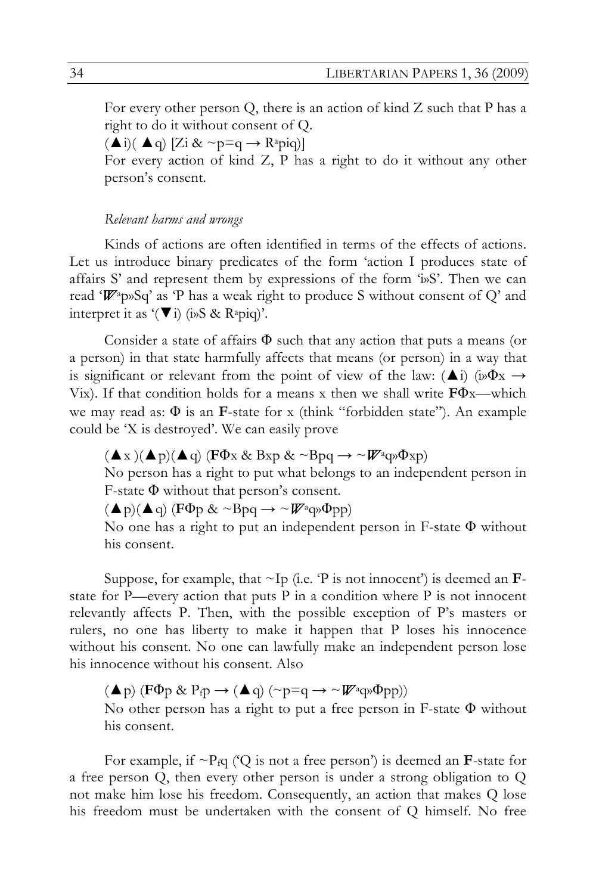For every other person Q, there is an action of kind Z such that P has a right to do it without consent of Q.

$(\blacktriangle i)(\blacktriangle q)$ [$Zi$ & $\sim p{=}q \rightarrow R^a piq$)]

For every action of kind Z, P has a right to do it without any other person's consent.

*Relevant harms and wrongs*

Kinds of actions are often identified in terms of the effects of actions. Let us introduce binary predicates of the form 'action I produces state of affairs S' and represent them by expressions of the form 'i»S'. Then we can read '$\mathcal{W}^a$p»Sq' as 'P has a weak right to produce S without consent of Q' and interpret it as '$(\blacktriangledown i)$ (i»S & $R^a piq$)'.

Consider a state of affairs $\Phi$ such that any action that puts a means (or a person) in that state harmfully affects that means (or person) in a way that is significant or relevant from the point of view of the law: $(\blacktriangle i)$ (i»$\Phi$x $\rightarrow$ Vix). If that condition holds for a means x then we shall write **F**$\Phi$x—which we may read as: $\Phi$ is an **F**-state for x (think "forbidden state"). An example could be 'X is destroyed'. We can easily prove

$(\blacktriangle x)(\blacktriangle p)(\blacktriangle q)$ (**F**$\Phi$x & Bxp & $\sim$Bpq $\rightarrow$ $\sim\mathcal{W}^a$q»$\Phi$xp)

No person has a right to put what belongs to an independent person in F-state $\Phi$ without that person's consent.

$(\blacktriangle p)(\blacktriangle q)$ (**F**$\Phi$p & $\sim$Bpq $\rightarrow$ $\sim\mathcal{W}^a$q»$\Phi$pp)

No one has a right to put an independent person in F-state $\Phi$ without his consent.

Suppose, for example, that $\sim$Ip (i.e. 'P is not innocent') is deemed an **F**-state for P—every action that puts P in a condition where P is not innocent relevantly affects P. Then, with the possible exception of P's masters or rulers, no one has liberty to make it happen that P loses his innocence without his consent. No one can lawfully make an independent person lose his innocence without his consent. Also

$(\blacktriangle p)$ (**F**$\Phi$p & $P_f$p $\rightarrow$ $(\blacktriangle q)$ ($\sim p{=}q$ $\rightarrow$ $\sim\mathcal{W}^a$q»$\Phi$pp))

No other person has a right to put a free person in F-state $\Phi$ without his consent.

For example, if $\sim P_f$q ('Q is not a free person') is deemed an **F**-state for a free person Q, then every other person is under a strong obligation to Q not make him lose his freedom. Consequently, an action that makes Q lose his freedom must be undertaken with the consent of Q himself. No free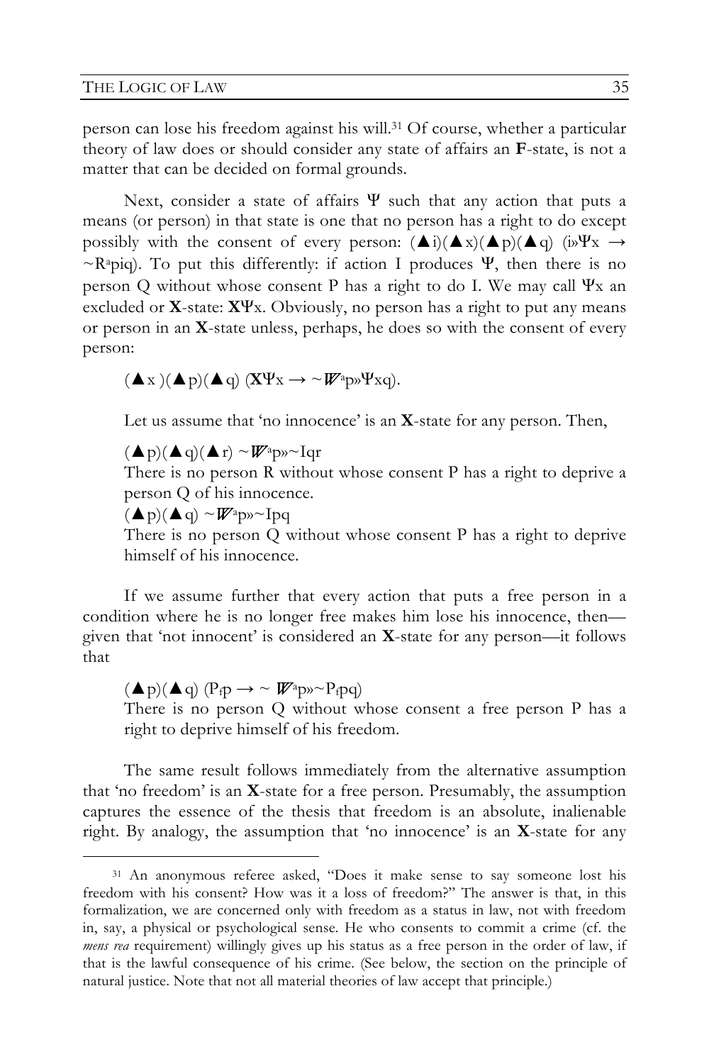person can lose his freedom against his will.[31] Of course, whether a particular theory of law does or should consider any state of affairs an **F**-state, is not a matter that can be decided on formal grounds.

Next, consider a state of affairs Ψ such that any action that puts a means (or person) in that state is one that no person has a right to do except possibly with the consent of every person: (▲i)(▲x)(▲p)(▲q) (i»Ψx → ~R$^{a}$piq). To put this differently: if action I produces Ψ, then there is no person Q without whose consent P has a right to do I. We may call Ψx an excluded or **X**-state: **X**Ψx. Obviously, no person has a right to put any means or person in an **X**-state unless, perhaps, he does so with the consent of every person:

(▲x )(▲p)(▲q) (**X**Ψx → ~*W*$^{a}$p»Ψxq).

Let us assume that 'no innocence' is an **X**-state for any person. Then,

(▲p)(▲q)(▲r) ~*W*$^{a}$p»~Iqr
There is no person R without whose consent P has a right to deprive a person Q of his innocence.
(▲p)(▲q) ~*W*$^{a}$p»~Ipq
There is no person Q without whose consent P has a right to deprive himself of his innocence.

If we assume further that every action that puts a free person in a condition where he is no longer free makes him lose his innocence, then—given that 'not innocent' is considered an **X**-state for any person—it follows that

(▲p)(▲q) ($P_f$p → ~ *W*$^{a}$p»~$P_f$pq)
There is no person Q without whose consent a free person P has a right to deprive himself of his freedom.

The same result follows immediately from the alternative assumption that 'no freedom' is an **X**-state for a free person. Presumably, the assumption captures the essence of the thesis that freedom is an absolute, inalienable right. By analogy, the assumption that 'no innocence' is an **X**-state for any

---

[31] An anonymous referee asked, "Does it make sense to say someone lost his freedom with his consent? How was it a loss of freedom?" The answer is that, in this formalization, we are concerned only with freedom as a status in law, not with freedom in, say, a physical or psychological sense. He who consents to commit a crime (cf. the *mens rea* requirement) willingly gives up his status as a free person in the order of law, if that is the lawful consequence of his crime. (See below, the section on the principle of natural justice. Note that not all material theories of law accept that principle.)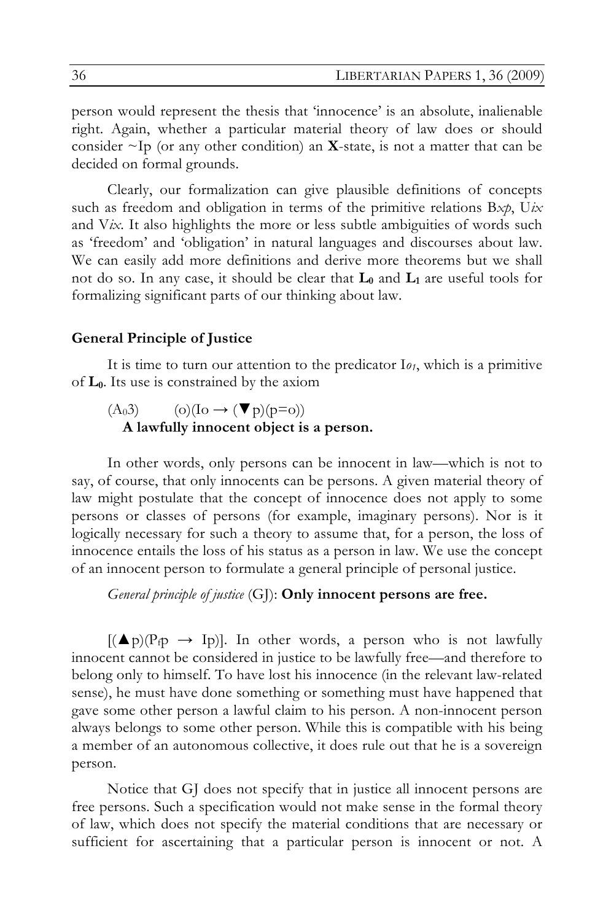person would represent the thesis that 'innocence' is an absolute, inalienable right. Again, whether a particular material theory of law does or should consider $\sim$Ip (or any other condition) an **X**-state, is not a matter that can be decided on formal grounds.

Clearly, our formalization can give plausible definitions of concepts such as freedom and obligation in terms of the primitive relations B*xp*, U*ix* and V*ix*. It also highlights the more or less subtle ambiguities of words such as 'freedom' and 'obligation' in natural languages and discourses about law. We can easily add more definitions and derive more theorems but we shall not do so. In any case, it should be clear that $\mathbf{L_0}$ and $\mathbf{L_1}$ are useful tools for formalizing significant parts of our thinking about law.

### General Principle of Justice

It is time to turn our attention to the predicator I*o₁*, which is a primitive of $\mathbf{L_0}$. Its use is constrained by the axiom

($A_03$) $\quad (o)(Io \rightarrow (\blacktriangledown p)(p=o))$
**A lawfully innocent object is a person.**

In other words, only persons can be innocent in law—which is not to say, of course, that only innocents can be persons. A given material theory of law might postulate that the concept of innocence does not apply to some persons or classes of persons (for example, imaginary persons). Nor is it logically necessary for such a theory to assume that, for a person, the loss of innocence entails the loss of his status as a person in law. We use the concept of an innocent person to formulate a general principle of personal justice.

*General principle of justice* (GJ): **Only innocent persons are free.**

$[(\blacktriangle p)(P_f p \rightarrow Ip)]$. In other words, a person who is not lawfully innocent cannot be considered in justice to be lawfully free—and therefore to belong only to himself. To have lost his innocence (in the relevant law-related sense), he must have done something or something must have happened that gave some other person a lawful claim to his person. A non-innocent person always belongs to some other person. While this is compatible with his being a member of an autonomous collective, it does rule out that he is a sovereign person.

Notice that GJ does not specify that in justice all innocent persons are free persons. Such a specification would not make sense in the formal theory of law, which does not specify the material conditions that are necessary or sufficient for ascertaining that a particular person is innocent or not. A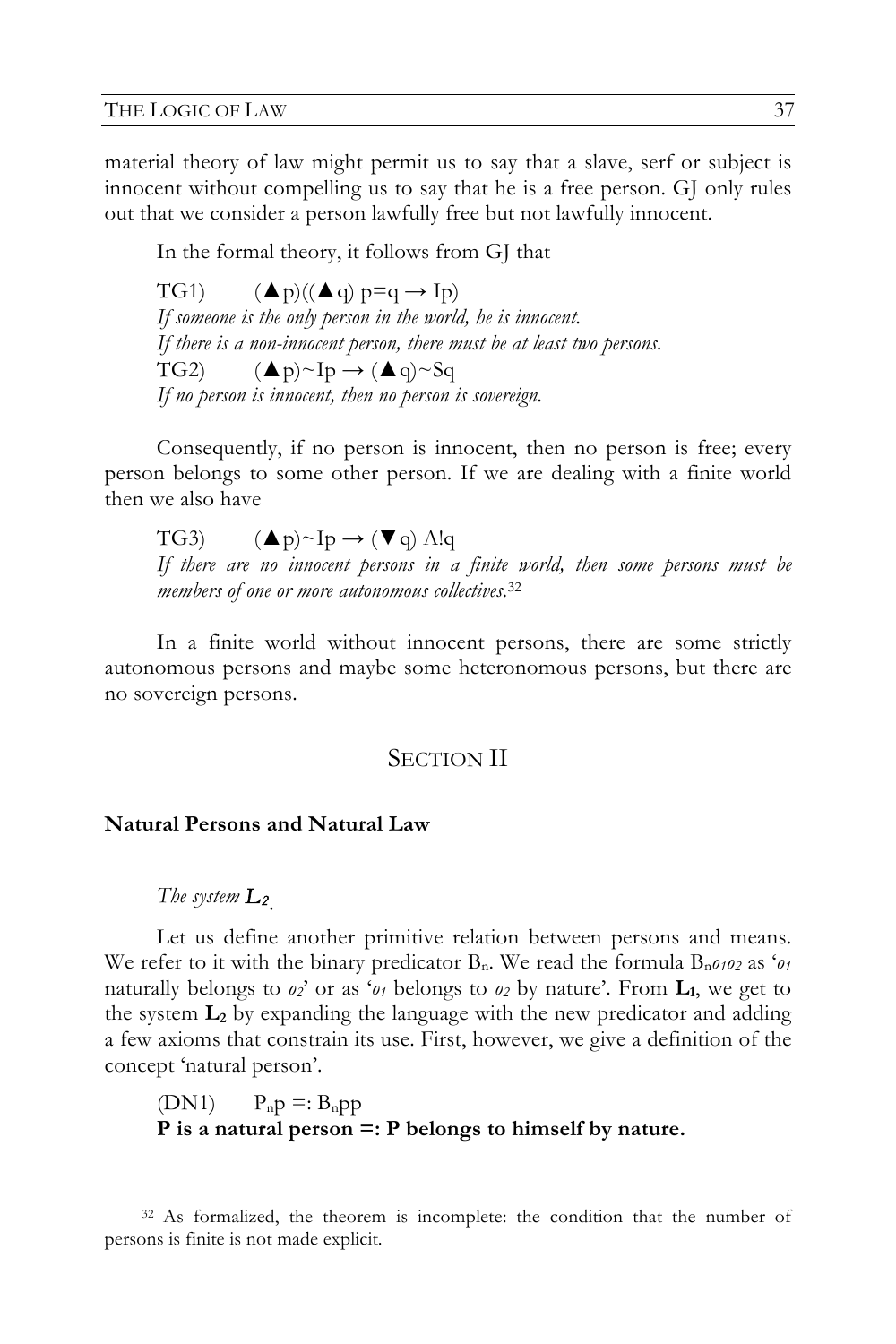material theory of law might permit us to say that a slave, serf or subject is innocent without compelling us to say that he is a free person. GJ only rules out that we consider a person lawfully free but not lawfully innocent.

In the formal theory, it follows from GJ that

TG1) $(\blacktriangle p)((\blacktriangle q)\ p{=}q \rightarrow Ip)$
*If someone is the only person in the world, he is innocent.*
*If there is a non-innocent person, there must be at least two persons.*
TG2) $(\blacktriangle p){\sim}Ip \rightarrow (\blacktriangle q){\sim}Sq$
*If no person is innocent, then no person is sovereign.*

Consequently, if no person is innocent, then no person is free; every person belongs to some other person. If we are dealing with a finite world then we also have

TG3) $(\blacktriangle p){\sim}Ip \rightarrow (\blacktriangledown q)\ A!q$
*If there are no innocent persons in a finite world, then some persons must be members of one or more autonomous collectives.*[32]

In a finite world without innocent persons, there are some strictly autonomous persons and maybe some heteronomous persons, but there are no sovereign persons.

## SECTION II

### Natural Persons and Natural Law

*The system* $\boldsymbol{L_2}$.

Let us define another primitive relation between persons and means. We refer to it with the binary predicator $B_n$. We read the formula $B_n o_1 o_2$ as '$o_1$ naturally belongs to $o_2$' or as '$o_1$ belongs to $o_2$ by nature'. From $\mathbf{L_1}$, we get to the system $\mathbf{L_2}$ by expanding the language with the new predicator and adding a few axioms that constrain its use. First, however, we give a definition of the concept 'natural person'.

(DN1) $P_n p =: B_n pp$
**P is a natural person =: P belongs to himself by nature.**

[32] As formalized, the theorem is incomplete: the condition that the number of persons is finite is not made explicit.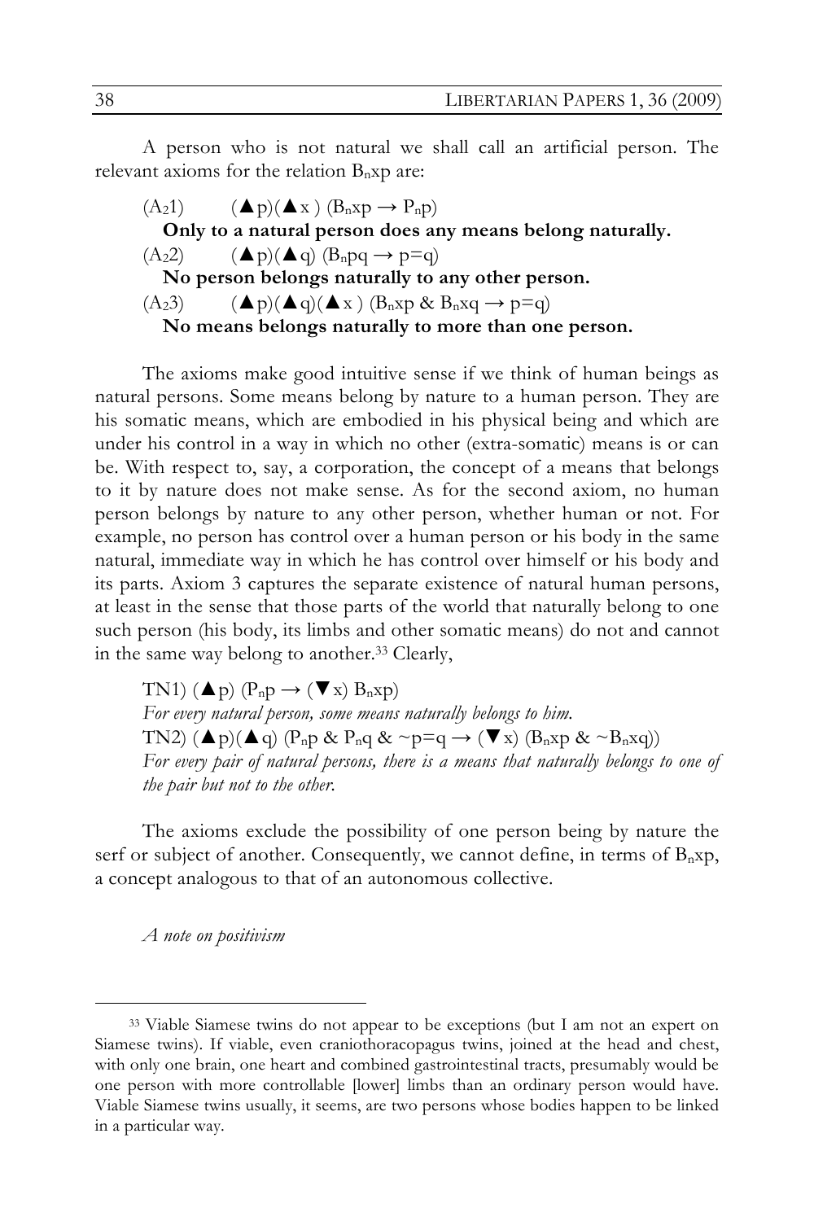A person who is not natural we shall call an artificial person. The relevant axioms for the relation $B_nxp$ are:

($A_2$1) $(\blacktriangle p)(\blacktriangle x)\ (B_nxp \rightarrow P_np)$

**Only to a natural person does any means belong naturally.**

($A_2$2) $(\blacktriangle p)(\blacktriangle q)\ (B_npq \rightarrow p=q)$

**No person belongs naturally to any other person.**

($A_2$3) $(\blacktriangle p)(\blacktriangle q)(\blacktriangle x)\ (B_nxp\ \&\ B_nxq \rightarrow p=q)$

**No means belongs naturally to more than one person.**

The axioms make good intuitive sense if we think of human beings as natural persons. Some means belong by nature to a human person. They are his somatic means, which are embodied in his physical being and which are under his control in a way in which no other (extra-somatic) means is or can be. With respect to, say, a corporation, the concept of a means that belongs to it by nature does not make sense. As for the second axiom, no human person belongs by nature to any other person, whether human or not. For example, no person has control over a human person or his body in the same natural, immediate way in which he has control over himself or his body and its parts. Axiom 3 captures the separate existence of natural human persons, at least in the sense that those parts of the world that naturally belong to one such person (his body, its limbs and other somatic means) do not and cannot in the same way belong to another.[33] Clearly,

TN1) $(\blacktriangle p)\ (P_np \rightarrow (\blacktriangledown x)\ B_nxp)$

*For every natural person, some means naturally belongs to him.*

TN2) $(\blacktriangle p)(\blacktriangle q)\ (P_np\ \&\ P_nq\ \&\ {\sim}p=q \rightarrow (\blacktriangledown x)\ (B_nxp\ \&\ {\sim}B_nxq))$

*For every pair of natural persons, there is a means that naturally belongs to one of the pair but not to the other.*

The axioms exclude the possibility of one person being by nature the serf or subject of another. Consequently, we cannot define, in terms of $B_nxp$, a concept analogous to that of an autonomous collective.

*A note on positivism*

[33] Viable Siamese twins do not appear to be exceptions (but I am not an expert on Siamese twins). If viable, even craniothoracopagus twins, joined at the head and chest, with only one brain, one heart and combined gastrointestinal tracts, presumably would be one person with more controllable [lower] limbs than an ordinary person would have. Viable Siamese twins usually, it seems, are two persons whose bodies happen to be linked in a particular way.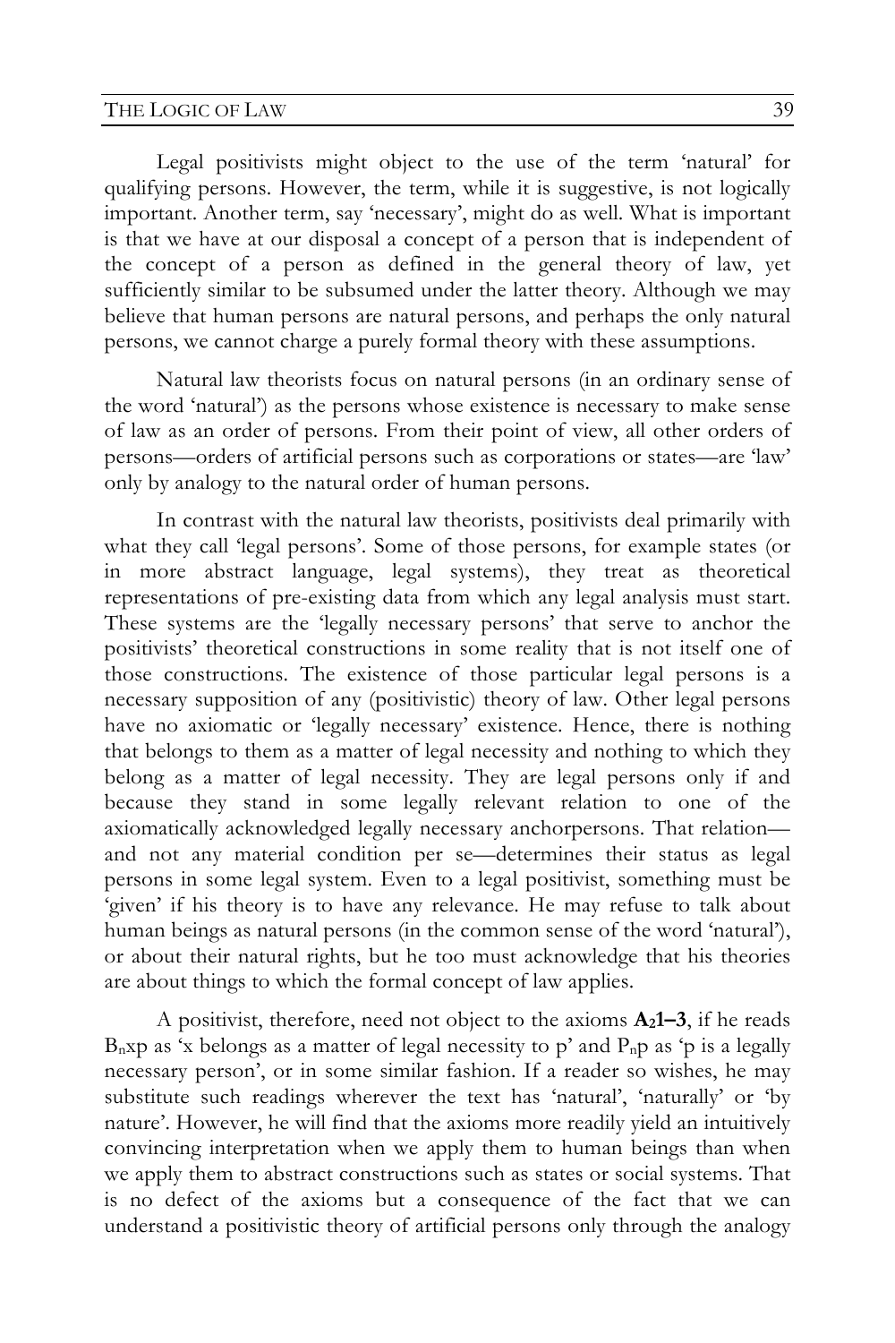Legal positivists might object to the use of the term 'natural' for qualifying persons. However, the term, while it is suggestive, is not logically important. Another term, say 'necessary', might do as well. What is important is that we have at our disposal a concept of a person that is independent of the concept of a person as defined in the general theory of law, yet sufficiently similar to be subsumed under the latter theory. Although we may believe that human persons are natural persons, and perhaps the only natural persons, we cannot charge a purely formal theory with these assumptions.

Natural law theorists focus on natural persons (in an ordinary sense of the word 'natural') as the persons whose existence is necessary to make sense of law as an order of persons. From their point of view, all other orders of persons—orders of artificial persons such as corporations or states—are 'law' only by analogy to the natural order of human persons.

In contrast with the natural law theorists, positivists deal primarily with what they call 'legal persons'. Some of those persons, for example states (or in more abstract language, legal systems), they treat as theoretical representations of pre-existing data from which any legal analysis must start. These systems are the 'legally necessary persons' that serve to anchor the positivists' theoretical constructions in some reality that is not itself one of those constructions. The existence of those particular legal persons is a necessary supposition of any (positivistic) theory of law. Other legal persons have no axiomatic or 'legally necessary' existence. Hence, there is nothing that belongs to them as a matter of legal necessity and nothing to which they belong as a matter of legal necessity. They are legal persons only if and because they stand in some legally relevant relation to one of the axiomatically acknowledged legally necessary anchorpersons. That relation—and not any material condition per se—determines their status as legal persons in some legal system. Even to a legal positivist, something must be 'given' if his theory is to have any relevance. He may refuse to talk about human beings as natural persons (in the common sense of the word 'natural'), or about their natural rights, but he too must acknowledge that his theories are about things to which the formal concept of law applies.

A positivist, therefore, need not object to the axioms **$A_2$1–3**, if he reads $B_nxp$ as 'x belongs as a matter of legal necessity to p' and $P_np$ as 'p is a legally necessary person', or in some similar fashion. If a reader so wishes, he may substitute such readings wherever the text has 'natural', 'naturally' or 'by nature'. However, he will find that the axioms more readily yield an intuitively convincing interpretation when we apply them to human beings than when we apply them to abstract constructions such as states or social systems. That is no defect of the axioms but a consequence of the fact that we can understand a positivistic theory of artificial persons only through the analogy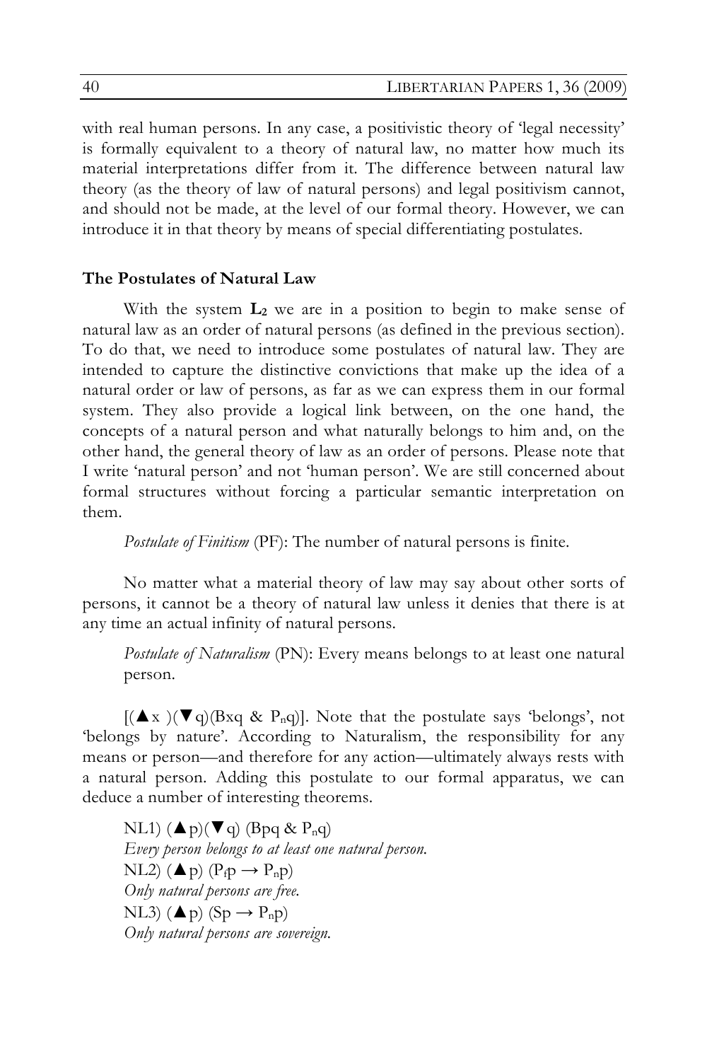with real human persons. In any case, a positivistic theory of 'legal necessity' is formally equivalent to a theory of natural law, no matter how much its material interpretations differ from it. The difference between natural law theory (as the theory of law of natural persons) and legal positivism cannot, and should not be made, at the level of our formal theory. However, we can introduce it in that theory by means of special differentiating postulates.

### The Postulates of Natural Law

With the system $\mathbf{L_2}$ we are in a position to begin to make sense of natural law as an order of natural persons (as defined in the previous section). To do that, we need to introduce some postulates of natural law. They are intended to capture the distinctive convictions that make up the idea of a natural order or law of persons, as far as we can express them in our formal system. They also provide a logical link between, on the one hand, the concepts of a natural person and what naturally belongs to him and, on the other hand, the general theory of law as an order of persons. Please note that I write 'natural person' and not 'human person'. We are still concerned about formal structures without forcing a particular semantic interpretation on them.

*Postulate of Finitism* (PF): The number of natural persons is finite.

No matter what a material theory of law may say about other sorts of persons, it cannot be a theory of natural law unless it denies that there is at any time an actual infinity of natural persons.

*Postulate of Naturalism* (PN): Every means belongs to at least one natural person.

$[(\blacktriangle x)(\blacktriangledown q)(Bxq \ \& \ P_nq)]$. Note that the postulate says 'belongs', not 'belongs by nature'. According to Naturalism, the responsibility for any means or person—and therefore for any action—ultimately always rests with a natural person. Adding this postulate to our formal apparatus, we can deduce a number of interesting theorems.

NL1) $(\blacktriangle p)(\blacktriangledown q)\ (Bpq \ \& \ P_nq)$
*Every person belongs to at least one natural person.*
NL2) $(\blacktriangle p)\ (P_fp \rightarrow P_np)$
*Only natural persons are free.*
NL3) $(\blacktriangle p)\ (Sp \rightarrow P_np)$
*Only natural persons are sovereign.*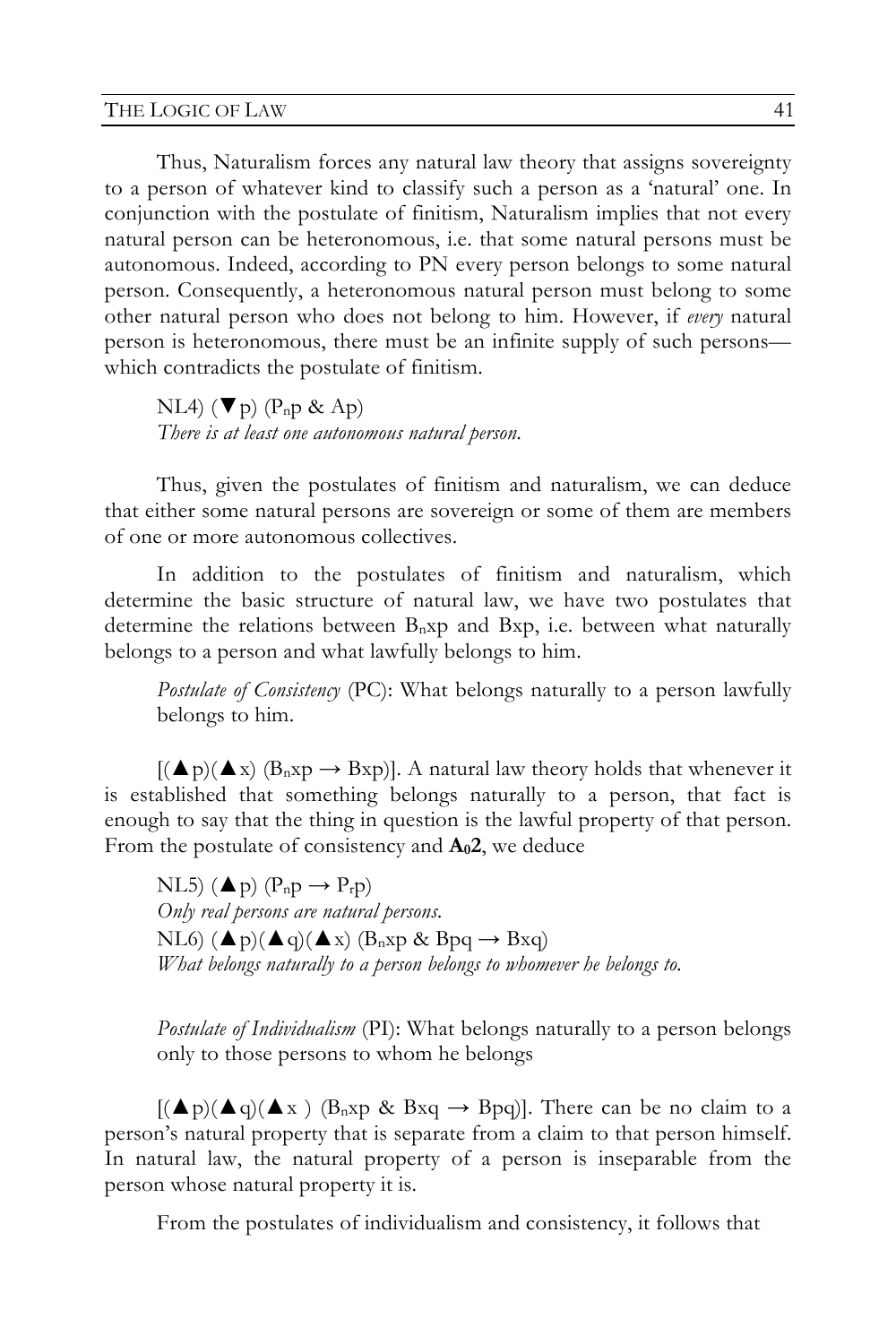Thus, Naturalism forces any natural law theory that assigns sovereignty to a person of whatever kind to classify such a person as a 'natural' one. In conjunction with the postulate of finitism, Naturalism implies that not every natural person can be heteronomous, i.e. that some natural persons must be autonomous. Indeed, according to PN every person belongs to some natural person. Consequently, a heteronomous natural person must belong to some other natural person who does not belong to him. However, if *every* natural person is heteronomous, there must be an infinite supply of such persons—which contradicts the postulate of finitism.

NL4) $(\blacktriangledown p)\ (P_n p \ \&\ Ap)$
*There is at least one autonomous natural person.*

Thus, given the postulates of finitism and naturalism, we can deduce that either some natural persons are sovereign or some of them are members of one or more autonomous collectives.

In addition to the postulates of finitism and naturalism, which determine the basic structure of natural law, we have two postulates that determine the relations between $B_n xp$ and $Bxp$, i.e. between what naturally belongs to a person and what lawfully belongs to him.

*Postulate of Consistency* (PC): What belongs naturally to a person lawfully belongs to him.

$[(\blacktriangle p)(\blacktriangle x)\ (B_n xp \rightarrow Bxp)]$. A natural law theory holds that whenever it is established that something belongs naturally to a person, that fact is enough to say that the thing in question is the lawful property of that person. From the postulate of consistency and $\mathbf{A_0 2}$, we deduce

NL5) $(\blacktriangle p)\ (P_n p \rightarrow P_r p)$
*Only real persons are natural persons.*
NL6) $(\blacktriangle p)(\blacktriangle q)(\blacktriangle x)\ (B_n xp \ \&\ Bpq \rightarrow Bxq)$
*What belongs naturally to a person belongs to whomever he belongs to.*

*Postulate of Individualism* (PI): What belongs naturally to a person belongs only to those persons to whom he belongs

$[(\blacktriangle p)(\blacktriangle q)(\blacktriangle x)\ (B_n xp \ \&\ Bxq \rightarrow Bpq)]$. There can be no claim to a person's natural property that is separate from a claim to that person himself. In natural law, the natural property of a person is inseparable from the person whose natural property it is.

From the postulates of individualism and consistency, it follows that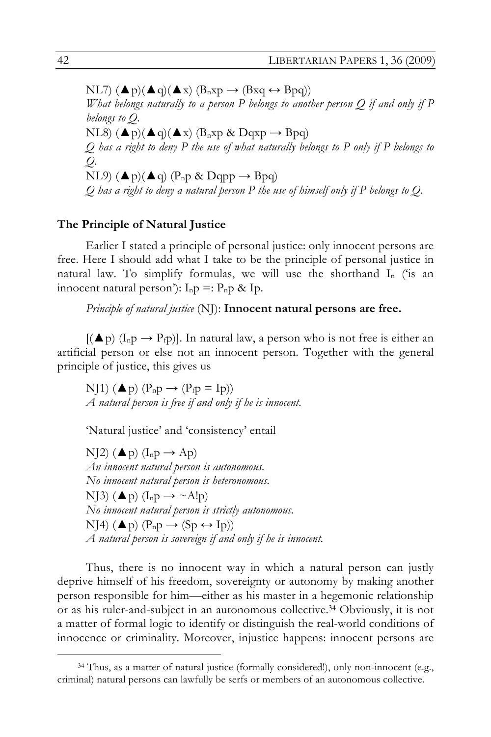NL7) $(\blacktriangle p)(\blacktriangle q)(\blacktriangle x)\ (B_n xp \rightarrow (Bxq \leftrightarrow Bpq))$

*What belongs naturally to a person P belongs to another person Q if and only if P belongs to Q.*

NL8) $(\blacktriangle p)(\blacktriangle q)(\blacktriangle x)\ (B_n xp\ \&\ Dqxp \rightarrow Bpq)$

*Q has a right to deny P the use of what naturally belongs to P only if P belongs to Q.*

NL9) $(\blacktriangle p)(\blacktriangle q)\ (P_n p\ \&\ Dqpp \rightarrow Bpq)$

*Q has a right to deny a natural person P the use of himself only if P belongs to Q.*

**The Principle of Natural Justice**

Earlier I stated a principle of personal justice: only innocent persons are free. Here I should add what I take to be the principle of personal justice in natural law. To simplify formulas, we will use the shorthand $I_n$ ('is an innocent natural person'): $I_n p =: P_n p\ \&\ Ip$.

*Principle of natural justice* (NJ): **Innocent natural persons are free.**

$[(\blacktriangle p)\ (I_n p \rightarrow P_f p)]$. In natural law, a person who is not free is either an artificial person or else not an innocent person. Together with the general principle of justice, this gives us

NJ1) $(\blacktriangle p)\ (P_n p \rightarrow (P_f p = Ip))$

*A natural person is free if and only if he is innocent.*

'Natural justice' and 'consistency' entail

NJ2) $(\blacktriangle p)\ (I_n p \rightarrow Ap)$

*An innocent natural person is autonomous.*

*No innocent natural person is heteronomous.*

NJ3) $(\blacktriangle p)\ (I_n p \rightarrow \sim A!p)$

*No innocent natural person is strictly autonomous.*

NJ4) $(\blacktriangle p)\ (P_n p \rightarrow (Sp \leftrightarrow Ip))$

*A natural person is sovereign if and only if he is innocent.*

Thus, there is no innocent way in which a natural person can justly deprive himself of his freedom, sovereignty or autonomy by making another person responsible for him—either as his master in a hegemonic relationship or as his ruler-and-subject in an autonomous collective.[34] Obviously, it is not a matter of formal logic to identify or distinguish the real-world conditions of innocence or criminality. Moreover, injustice happens: innocent persons are

[34] Thus, as a matter of natural justice (formally considered!), only non-innocent (e.g., criminal) natural persons can lawfully be serfs or members of an autonomous collective.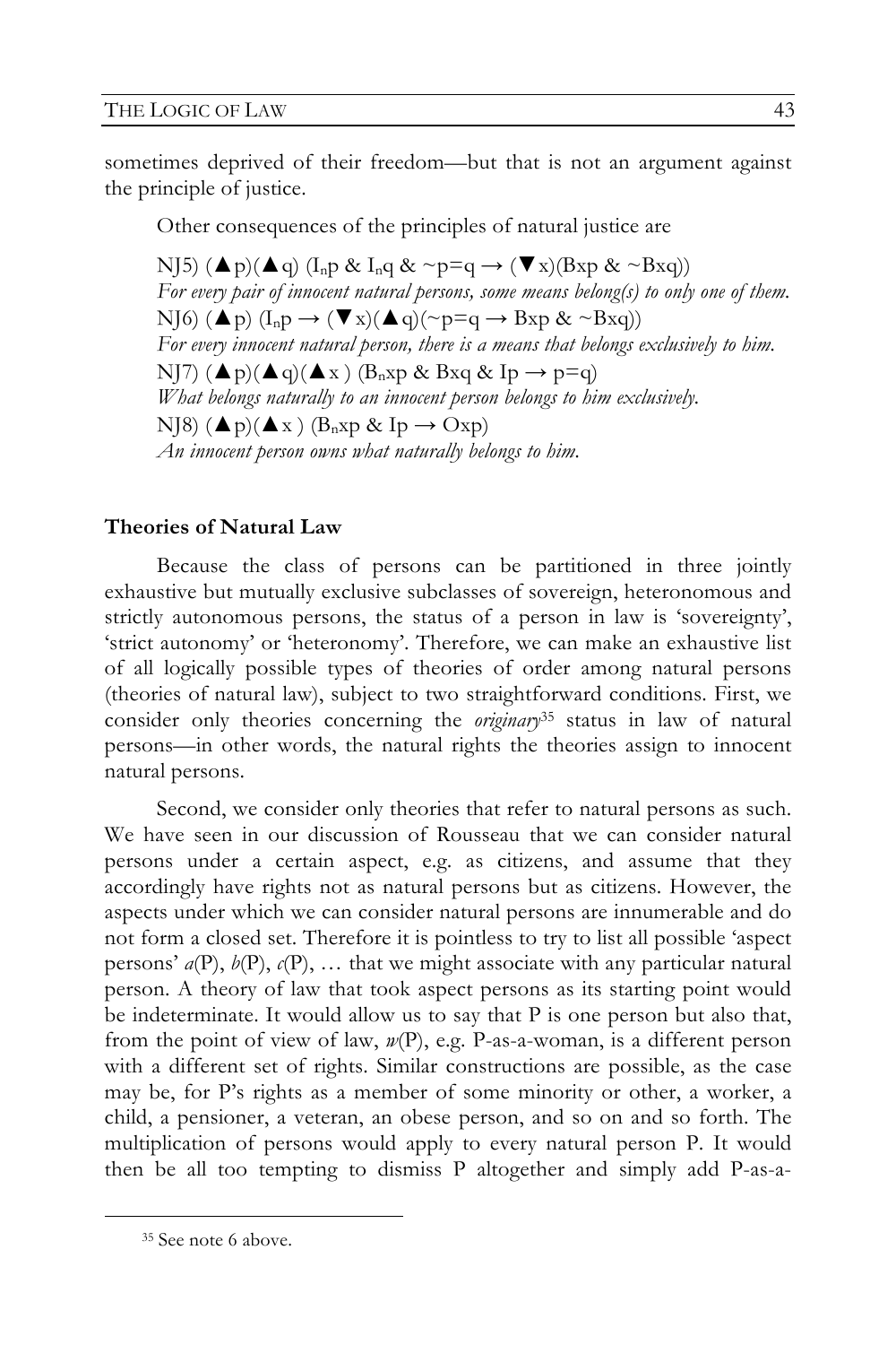sometimes deprived of their freedom—but that is not an argument against the principle of justice.

Other consequences of the principles of natural justice are

NJ5) $(\blacktriangle p)(\blacktriangle q)$ $(I_n p \;\&\; I_n q \;\&\; {\sim}p{=}q \rightarrow (\blacktriangledown x)(Bxp \;\&\; {\sim}Bxq))$
*For every pair of innocent natural persons, some means belong(s) to only one of them.*
NJ6) $(\blacktriangle p)$ $(I_n p \rightarrow (\blacktriangledown x)(\blacktriangle q)({\sim}p{=}q \rightarrow Bxp \;\&\; {\sim}Bxq))$
*For every innocent natural person, there is a means that belongs exclusively to him.*
NJ7) $(\blacktriangle p)(\blacktriangle q)(\blacktriangle x)$ $(B_n xp \;\&\; Bxq \;\&\; Ip \rightarrow p{=}q)$
*What belongs naturally to an innocent person belongs to him exclusively.*
NJ8) $(\blacktriangle p)(\blacktriangle x)$ $(B_n xp \;\&\; Ip \rightarrow Oxp)$
*An innocent person owns what naturally belongs to him.*

**Theories of Natural Law**

Because the class of persons can be partitioned in three jointly exhaustive but mutually exclusive subclasses of sovereign, heteronomous and strictly autonomous persons, the status of a person in law is 'sovereignty', 'strict autonomy' or 'heteronomy'. Therefore, we can make an exhaustive list of all logically possible types of theories of order among natural persons (theories of natural law), subject to two straightforward conditions. First, we consider only theories concerning the *originary*[35] status in law of natural persons—in other words, the natural rights the theories assign to innocent natural persons.

Second, we consider only theories that refer to natural persons as such. We have seen in our discussion of Rousseau that we can consider natural persons under a certain aspect, e.g. as citizens, and assume that they accordingly have rights not as natural persons but as citizens. However, the aspects under which we can consider natural persons are innumerable and do not form a closed set. Therefore it is pointless to try to list all possible 'aspect persons' *a*(P), *b*(P), *c*(P), … that we might associate with any particular natural person. A theory of law that took aspect persons as its starting point would be indeterminate. It would allow us to say that P is one person but also that, from the point of view of law, *w*(P), e.g. P-as-a-woman, is a different person with a different set of rights. Similar constructions are possible, as the case may be, for P's rights as a member of some minority or other, a worker, a child, a pensioner, a veteran, an obese person, and so on and so forth. The multiplication of persons would apply to every natural person P. It would then be all too tempting to dismiss P altogether and simply add P-as-a-

[35] See note 6 above.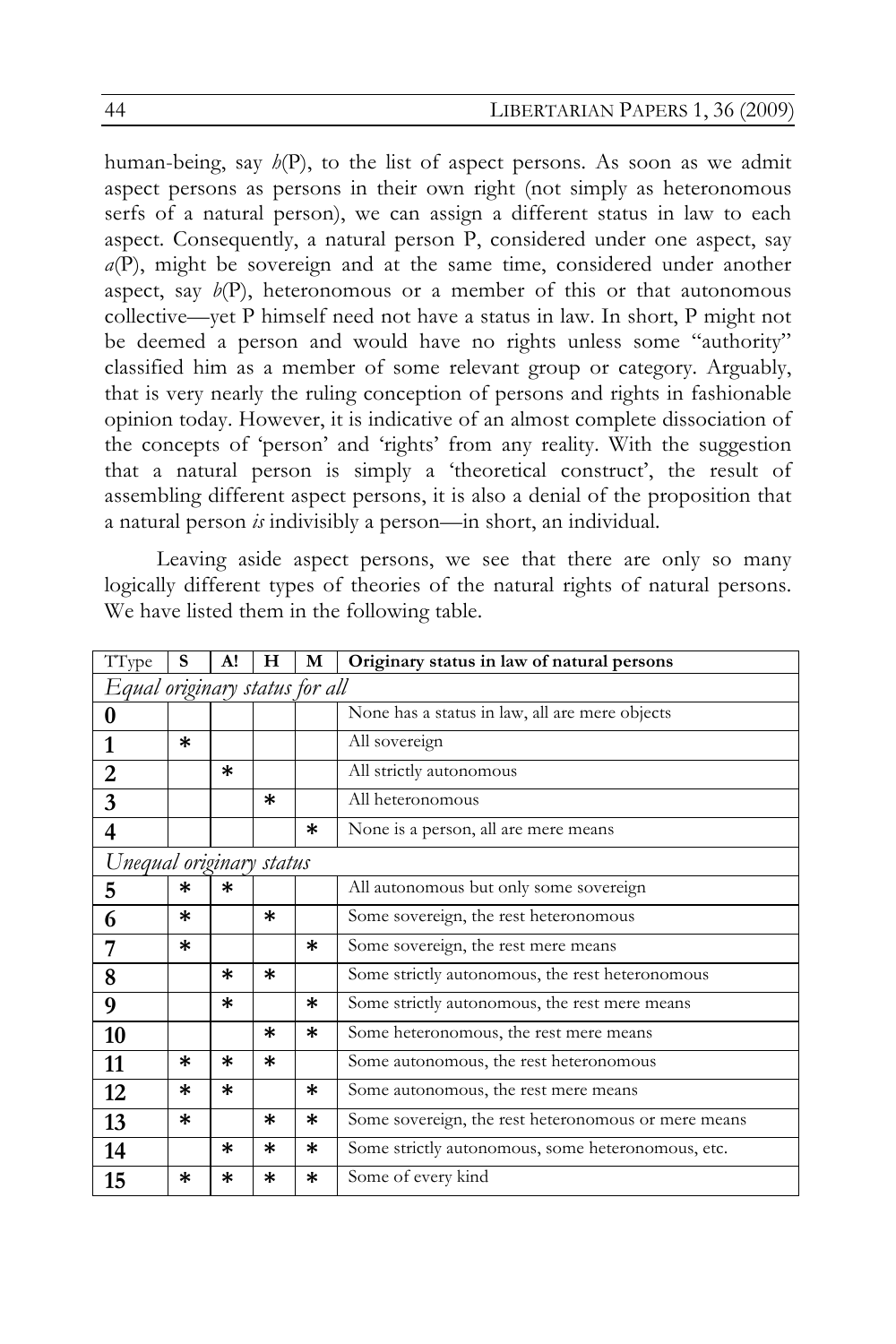human-being, say *b*(P), to the list of aspect persons. As soon as we admit aspect persons as persons in their own right (not simply as heteronomous serfs of a natural person), we can assign a different status in law to each aspect. Consequently, a natural person P, considered under one aspect, say *a*(P), might be sovereign and at the same time, considered under another aspect, say *b*(P), heteronomous or a member of this or that autonomous collective—yet P himself need not have a status in law. In short, P might not be deemed a person and would have no rights unless some "authority" classified him as a member of some relevant group or category. Arguably, that is very nearly the ruling conception of persons and rights in fashionable opinion today. However, it is indicative of an almost complete dissociation of the concepts of 'person' and 'rights' from any reality. With the suggestion that a natural person is simply a 'theoretical construct', the result of assembling different aspect persons, it is also a denial of the proposition that a natural person *is* indivisibly a person—in short, an individual.

Leaving aside aspect persons, we see that there are only so many logically different types of theories of the natural rights of natural persons. We have listed them in the following table.

| TType | S | A! | H | M | Originary status in law of natural persons |
|---|---|---|---|---|---|
| *Equal originary status for all* | | | | | |
| **0** | | | | | None has a status in law, all are mere objects |
| **1** | * | | | | All sovereign |
| **2** | | * | | | All strictly autonomous |
| **3** | | | * | | All heteronomous |
| **4** | | | | * | None is a person, all are mere means |
| *Unequal originary status* | | | | | |
| **5** | * | * | | | All autonomous but only some sovereign |
| **6** | * | | * | | Some sovereign, the rest heteronomous |
| **7** | * | | | * | Some sovereign, the rest mere means |
| **8** | | * | * | | Some strictly autonomous, the rest heteronomous |
| **9** | | * | | * | Some strictly autonomous, the rest mere means |
| **10** | | | * | * | Some heteronomous, the rest mere means |
| **11** | * | * | * | | Some autonomous, the rest heteronomous |
| **12** | * | * | | * | Some autonomous, the rest mere means |
| **13** | * | | * | * | Some sovereign, the rest heteronomous or mere means |
| **14** | | * | * | * | Some strictly autonomous, some heteronomous, etc. |
| **15** | * | * | * | * | Some of every kind |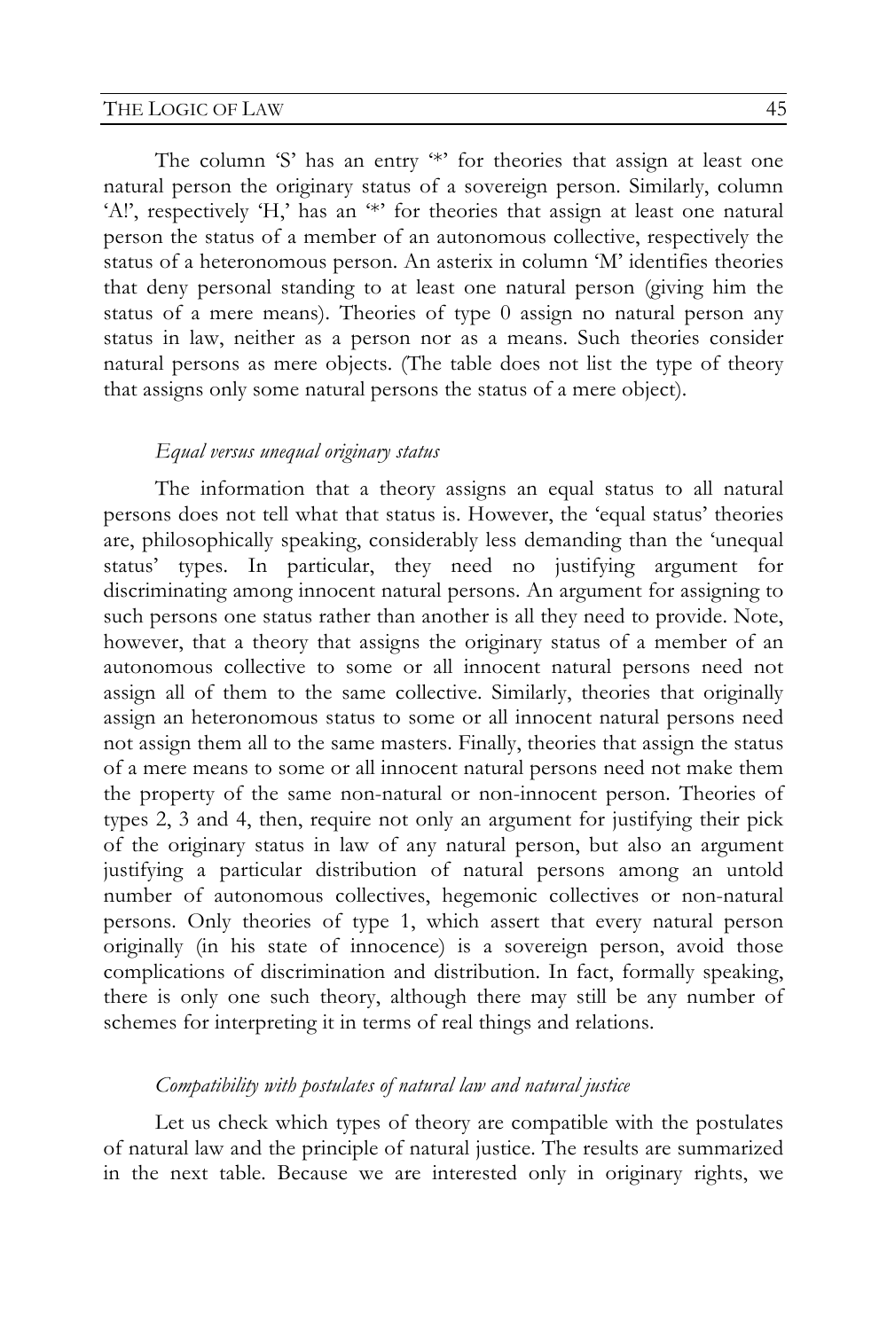The column 'S' has an entry '*' for theories that assign at least one natural person the originary status of a sovereign person. Similarly, column 'A!', respectively 'H,' has an '*' for theories that assign at least one natural person the status of a member of an autonomous collective, respectively the status of a heteronomous person. An asterix in column 'M' identifies theories that deny personal standing to at least one natural person (giving him the status of a mere means). Theories of type 0 assign no natural person any status in law, neither as a person nor as a means. Such theories consider natural persons as mere objects. (The table does not list the type of theory that assigns only some natural persons the status of a mere object).

*Equal versus unequal originary status*

The information that a theory assigns an equal status to all natural persons does not tell what that status is. However, the 'equal status' theories are, philosophically speaking, considerably less demanding than the 'unequal status' types. In particular, they need no justifying argument for discriminating among innocent natural persons. An argument for assigning to such persons one status rather than another is all they need to provide. Note, however, that a theory that assigns the originary status of a member of an autonomous collective to some or all innocent natural persons need not assign all of them to the same collective. Similarly, theories that originally assign an heteronomous status to some or all innocent natural persons need not assign them all to the same masters. Finally, theories that assign the status of a mere means to some or all innocent natural persons need not make them the property of the same non-natural or non-innocent person. Theories of types 2, 3 and 4, then, require not only an argument for justifying their pick of the originary status in law of any natural person, but also an argument justifying a particular distribution of natural persons among an untold number of autonomous collectives, hegemonic collectives or non-natural persons. Only theories of type 1, which assert that every natural person originally (in his state of innocence) is a sovereign person, avoid those complications of discrimination and distribution. In fact, formally speaking, there is only one such theory, although there may still be any number of schemes for interpreting it in terms of real things and relations.

*Compatibility with postulates of natural law and natural justice*

Let us check which types of theory are compatible with the postulates of natural law and the principle of natural justice. The results are summarized in the next table. Because we are interested only in originary rights, we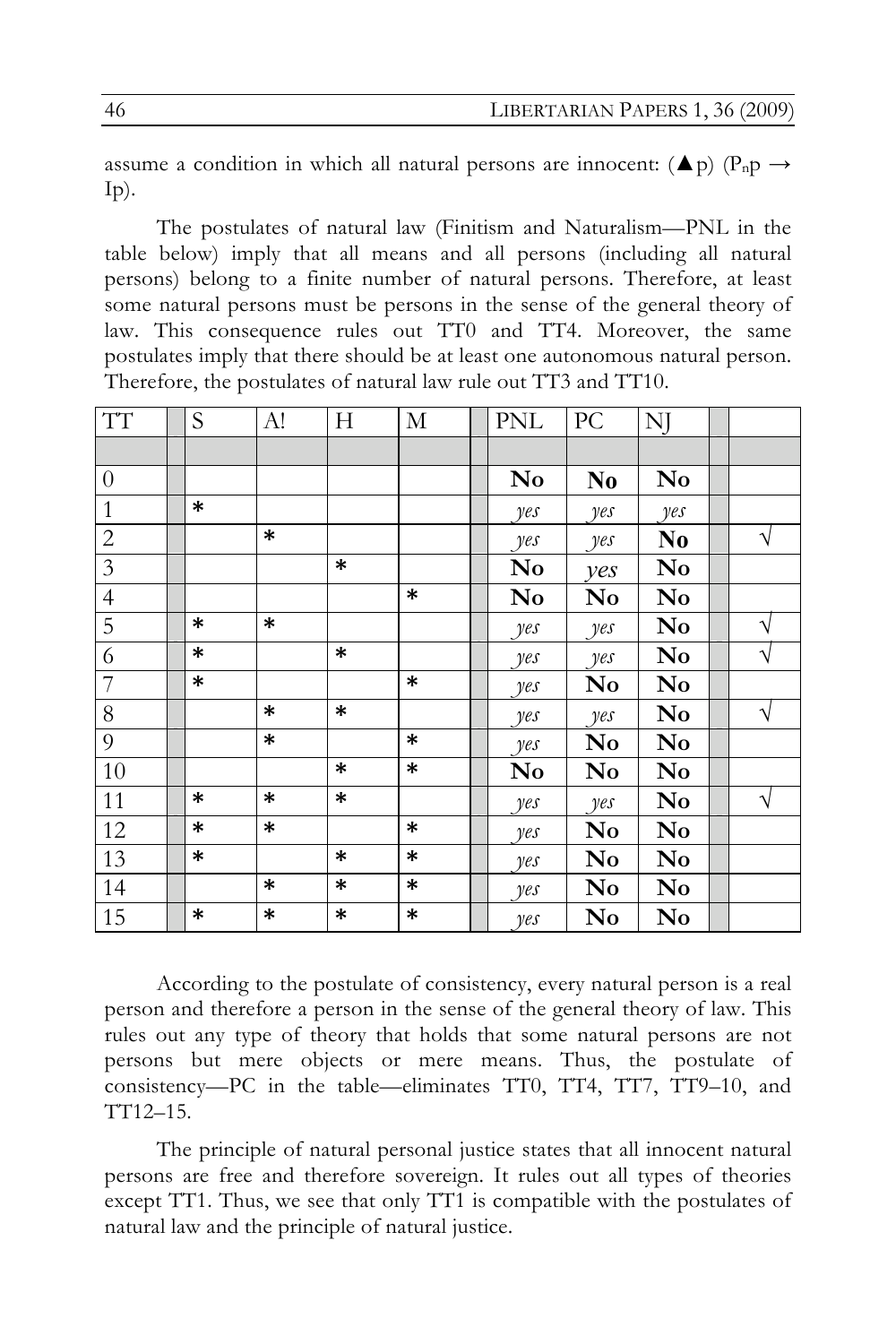assume a condition in which all natural persons are innocent: (▲p) ($P_n p \rightarrow Ip$).

The postulates of natural law (Finitism and Naturalism—PNL in the table below) imply that all means and all persons (including all natural persons) belong to a finite number of natural persons. Therefore, at least some natural persons must be persons in the sense of the general theory of law. This consequence rules out TT0 and TT4. Moreover, the same postulates imply that there should be at least one autonomous natural person. Therefore, the postulates of natural law rule out TT3 and TT10.

| TT | | S | A! | H | M | | PNL | PC | NJ | | |
|---|---|---|---|---|---|---|---|---|---|---|---|
| | | | | | | | | | | | |
| 0 | | | | | | | **No** | **No** | **No** | | |
| 1 | | * | | | | | *yes* | *yes* | *yes* | | |
| 2 | | | * | | | | *yes* | *yes* | **No** | | √ |
| 3 | | | | * | | | **No** | *yes* | **No** | | |
| 4 | | | | | * | | **No** | **No** | **No** | | |
| 5 | | * | * | | | | *yes* | *yes* | **No** | | √ |
| 6 | | * | | * | | | *yes* | *yes* | **No** | | √ |
| 7 | | * | | | * | | *yes* | **No** | **No** | | |
| 8 | | | * | * | | | *yes* | *yes* | **No** | | √ |
| 9 | | | * | | * | | *yes* | **No** | **No** | | |
| 10 | | | | * | * | | **No** | **No** | **No** | | |
| 11 | | * | * | * | | | *yes* | *yes* | **No** | | √ |
| 12 | | * | * | | * | | *yes* | **No** | **No** | | |
| 13 | | * | | * | * | | *yes* | **No** | **No** | | |
| 14 | | | * | * | * | | *yes* | **No** | **No** | | |
| 15 | | * | * | * | * | | *yes* | **No** | **No** | | |

According to the postulate of consistency, every natural person is a real person and therefore a person in the sense of the general theory of law. This rules out any type of theory that holds that some natural persons are not persons but mere objects or mere means. Thus, the postulate of consistency—PC in the table—eliminates TT0, TT4, TT7, TT9–10, and TT12–15.

The principle of natural personal justice states that all innocent natural persons are free and therefore sovereign. It rules out all types of theories except TT1. Thus, we see that only TT1 is compatible with the postulates of natural law and the principle of natural justice.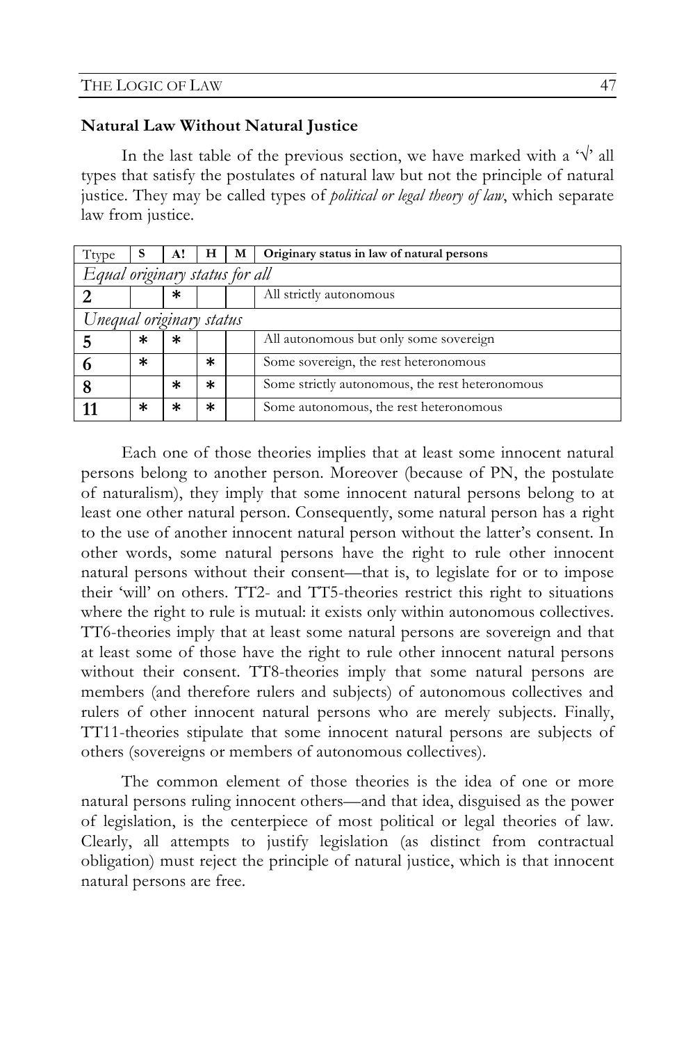### Natural Law Without Natural Justice

In the last table of the previous section, we have marked with a '√' all types that satisfy the postulates of natural law but not the principle of natural justice. They may be called types of *political or legal theory of law*, which separate law from justice.

| Ttype | S | A! | H | M | Originary status in law of natural persons |
|---|---|---|---|---|---|
| *Equal originary status for all* | | | | | |
| **2** | | * | | | All strictly autonomous |
| *Unequal originary status* | | | | | |
| **5** | * | * | | | All autonomous but only some sovereign |
| **6** | * | | * | | Some sovereign, the rest heteronomous |
| **8** | | * | * | | Some strictly autonomous, the rest heteronomous |
| **11** | * | * | * | | Some autonomous, the rest heteronomous |

Each one of those theories implies that at least some innocent natural persons belong to another person. Moreover (because of PN, the postulate of naturalism), they imply that some innocent natural persons belong to at least one other natural person. Consequently, some natural person has a right to the use of another innocent natural person without the latter's consent. In other words, some natural persons have the right to rule other innocent natural persons without their consent—that is, to legislate for or to impose their 'will' on others. TT2- and TT5-theories restrict this right to situations where the right to rule is mutual: it exists only within autonomous collectives. TT6-theories imply that at least some natural persons are sovereign and that at least some of those have the right to rule other innocent natural persons without their consent. TT8-theories imply that some natural persons are members (and therefore rulers and subjects) of autonomous collectives and rulers of other innocent natural persons who are merely subjects. Finally, TT11-theories stipulate that some innocent natural persons are subjects of others (sovereigns or members of autonomous collectives).

The common element of those theories is the idea of one or more natural persons ruling innocent others—and that idea, disguised as the power of legislation, is the centerpiece of most political or legal theories of law. Clearly, all attempts to justify legislation (as distinct from contractual obligation) must reject the principle of natural justice, which is that innocent natural persons are free.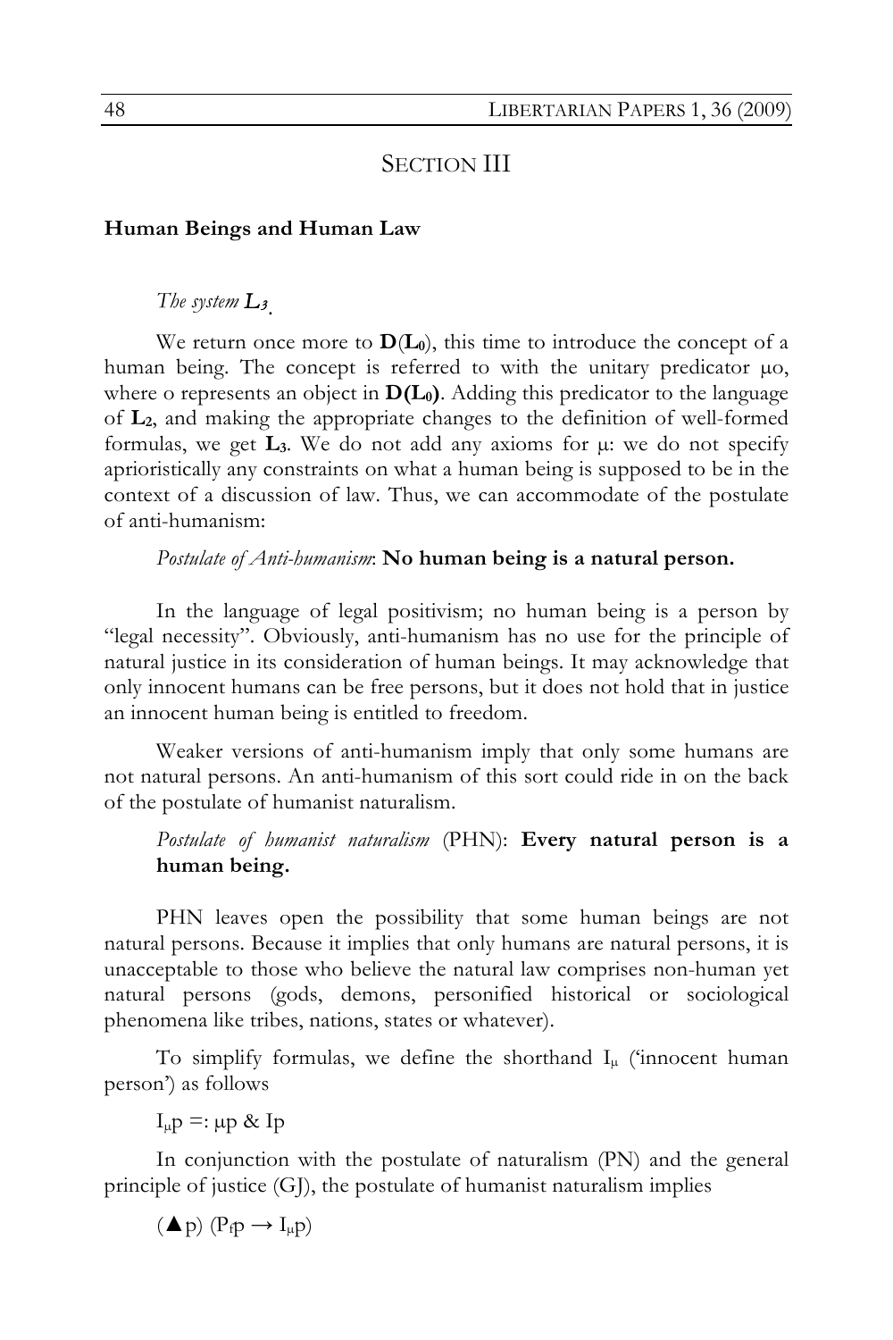## SECTION III

### Human Beings and Human Law

*The system $L_3$*.

We return once more to $\mathbf{D}(\mathbf{L_0})$, this time to introduce the concept of a human being. The concept is referred to with the unitary predicator $\mu o$, where o represents an object in $\mathbf{D}(\mathbf{L_0})$. Adding this predicator to the language of $\mathbf{L_2}$, and making the appropriate changes to the definition of well-formed formulas, we get $\mathbf{L_3}$. We do not add any axioms for $\mu$: we do not specify aprioristically any constraints on what a human being is supposed to be in the context of a discussion of law. Thus, we can accommodate of the postulate of anti-humanism:

*Postulate of Anti-humanism*: **No human being is a natural person.**

In the language of legal positivism; no human being is a person by "legal necessity". Obviously, anti-humanism has no use for the principle of natural justice in its consideration of human beings. It may acknowledge that only innocent humans can be free persons, but it does not hold that in justice an innocent human being is entitled to freedom.

Weaker versions of anti-humanism imply that only some humans are not natural persons. An anti-humanism of this sort could ride in on the back of the postulate of humanist naturalism.

*Postulate of humanist naturalism* (PHN): **Every natural person is a human being.**

PHN leaves open the possibility that some human beings are not natural persons. Because it implies that only humans are natural persons, it is unacceptable to those who believe the natural law comprises non-human yet natural persons (gods, demons, personified historical or sociological phenomena like tribes, nations, states or whatever).

To simplify formulas, we define the shorthand $I_\mu$ ('innocent human person') as follows

$I_\mu p =: \mu p \;\&\; Ip$

In conjunction with the postulate of naturalism (PN) and the general principle of justice (GJ), the postulate of humanist naturalism implies

$(\blacktriangle p)\ (P_f p \rightarrow I_\mu p)$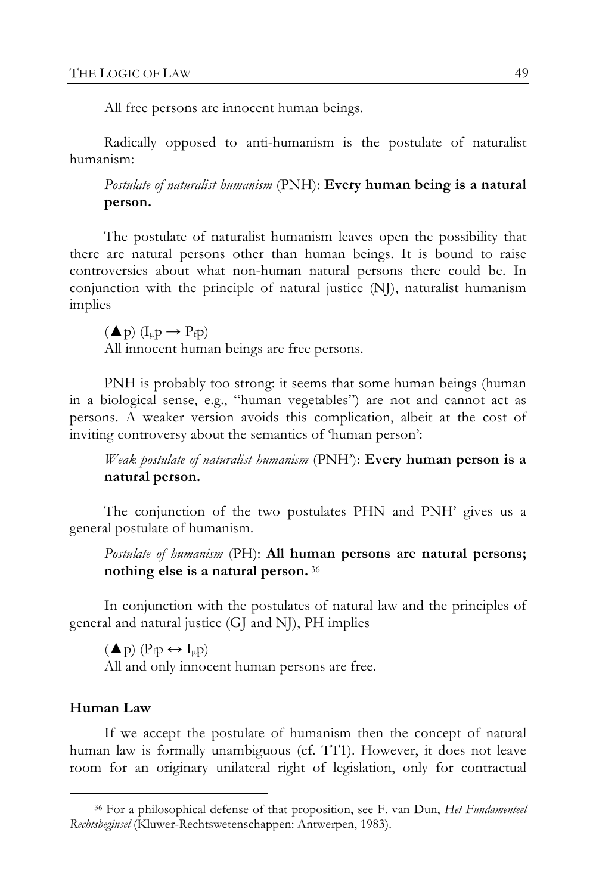All free persons are innocent human beings.

Radically opposed to anti-humanism is the postulate of naturalist humanism:

> *Postulate of naturalist humanism* (PNH): **Every human being is a natural person.**

The postulate of naturalist humanism leaves open the possibility that there are natural persons other than human beings. It is bound to raise controversies about what non-human natural persons there could be. In conjunction with the principle of natural justice (NJ), naturalist humanism implies

> $(\blacktriangle p)\ (I_\mu p \rightarrow P_f p)$
> All innocent human beings are free persons.

PNH is probably too strong: it seems that some human beings (human in a biological sense, e.g., "human vegetables") are not and cannot act as persons. A weaker version avoids this complication, albeit at the cost of inviting controversy about the semantics of 'human person':

> *Weak postulate of naturalist humanism* (PNH'): **Every human person is a natural person.**

The conjunction of the two postulates PHN and PNH' gives us a general postulate of humanism.

> *Postulate of humanism* (PH): **All human persons are natural persons; nothing else is a natural person.** [36]

In conjunction with the postulates of natural law and the principles of general and natural justice (GJ and NJ), PH implies

> $(\blacktriangle p)\ (P_f p \leftrightarrow I_\mu p)$
> All and only innocent human persons are free.

### Human Law

If we accept the postulate of humanism then the concept of natural human law is formally unambiguous (cf. TT1). However, it does not leave room for an originary unilateral right of legislation, only for contractual

---

[36] For a philosophical defense of that proposition, see F. van Dun, *Het Fundamenteel Rechtsbeginsel* (Kluwer-Rechtswetenschappen: Antwerpen, 1983).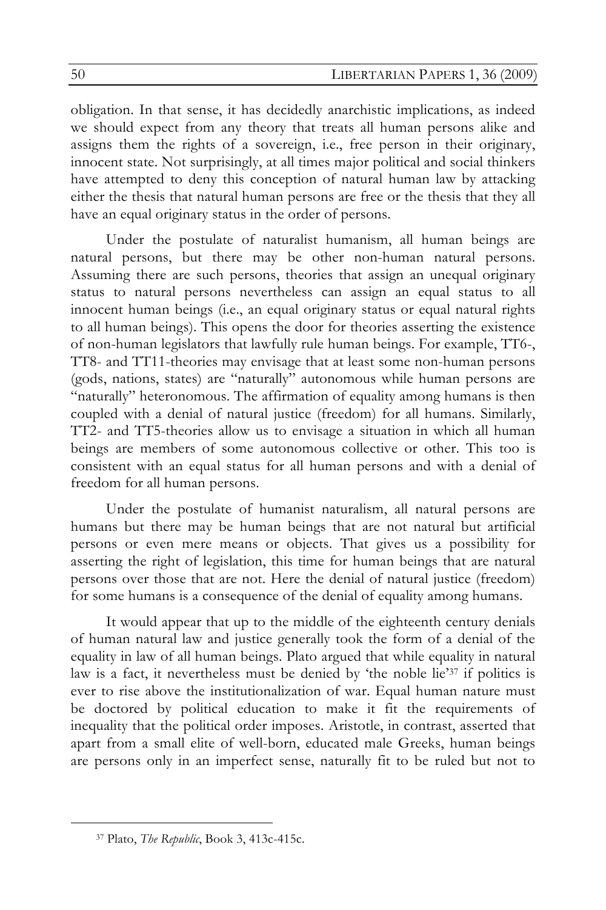obligation. In that sense, it has decidedly anarchistic implications, as indeed we should expect from any theory that treats all human persons alike and assigns them the rights of a sovereign, i.e., free person in their originary, innocent state. Not surprisingly, at all times major political and social thinkers have attempted to deny this conception of natural human law by attacking either the thesis that natural human persons are free or the thesis that they all have an equal originary status in the order of persons.

Under the postulate of naturalist humanism, all human beings are natural persons, but there may be other non-human natural persons. Assuming there are such persons, theories that assign an unequal originary status to natural persons nevertheless can assign an equal status to all innocent human beings (i.e., an equal originary status or equal natural rights to all human beings). This opens the door for theories asserting the existence of non-human legislators that lawfully rule human beings. For example, TT6-, TT8- and TT11-theories may envisage that at least some non-human persons (gods, nations, states) are "naturally" autonomous while human persons are "naturally" heteronomous. The affirmation of equality among humans is then coupled with a denial of natural justice (freedom) for all humans. Similarly, TT2- and TT5-theories allow us to envisage a situation in which all human beings are members of some autonomous collective or other. This too is consistent with an equal status for all human persons and with a denial of freedom for all human persons.

Under the postulate of humanist naturalism, all natural persons are humans but there may be human beings that are not natural but artificial persons or even mere means or objects. That gives us a possibility for asserting the right of legislation, this time for human beings that are natural persons over those that are not. Here the denial of natural justice (freedom) for some humans is a consequence of the denial of equality among humans.

It would appear that up to the middle of the eighteenth century denials of human natural law and justice generally took the form of a denial of the equality in law of all human beings. Plato argued that while equality in natural law is a fact, it nevertheless must be denied by 'the noble lie'[37] if politics is ever to rise above the institutionalization of war. Equal human nature must be doctored by political education to make it fit the requirements of inequality that the political order imposes. Aristotle, in contrast, asserted that apart from a small elite of well-born, educated male Greeks, human beings are persons only in an imperfect sense, naturally fit to be ruled but not to

---

[37] Plato, *The Republic*, Book 3, 413c-415c.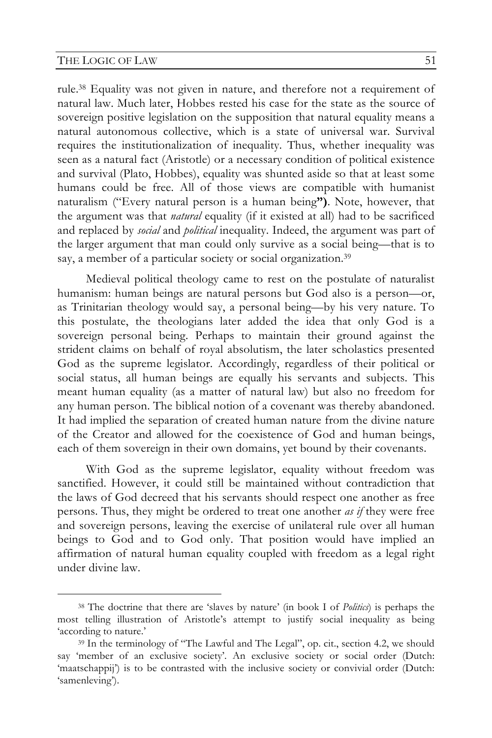rule.[38] Equality was not given in nature, and therefore not a requirement of natural law. Much later, Hobbes rested his case for the state as the source of sovereign positive legislation on the supposition that natural equality means a natural autonomous collective, which is a state of universal war. Survival requires the institutionalization of inequality. Thus, whether inequality was seen as a natural fact (Aristotle) or a necessary condition of political existence and survival (Plato, Hobbes), equality was shunted aside so that at least some humans could be free. All of those views are compatible with humanist naturalism ("Every natural person is a human being**")**. Note, however, that the argument was that *natural* equality (if it existed at all) had to be sacrificed and replaced by *social* and *political* inequality. Indeed, the argument was part of the larger argument that man could only survive as a social being—that is to say, a member of a particular society or social organization.[39]

Medieval political theology came to rest on the postulate of naturalist humanism: human beings are natural persons but God also is a person—or, as Trinitarian theology would say, a personal being—by his very nature. To this postulate, the theologians later added the idea that only God is a sovereign personal being. Perhaps to maintain their ground against the strident claims on behalf of royal absolutism, the later scholastics presented God as the supreme legislator. Accordingly, regardless of their political or social status, all human beings are equally his servants and subjects. This meant human equality (as a matter of natural law) but also no freedom for any human person. The biblical notion of a covenant was thereby abandoned. It had implied the separation of created human nature from the divine nature of the Creator and allowed for the coexistence of God and human beings, each of them sovereign in their own domains, yet bound by their covenants.

With God as the supreme legislator, equality without freedom was sanctified. However, it could still be maintained without contradiction that the laws of God decreed that his servants should respect one another as free persons. Thus, they might be ordered to treat one another *as if* they were free and sovereign persons, leaving the exercise of unilateral rule over all human beings to God and to God only. That position would have implied an affirmation of natural human equality coupled with freedom as a legal right under divine law.

---

[38] The doctrine that there are 'slaves by nature' (in book I of *Politics*) is perhaps the most telling illustration of Aristotle's attempt to justify social inequality as being 'according to nature.'

[39] In the terminology of "The Lawful and The Legal", op. cit., section 4.2, we should say 'member of an exclusive society'. An exclusive society or social order (Dutch: 'maatschappij') is to be contrasted with the inclusive society or convivial order (Dutch: 'samenleving').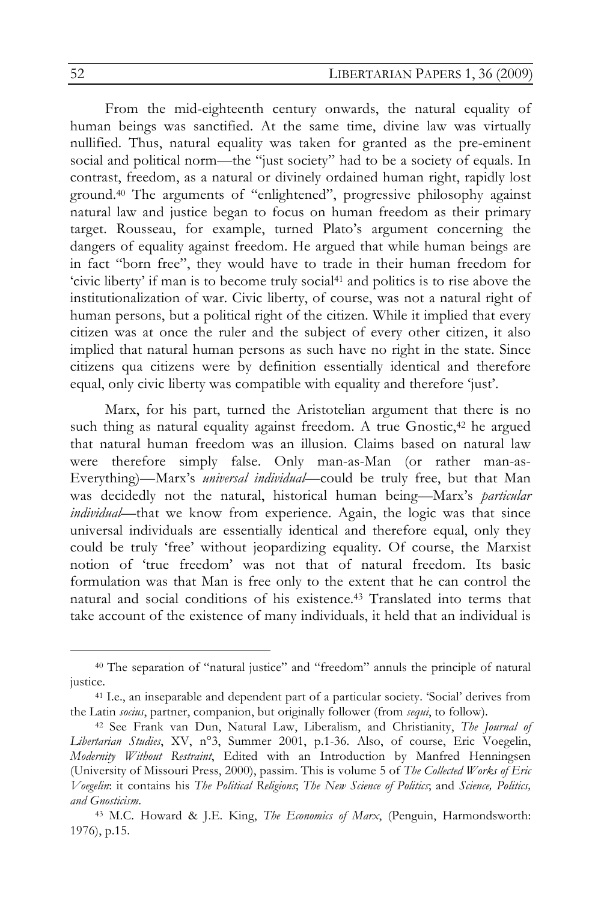From the mid-eighteenth century onwards, the natural equality of human beings was sanctified. At the same time, divine law was virtually nullified. Thus, natural equality was taken for granted as the pre-eminent social and political norm—the "just society" had to be a society of equals. In contrast, freedom, as a natural or divinely ordained human right, rapidly lost ground.[40] The arguments of "enlightened", progressive philosophy against natural law and justice began to focus on human freedom as their primary target. Rousseau, for example, turned Plato's argument concerning the dangers of equality against freedom. He argued that while human beings are in fact "born free", they would have to trade in their human freedom for 'civic liberty' if man is to become truly social[41] and politics is to rise above the institutionalization of war. Civic liberty, of course, was not a natural right of human persons, but a political right of the citizen. While it implied that every citizen was at once the ruler and the subject of every other citizen, it also implied that natural human persons as such have no right in the state. Since citizens qua citizens were by definition essentially identical and therefore equal, only civic liberty was compatible with equality and therefore 'just'.

Marx, for his part, turned the Aristotelian argument that there is no such thing as natural equality against freedom. A true Gnostic,[42] he argued that natural human freedom was an illusion. Claims based on natural law were therefore simply false. Only man-as-Man (or rather man-as-Everything)—Marx's *universal individual*—could be truly free, but that Man was decidedly not the natural, historical human being—Marx's *particular individual*—that we know from experience. Again, the logic was that since universal individuals are essentially identical and therefore equal, only they could be truly 'free' without jeopardizing equality. Of course, the Marxist notion of 'true freedom' was not that of natural freedom. Its basic formulation was that Man is free only to the extent that he can control the natural and social conditions of his existence.[43] Translated into terms that take account of the existence of many individuals, it held that an individual is

---

[40] The separation of "natural justice" and "freedom" annuls the principle of natural justice.

[41] I.e., an inseparable and dependent part of a particular society. 'Social' derives from the Latin *socius*, partner, companion, but originally follower (from *sequi*, to follow).

[42] See Frank van Dun, Natural Law, Liberalism, and Christianity, *The Journal of Libertarian Studies*, XV, n°3, Summer 2001, p.1-36. Also, of course, Eric Voegelin, *Modernity Without Restraint*, Edited with an Introduction by Manfred Henningsen (University of Missouri Press, 2000), passim. This is volume 5 of *The Collected Works of Eric Voegelin*: it contains his *The Political Religions*; *The New Science of Politics*; and *Science, Politics, and Gnosticism*.

[43] M.C. Howard & J.E. King, *The Economics of Marx*, (Penguin, Harmondsworth: 1976), p.15.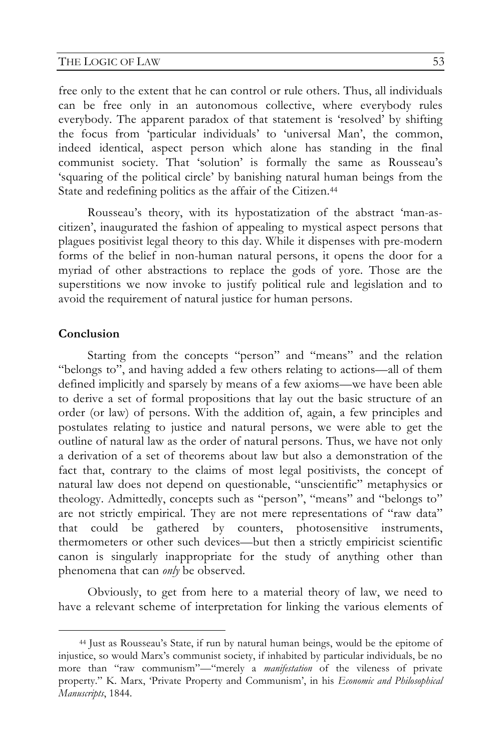free only to the extent that he can control or rule others. Thus, all individuals can be free only in an autonomous collective, where everybody rules everybody. The apparent paradox of that statement is 'resolved' by shifting the focus from 'particular individuals' to 'universal Man', the common, indeed identical, aspect person which alone has standing in the final communist society. That 'solution' is formally the same as Rousseau's 'squaring of the political circle' by banishing natural human beings from the State and redefining politics as the affair of the Citizen.[44]

Rousseau's theory, with its hypostatization of the abstract 'man-as-citizen', inaugurated the fashion of appealing to mystical aspect persons that plagues positivist legal theory to this day. While it dispenses with pre-modern forms of the belief in non-human natural persons, it opens the door for a myriad of other abstractions to replace the gods of yore. Those are the superstitions we now invoke to justify political rule and legislation and to avoid the requirement of natural justice for human persons.

## Conclusion

Starting from the concepts "person" and "means" and the relation "belongs to", and having added a few others relating to actions—all of them defined implicitly and sparsely by means of a few axioms—we have been able to derive a set of formal propositions that lay out the basic structure of an order (or law) of persons. With the addition of, again, a few principles and postulates relating to justice and natural persons, we were able to get the outline of natural law as the order of natural persons. Thus, we have not only a derivation of a set of theorems about law but also a demonstration of the fact that, contrary to the claims of most legal positivists, the concept of natural law does not depend on questionable, "unscientific" metaphysics or theology. Admittedly, concepts such as "person", "means" and "belongs to" are not strictly empirical. They are not mere representations of "raw data" that could be gathered by counters, photosensitive instruments, thermometers or other such devices—but then a strictly empiricist scientific canon is singularly inappropriate for the study of anything other than phenomena that can *only* be observed.

Obviously, to get from here to a material theory of law, we need to have a relevant scheme of interpretation for linking the various elements of

---

[44] Just as Rousseau's State, if run by natural human beings, would be the epitome of injustice, so would Marx's communist society, if inhabited by particular individuals, be no more than "raw communism"—"merely a *manifestation* of the vileness of private property." K. Marx, 'Private Property and Communism', in his *Economic and Philosophical Manuscripts*, 1844.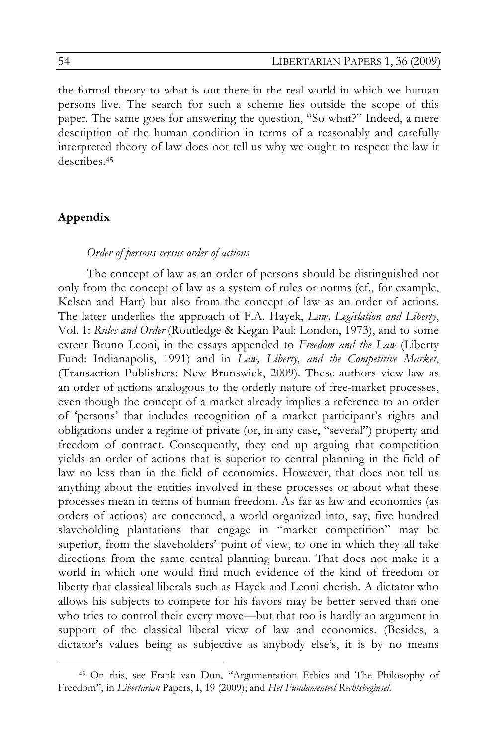the formal theory to what is out there in the real world in which we human persons live. The search for such a scheme lies outside the scope of this paper. The same goes for answering the question, "So what?" Indeed, a mere description of the human condition in terms of a reasonably and carefully interpreted theory of law does not tell us why we ought to respect the law it describes.[45]

## Appendix

### *Order of persons versus order of actions*

The concept of law as an order of persons should be distinguished not only from the concept of law as a system of rules or norms (cf., for example, Kelsen and Hart) but also from the concept of law as an order of actions. The latter underlies the approach of F.A. Hayek, *Law, Legislation and Liberty*, Vol. 1: *Rules and Order* (Routledge & Kegan Paul: London, 1973), and to some extent Bruno Leoni, in the essays appended to *Freedom and the Law* (Liberty Fund: Indianapolis, 1991) and in *Law, Liberty, and the Competitive Market*, (Transaction Publishers: New Brunswick, 2009). These authors view law as an order of actions analogous to the orderly nature of free-market processes, even though the concept of a market already implies a reference to an order of 'persons' that includes recognition of a market participant's rights and obligations under a regime of private (or, in any case, "several") property and freedom of contract. Consequently, they end up arguing that competition yields an order of actions that is superior to central planning in the field of law no less than in the field of economics. However, that does not tell us anything about the entities involved in these processes or about what these processes mean in terms of human freedom. As far as law and economics (as orders of actions) are concerned, a world organized into, say, five hundred slaveholding plantations that engage in "market competition" may be superior, from the slaveholders' point of view, to one in which they all take directions from the same central planning bureau. That does not make it a world in which one would find much evidence of the kind of freedom or liberty that classical liberals such as Hayek and Leoni cherish. A dictator who allows his subjects to compete for his favors may be better served than one who tries to control their every move—but that too is hardly an argument in support of the classical liberal view of law and economics. (Besides, a dictator's values being as subjective as anybody else's, it is by no means

---

[45] On this, see Frank van Dun, "Argumentation Ethics and The Philosophy of Freedom", in *Libertarian* Papers, I, 19 (2009); and *Het Fundamenteel Rechtsbeginsel*.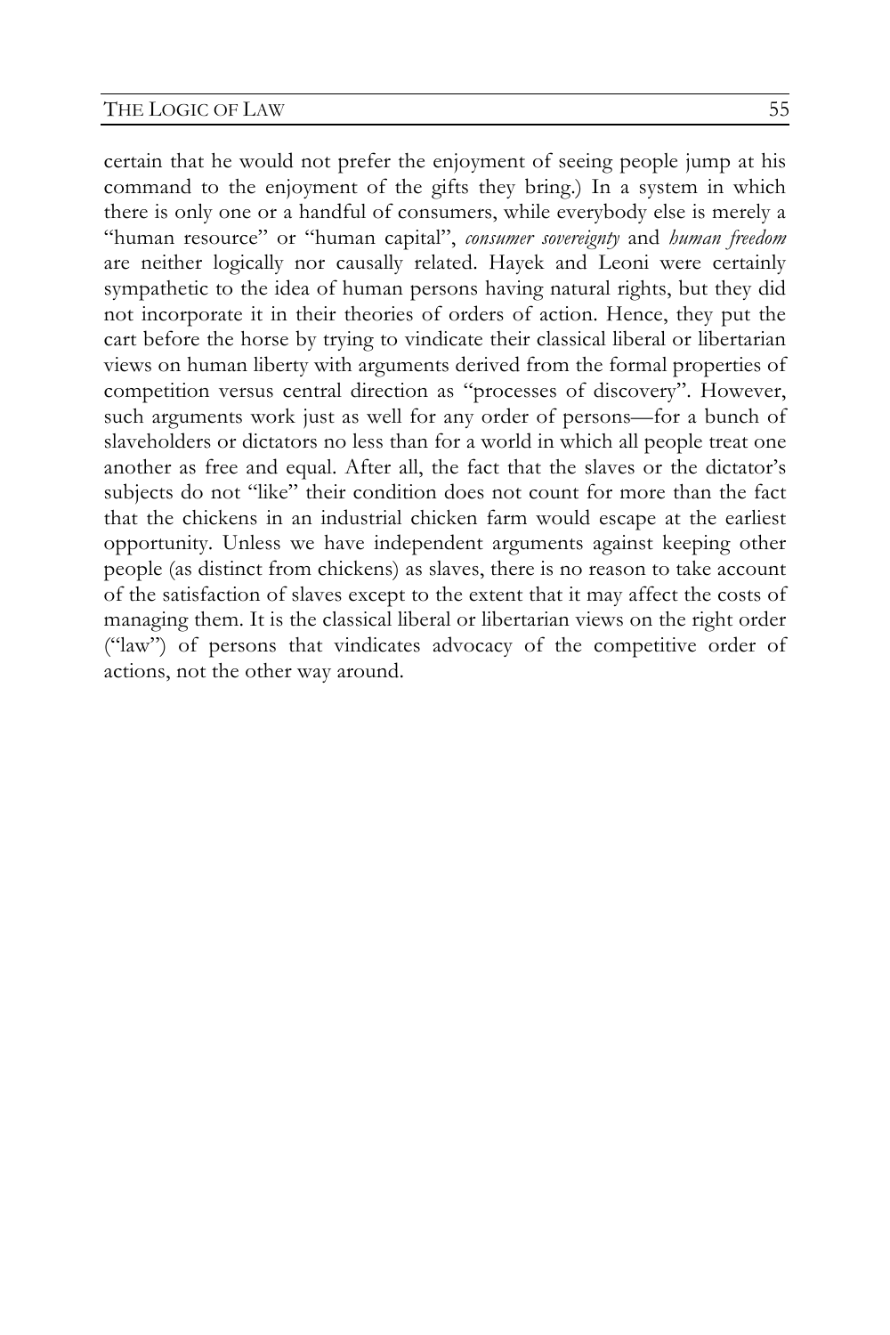certain that he would not prefer the enjoyment of seeing people jump at his command to the enjoyment of the gifts they bring.) In a system in which there is only one or a handful of consumers, while everybody else is merely a "human resource" or "human capital", *consumer sovereignty* and *human freedom* are neither logically nor causally related. Hayek and Leoni were certainly sympathetic to the idea of human persons having natural rights, but they did not incorporate it in their theories of orders of action. Hence, they put the cart before the horse by trying to vindicate their classical liberal or libertarian views on human liberty with arguments derived from the formal properties of competition versus central direction as "processes of discovery". However, such arguments work just as well for any order of persons—for a bunch of slaveholders or dictators no less than for a world in which all people treat one another as free and equal. After all, the fact that the slaves or the dictator's subjects do not "like" their condition does not count for more than the fact that the chickens in an industrial chicken farm would escape at the earliest opportunity. Unless we have independent arguments against keeping other people (as distinct from chickens) as slaves, there is no reason to take account of the satisfaction of slaves except to the extent that it may affect the costs of managing them. It is the classical liberal or libertarian views on the right order ("law") of persons that vindicates advocacy of the competitive order of actions, not the other way around.